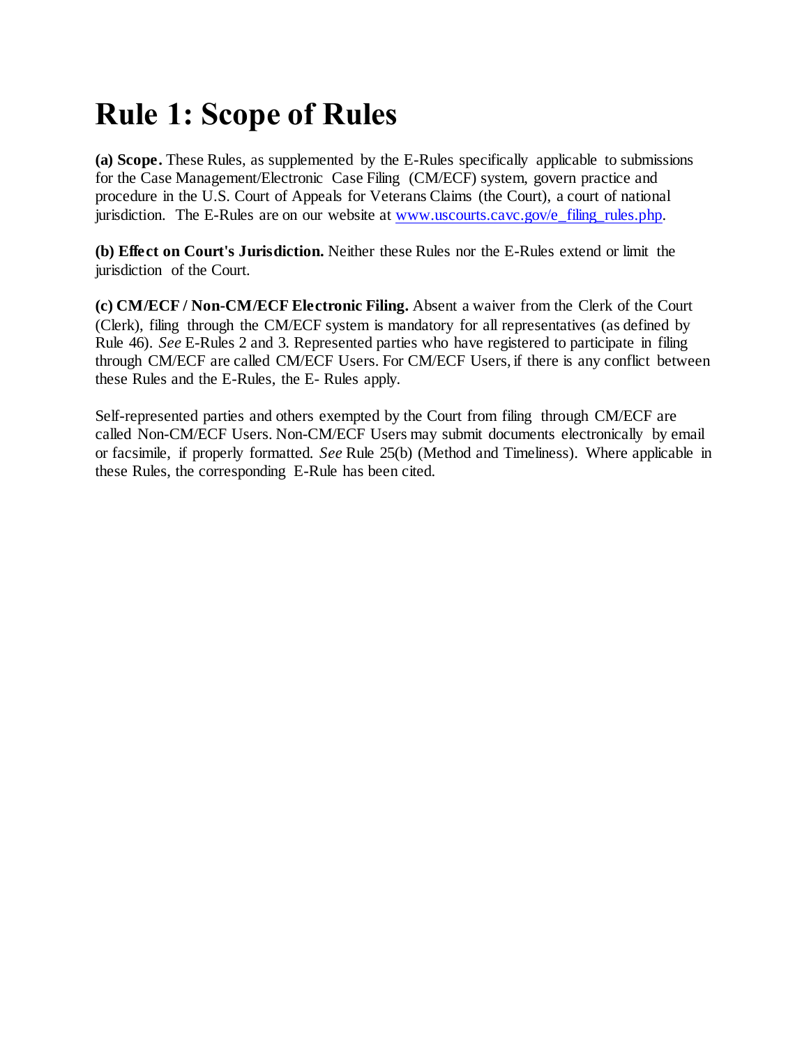# Rule 1: Scope of Rules

**(a) Scope.** These Rules, as supplemented by the E-Rules specifically applicable to submissions for the Case Management/Electronic Case Filing (CM/ECF) system, govern practice and procedure in the U.S. Court of Appeals for Veterans Claims (the Court), a court of national jurisdiction. The E-Rules are on our website at [www.uscourts.cavc.gov/e_filing_rules.php](www.uscourts.cavc.gov/e_filing_rules.php).

**(b) Effect on Court's Jurisdiction.** Neither these Rules nor the E-Rules extend or limit the jurisdiction of the Court.

**(c) CM/ECF / Non-CM/ECF Electronic Filing.** Absent a waiver from the Clerk of the Court (Clerk), filing through the CM/ECF system is mandatory for all representatives (as defined by Rule 46). *See* E-Rules 2 and 3. Represented parties who have registered to participate in filing through CM/ECF are called CM/ECF Users. For CM/ECF Users, if there is any conflict between these Rules and the E-Rules, the E- Rules apply.

Self-represented parties and others exempted by the Court from filing through CM/ECF are called Non-CM/ECF Users. Non-CM/ECF Users may submit documents electronically by email or facsimile, if properly formatted. *See* Rule 25(b) (Method and Timeliness). Where applicable in these Rules, the corresponding E-Rule has been cited.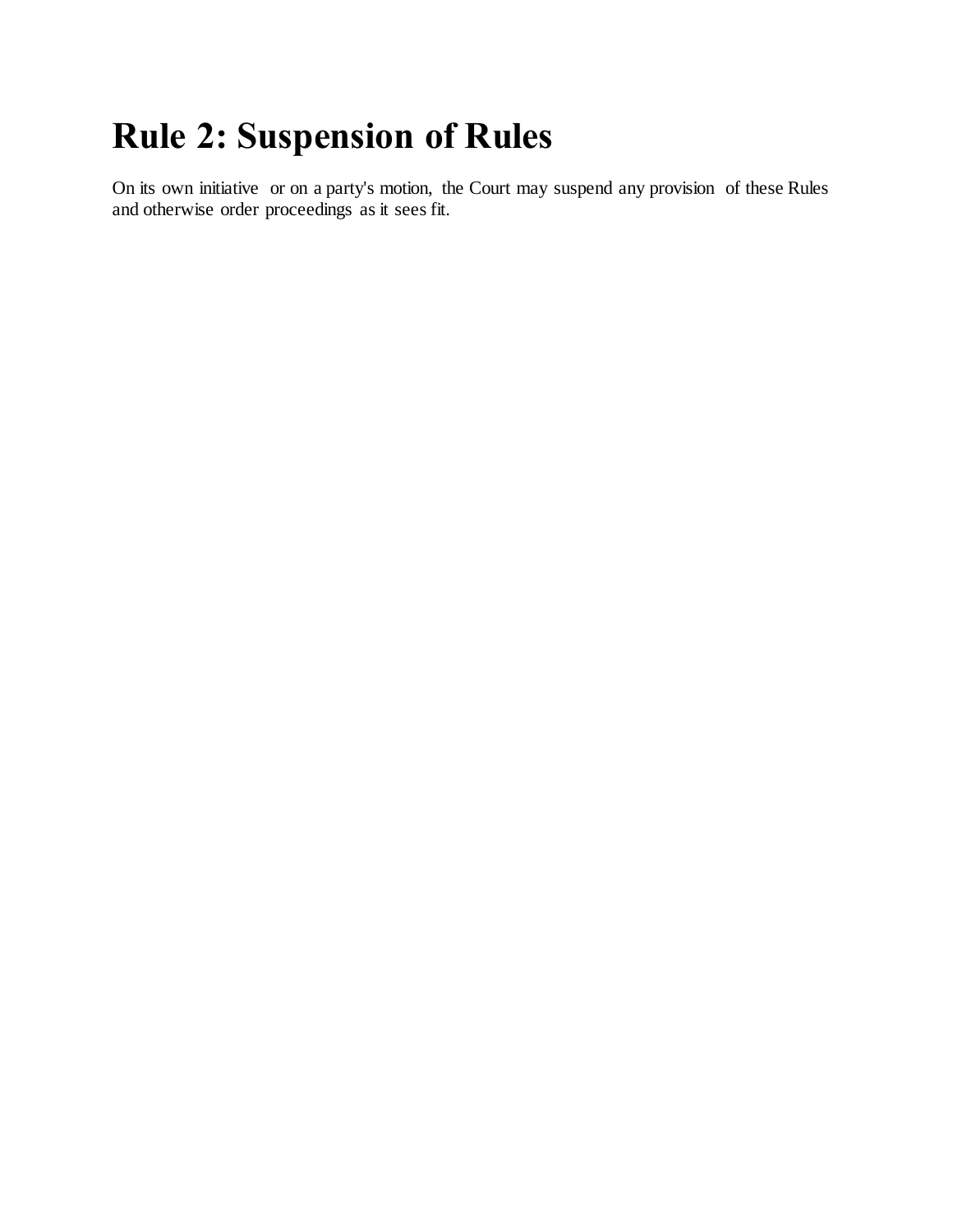# Rule 2: Suspension of Rules

On its own initiative or on a party's motion, the Court may suspend any provision of these Rules and otherwise order proceedings as it sees fit.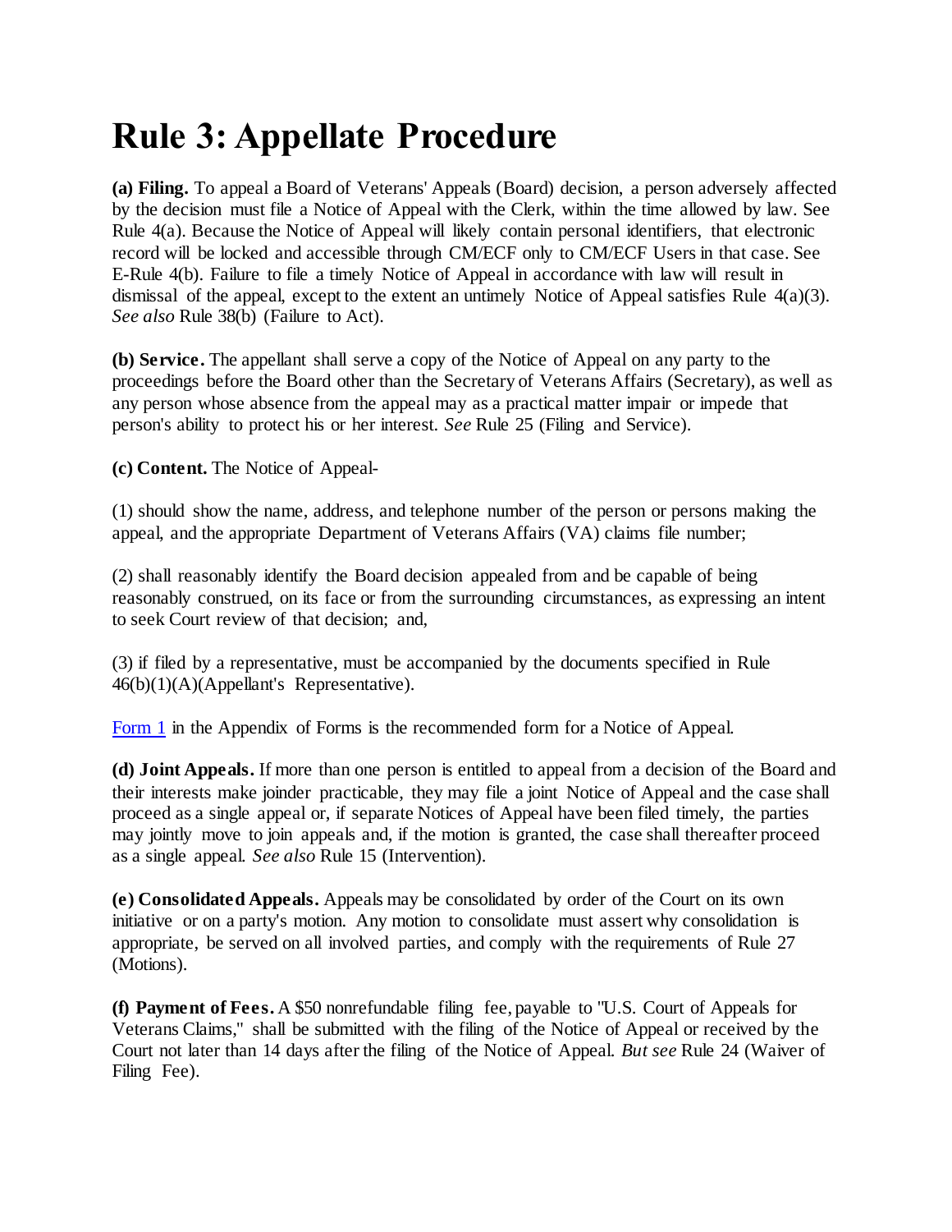# Rule 3: Appellate Procedure

**(a) Filing.** To appeal a Board of Veterans' Appeals (Board) decision, a person adversely affected by the decision must file a Notice of Appeal with the Clerk, within the time allowed by law. See Rule 4(a). Because the Notice of Appeal will likely contain personal identifiers, that electronic record will be locked and accessible through CM/ECF only to CM/ECF Users in that case. See E-Rule 4(b). Failure to file a timely Notice of Appeal in accordance with law will result in dismissal of the appeal, except to the extent an untimely Notice of Appeal satisfies Rule 4(a)(3). *See also* Rule 38(b) (Failure to Act).

**(b) Service.** The appellant shall serve a copy of the Notice of Appeal on any party to the proceedings before the Board other than the Secretary of Veterans Affairs (Secretary), as well as any person whose absence from the appeal may as a practical matter impair or impede that person's ability to protect his or her interest. *See* Rule 25 (Filing and Service).

**(c) Content.** The Notice of Appeal-

(1) should show the name, address, and telephone number of the person or persons making the appeal, and the appropriate Department of Veterans Affairs (VA) claims file number;

(2) shall reasonably identify the Board decision appealed from and be capable of being reasonably construed, on its face or from the surrounding circumstances, as expressing an intent to seek Court review of that decision; and,

(3) if filed by a representative, must be accompanied by the documents specified in Rule 46(b)(1)(A)(Appellant's Representative).

[Form 1](#) in the Appendix of Forms is the recommended form for a Notice of Appeal.

**(d) Joint Appeals.** If more than one person is entitled to appeal from a decision of the Board and their interests make joinder practicable, they may file a joint Notice of Appeal and the case shall proceed as a single appeal or, if separate Notices of Appeal have been filed timely, the parties may jointly move to join appeals and, if the motion is granted, the case shall thereafter proceed as a single appeal. *See also* Rule 15 (Intervention).

**(e) Consolidated Appeals.** Appeals may be consolidated by order of the Court on its own initiative or on a party's motion. Any motion to consolidate must assert why consolidation is appropriate, be served on all involved parties, and comply with the requirements of Rule 27 (Motions).

**(f) Payment of Fees.** A $50 nonrefundable filing fee, payable to "U.S. Court of Appeals for Veterans Claims," shall be submitted with the filing of the Notice of Appeal or received by the Court not later than 14 days after the filing of the Notice of Appeal. *But see* Rule 24 (Waiver of Filing Fee).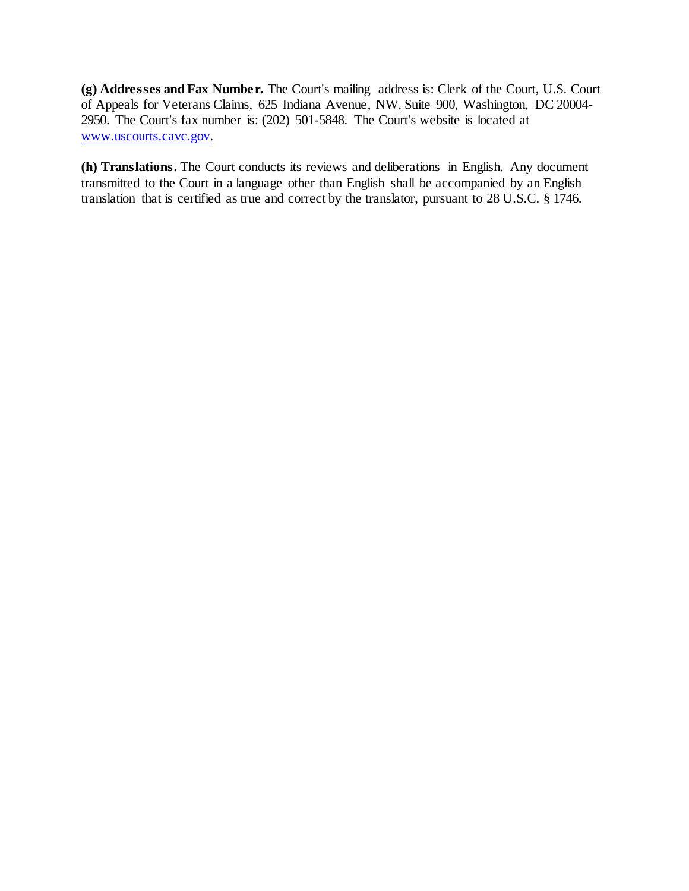**(g) Addresses and Fax Number.** The Court's mailing address is: Clerk of the Court, U.S. Court of Appeals for Veterans Claims, 625 Indiana Avenue, NW, Suite 900, Washington, DC 20004-2950. The Court's fax number is: (202) 501-5848. The Court's website is located at www.uscourts.cavc.gov.

**(h) Translations.** The Court conducts its reviews and deliberations in English. Any document transmitted to the Court in a language other than English shall be accompanied by an English translation that is certified as true and correct by the translator, pursuant to 28 U.S.C. § 1746.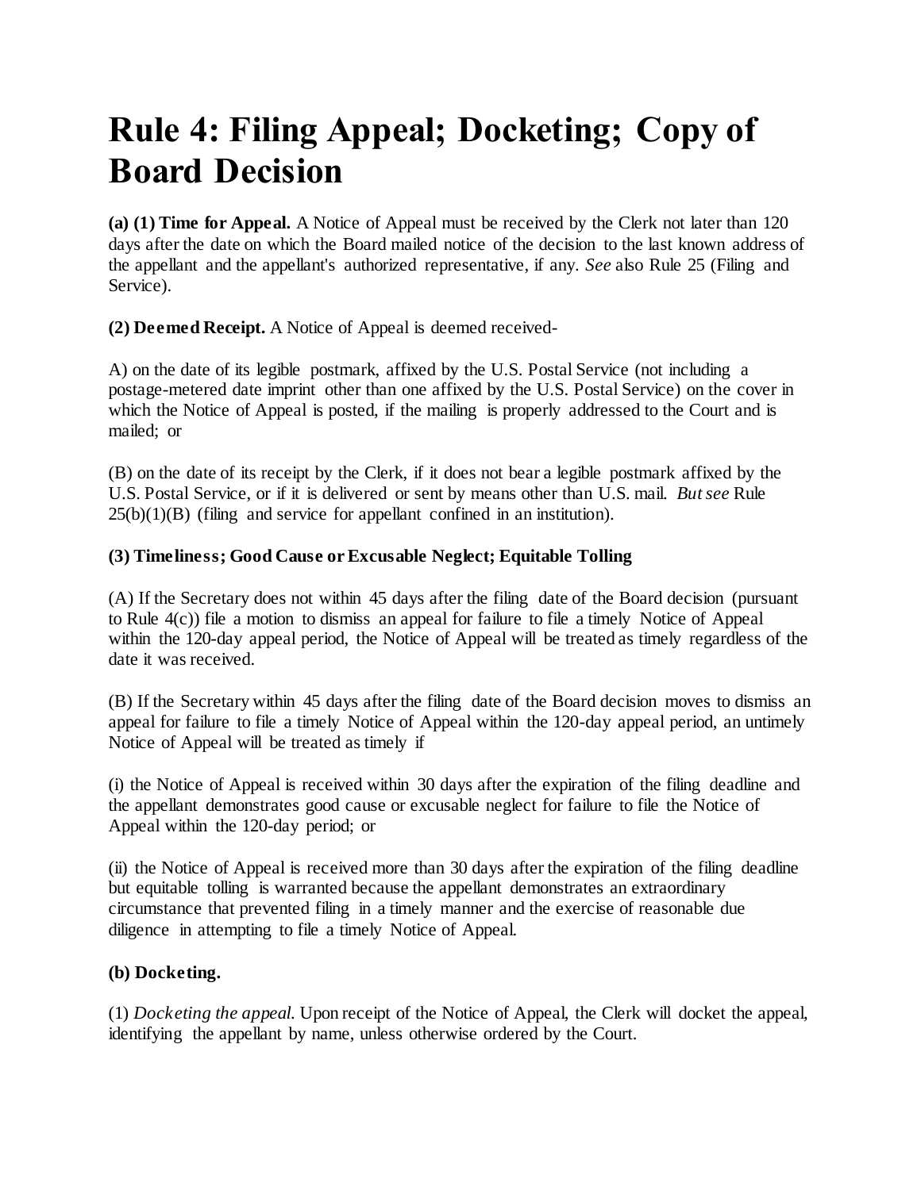# Rule 4: Filing Appeal; Docketing; Copy of Board Decision

**(a) (1) Time for Appeal.** A Notice of Appeal must be received by the Clerk not later than 120 days after the date on which the Board mailed notice of the decision to the last known address of the appellant and the appellant's authorized representative, if any. *See* also Rule 25 (Filing and Service).

**(2) Deemed Receipt.** A Notice of Appeal is deemed received-

A) on the date of its legible postmark, affixed by the U.S. Postal Service (not including a postage-metered date imprint other than one affixed by the U.S. Postal Service) on the cover in which the Notice of Appeal is posted, if the mailing is properly addressed to the Court and is mailed; or

(B) on the date of its receipt by the Clerk, if it does not bear a legible postmark affixed by the U.S. Postal Service, or if it is delivered or sent by means other than U.S. mail. *But see* Rule 25(b)(1)(B) (filing and service for appellant confined in an institution).

**(3) Timeliness; Good Cause or Excusable Neglect; Equitable Tolling**

(A) If the Secretary does not within 45 days after the filing date of the Board decision (pursuant to Rule 4(c)) file a motion to dismiss an appeal for failure to file a timely Notice of Appeal within the 120-day appeal period, the Notice of Appeal will be treated as timely regardless of the date it was received.

(B) If the Secretary within 45 days after the filing date of the Board decision moves to dismiss an appeal for failure to file a timely Notice of Appeal within the 120-day appeal period, an untimely Notice of Appeal will be treated as timely if

(i) the Notice of Appeal is received within 30 days after the expiration of the filing deadline and the appellant demonstrates good cause or excusable neglect for failure to file the Notice of Appeal within the 120-day period; or

(ii) the Notice of Appeal is received more than 30 days after the expiration of the filing deadline but equitable tolling is warranted because the appellant demonstrates an extraordinary circumstance that prevented filing in a timely manner and the exercise of reasonable due diligence in attempting to file a timely Notice of Appeal.

**(b) Docketing.**

(1) *Docketing the appeal.* Upon receipt of the Notice of Appeal, the Clerk will docket the appeal, identifying the appellant by name, unless otherwise ordered by the Court.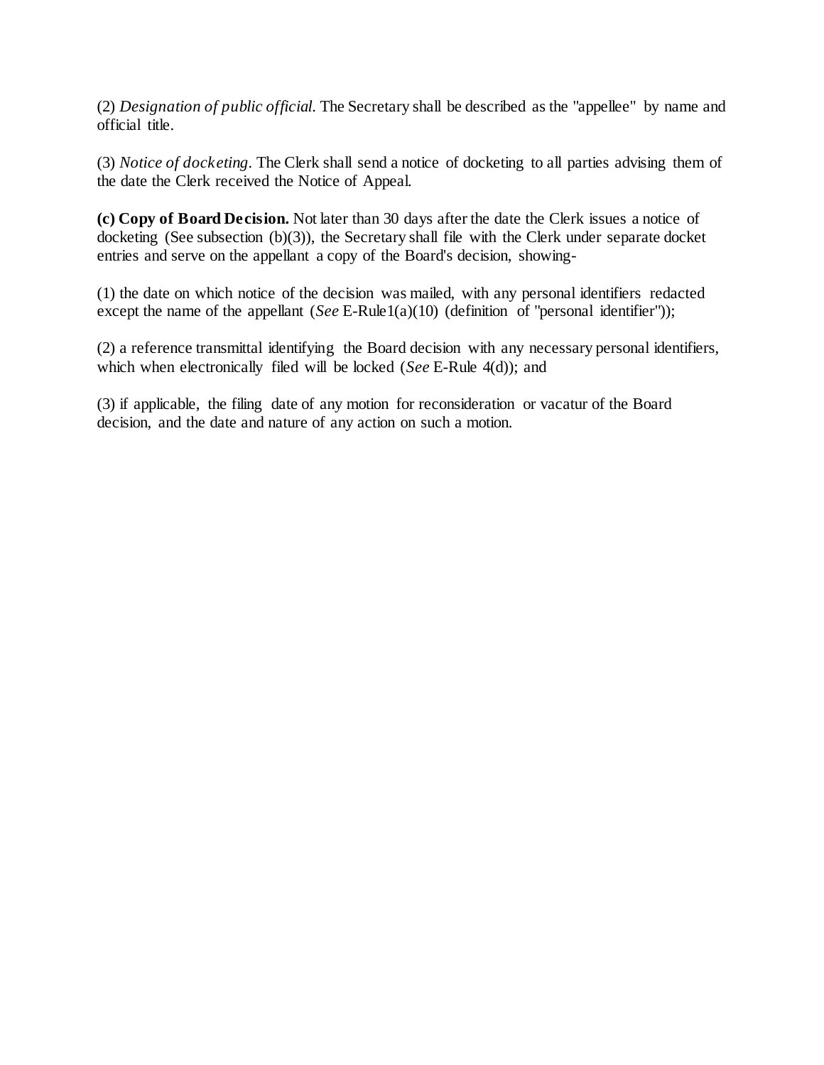(2) *Designation of public official.* The Secretary shall be described as the "appellee" by name and official title.

(3) *Notice of docketing.* The Clerk shall send a notice of docketing to all parties advising them of the date the Clerk received the Notice of Appeal.

**(c) Copy of Board Decision.** Not later than 30 days after the date the Clerk issues a notice of docketing (See subsection (b)(3)), the Secretary shall file with the Clerk under separate docket entries and serve on the appellant a copy of the Board's decision, showing-

(1) the date on which notice of the decision was mailed, with any personal identifiers redacted except the name of the appellant (*See* E-Rule1(a)(10) (definition of "personal identifier"));

(2) a reference transmittal identifying the Board decision with any necessary personal identifiers, which when electronically filed will be locked (*See* E-Rule 4(d)); and

(3) if applicable, the filing date of any motion for reconsideration or vacatur of the Board decision, and the date and nature of any action on such a motion.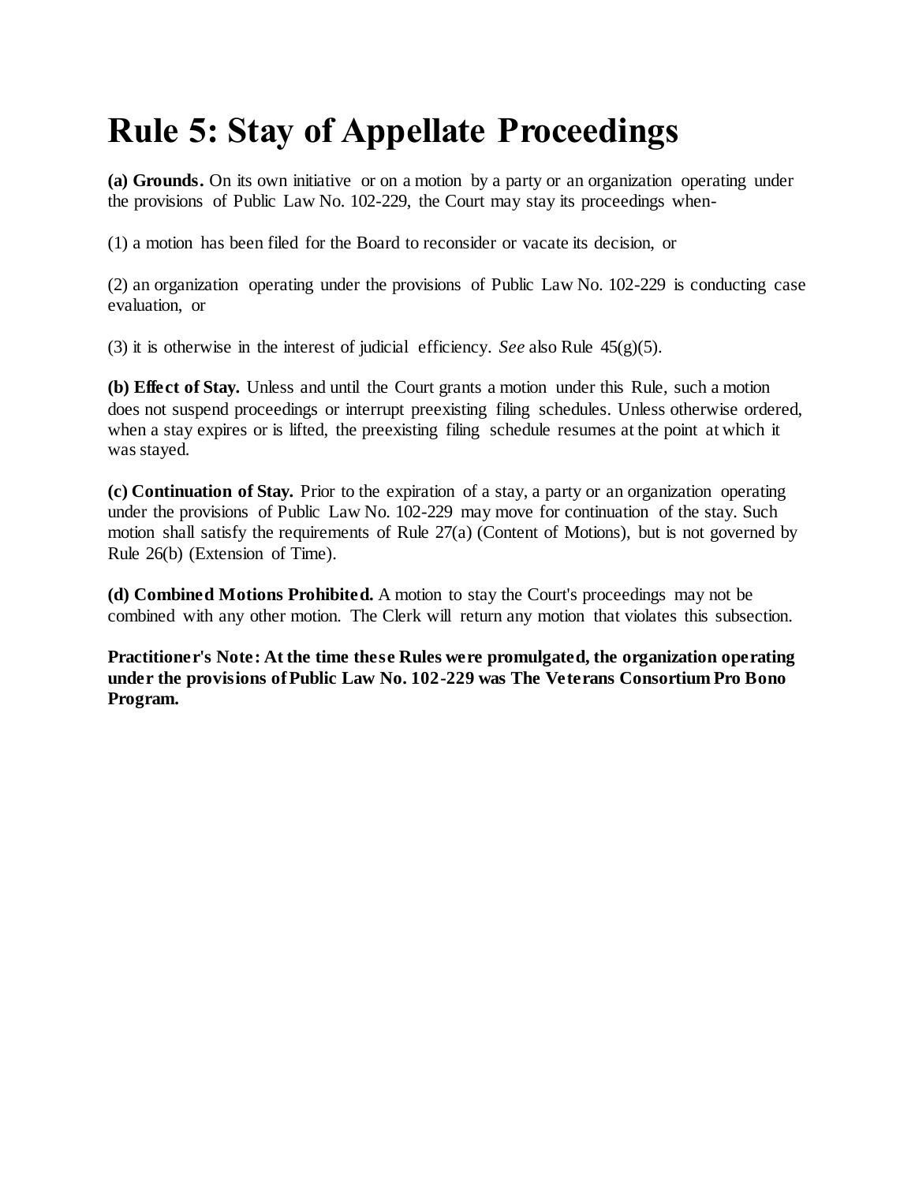# Rule 5: Stay of Appellate Proceedings

**(a) Grounds.** On its own initiative or on a motion by a party or an organization operating under the provisions of Public Law No. 102-229, the Court may stay its proceedings when-

(1) a motion has been filed for the Board to reconsider or vacate its decision, or

(2) an organization operating under the provisions of Public Law No. 102-229 is conducting case evaluation, or

(3) it is otherwise in the interest of judicial efficiency. *See* also Rule 45(g)(5).

**(b) Effect of Stay.** Unless and until the Court grants a motion under this Rule, such a motion does not suspend proceedings or interrupt preexisting filing schedules. Unless otherwise ordered, when a stay expires or is lifted, the preexisting filing schedule resumes at the point at which it was stayed.

**(c) Continuation of Stay.** Prior to the expiration of a stay, a party or an organization operating under the provisions of Public Law No. 102-229 may move for continuation of the stay. Such motion shall satisfy the requirements of Rule 27(a) (Content of Motions), but is not governed by Rule 26(b) (Extension of Time).

**(d) Combined Motions Prohibited.** A motion to stay the Court's proceedings may not be combined with any other motion. The Clerk will return any motion that violates this subsection.

**Practitioner's Note: At the time these Rules were promulgated, the organization operating under the provisions of Public Law No. 102-229 was The Veterans Consortium Pro Bono Program.**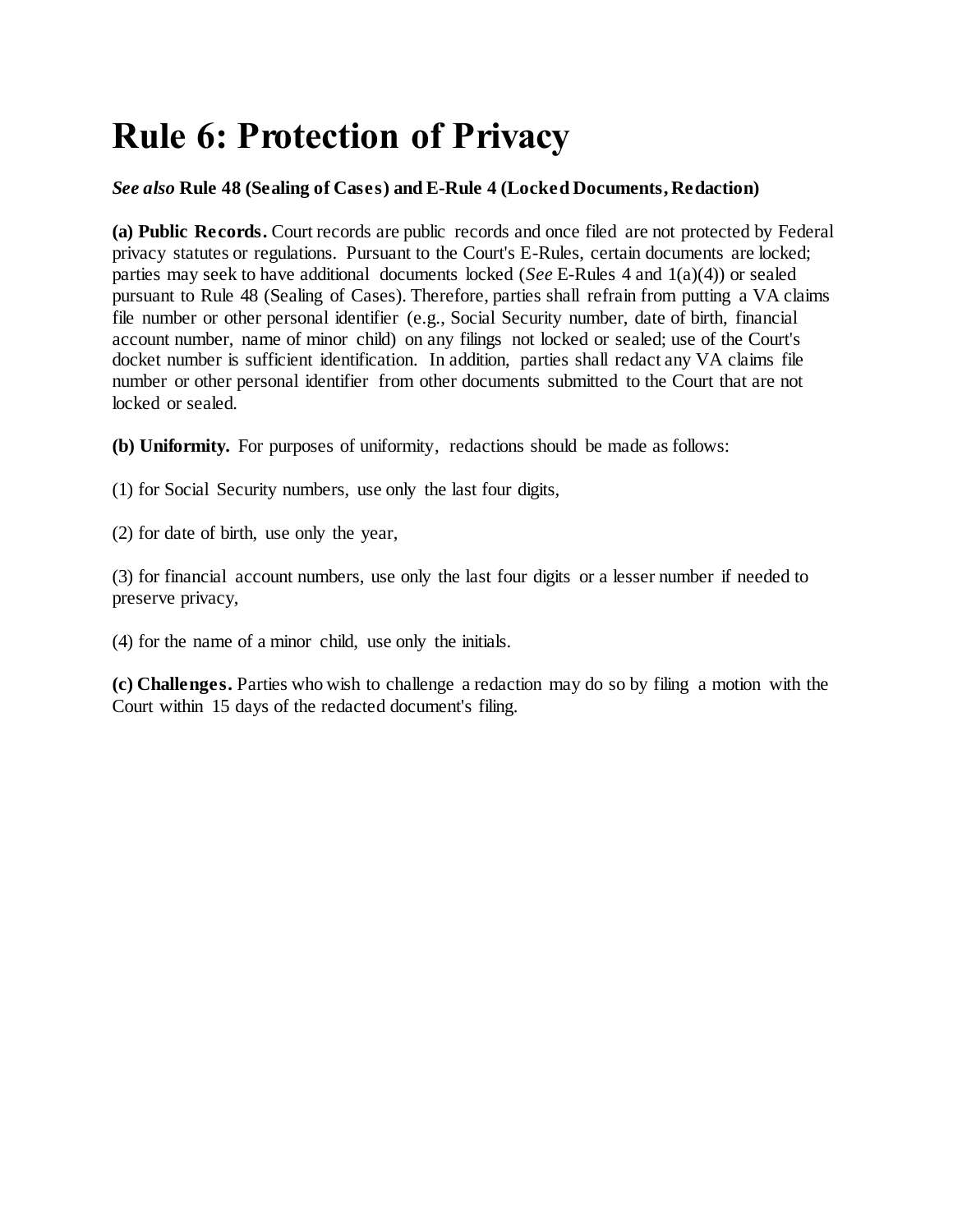# Rule 6: Protection of Privacy

***See also* Rule 48 (Sealing of Cases) and E-Rule 4 (Locked Documents, Redaction)**

**(a) Public Records.** Court records are public records and once filed are not protected by Federal privacy statutes or regulations. Pursuant to the Court's E-Rules, certain documents are locked; parties may seek to have additional documents locked (*See* E-Rules 4 and 1(a)(4)) or sealed pursuant to Rule 48 (Sealing of Cases). Therefore, parties shall refrain from putting a VA claims file number or other personal identifier (e.g., Social Security number, date of birth, financial account number, name of minor child) on any filings not locked or sealed; use of the Court's docket number is sufficient identification. In addition, parties shall redact any VA claims file number or other personal identifier from other documents submitted to the Court that are not locked or sealed.

**(b) Uniformity.** For purposes of uniformity, redactions should be made as follows:

(1) for Social Security numbers, use only the last four digits,

(2) for date of birth, use only the year,

(3) for financial account numbers, use only the last four digits or a lesser number if needed to preserve privacy,

(4) for the name of a minor child, use only the initials.

**(c) Challenges.** Parties who wish to challenge a redaction may do so by filing a motion with the Court within 15 days of the redacted document's filing.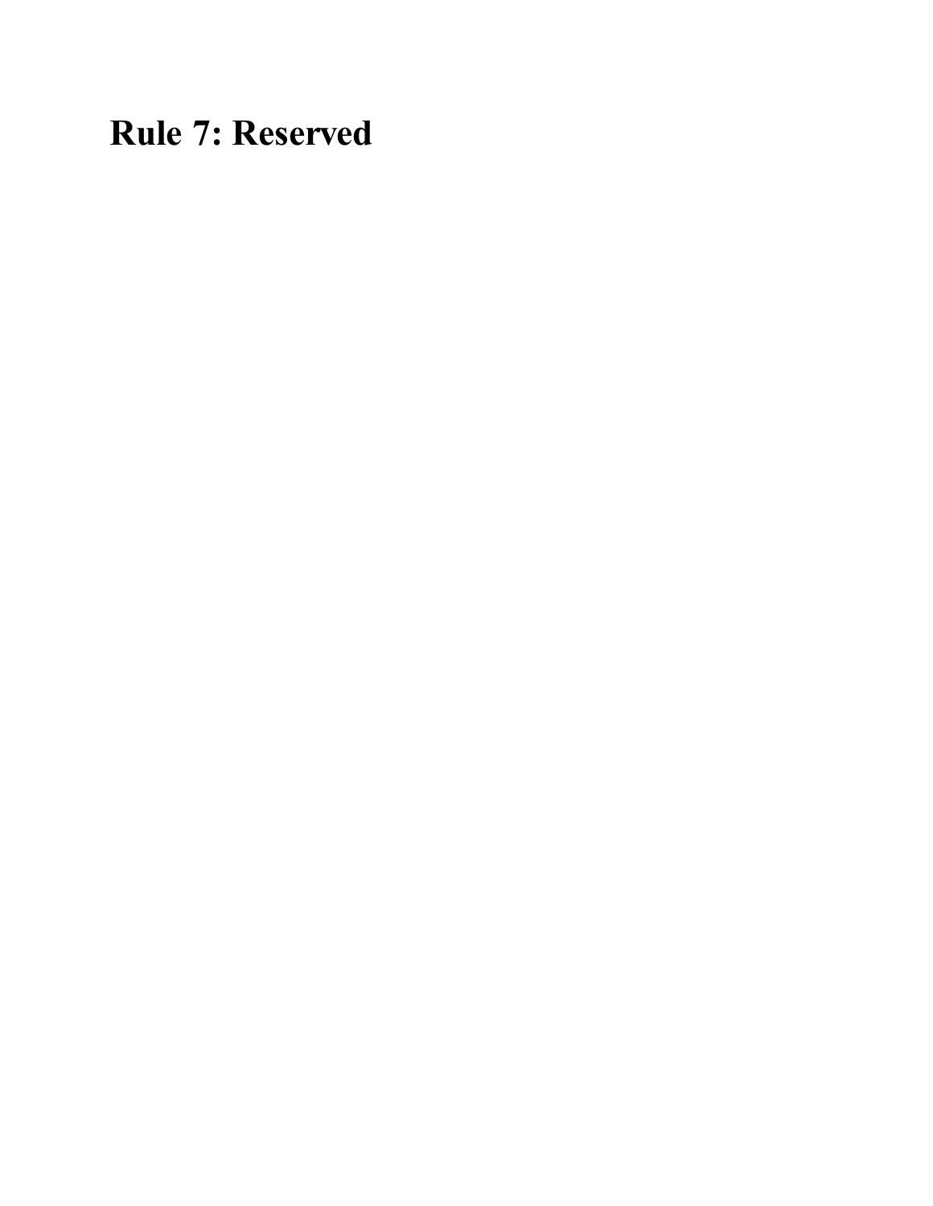## Rule 7: Reserved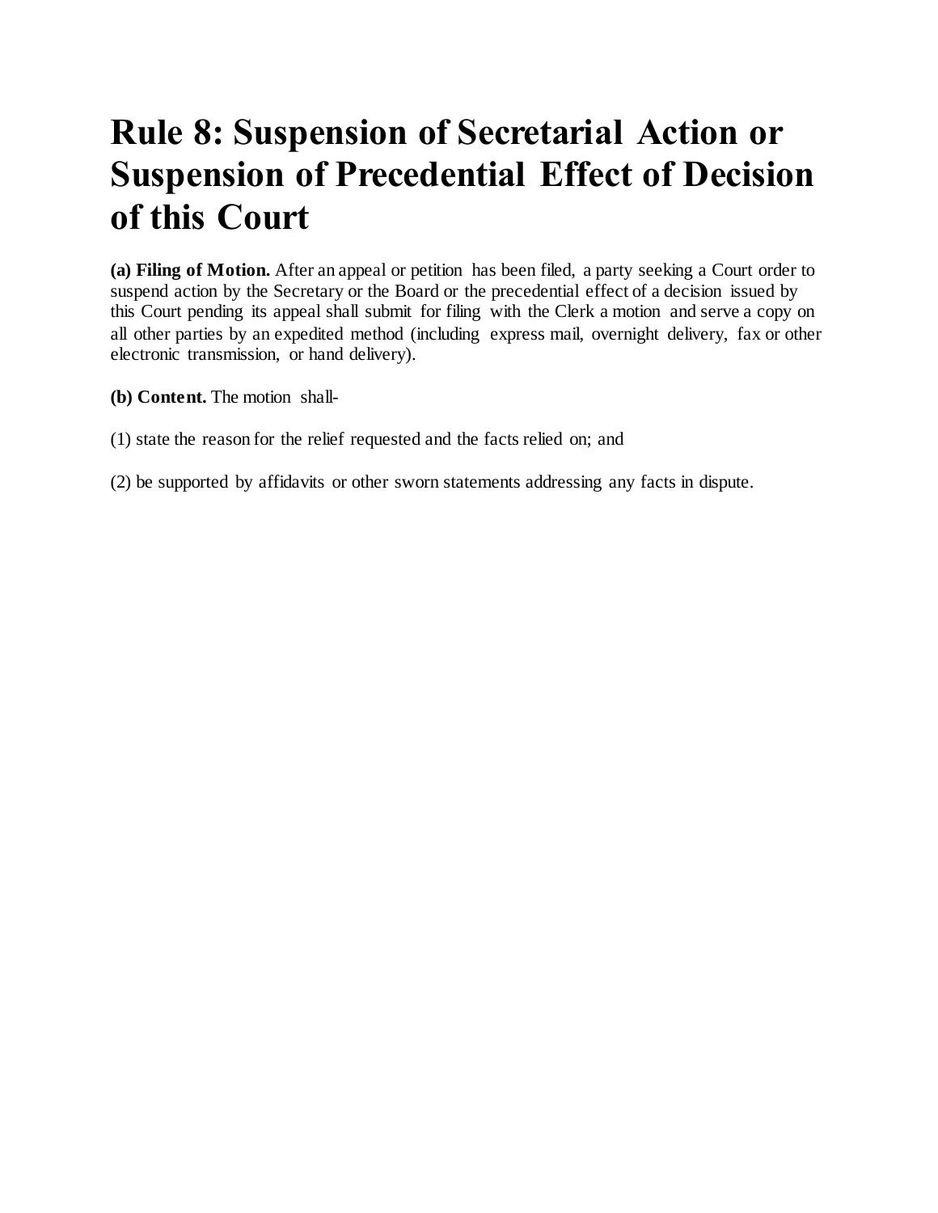# Rule 8: Suspension of Secretarial Action or Suspension of Precedential Effect of Decision of this Court

**(a) Filing of Motion.** After an appeal or petition has been filed, a party seeking a Court order to suspend action by the Secretary or the Board or the precedential effect of a decision issued by this Court pending its appeal shall submit for filing with the Clerk a motion and serve a copy on all other parties by an expedited method (including express mail, overnight delivery, fax or other electronic transmission, or hand delivery).

**(b) Content.** The motion shall-

(1) state the reason for the relief requested and the facts relied on; and

(2) be supported by affidavits or other sworn statements addressing any facts in dispute.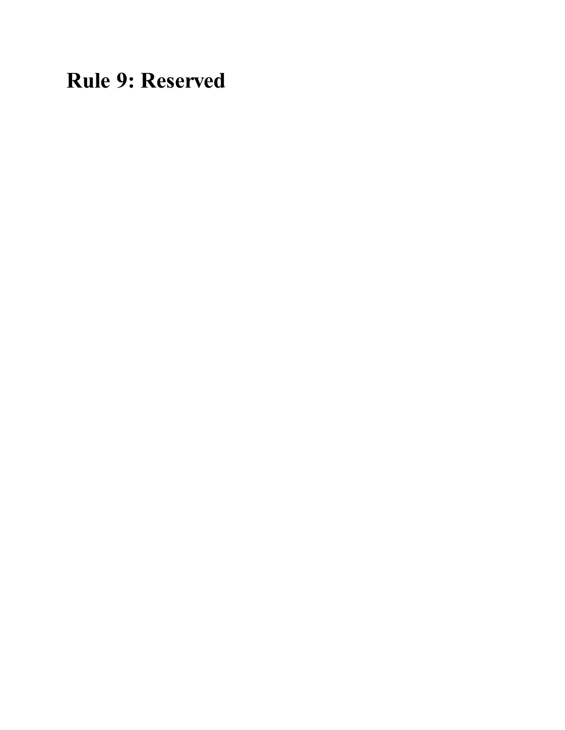# Rule 9: Reserved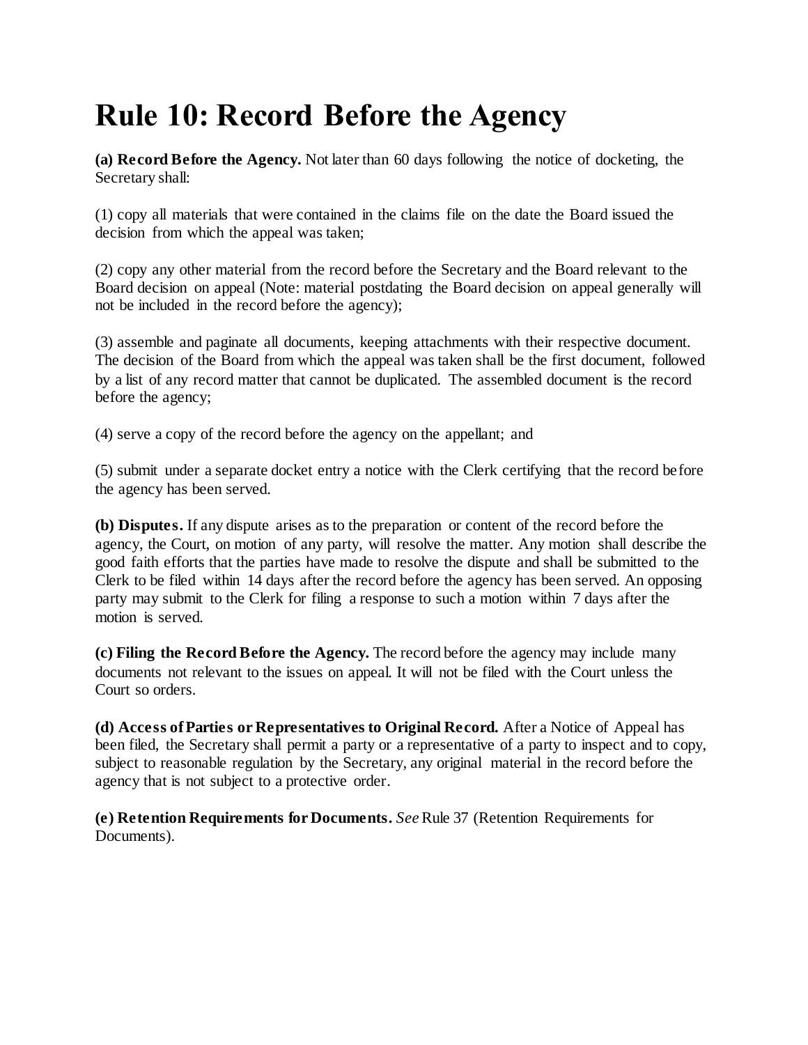# Rule 10: Record Before the Agency

**(a) Record Before the Agency.** Not later than 60 days following the notice of docketing, the Secretary shall:

(1) copy all materials that were contained in the claims file on the date the Board issued the decision from which the appeal was taken;

(2) copy any other material from the record before the Secretary and the Board relevant to the Board decision on appeal (Note: material postdating the Board decision on appeal generally will not be included in the record before the agency);

(3) assemble and paginate all documents, keeping attachments with their respective document. The decision of the Board from which the appeal was taken shall be the first document, followed by a list of any record matter that cannot be duplicated. The assembled document is the record before the agency;

(4) serve a copy of the record before the agency on the appellant; and

(5) submit under a separate docket entry a notice with the Clerk certifying that the record before the agency has been served.

**(b) Disputes.** If any dispute arises as to the preparation or content of the record before the agency, the Court, on motion of any party, will resolve the matter. Any motion shall describe the good faith efforts that the parties have made to resolve the dispute and shall be submitted to the Clerk to be filed within 14 days after the record before the agency has been served. An opposing party may submit to the Clerk for filing a response to such a motion within 7 days after the motion is served.

**(c) Filing the Record Before the Agency.** The record before the agency may include many documents not relevant to the issues on appeal. It will not be filed with the Court unless the Court so orders.

**(d) Access of Parties or Representatives to Original Record.** After a Notice of Appeal has been filed, the Secretary shall permit a party or a representative of a party to inspect and to copy, subject to reasonable regulation by the Secretary, any original material in the record before the agency that is not subject to a protective order.

**(e) Retention Requirements for Documents.** *See* Rule 37 (Retention Requirements for Documents).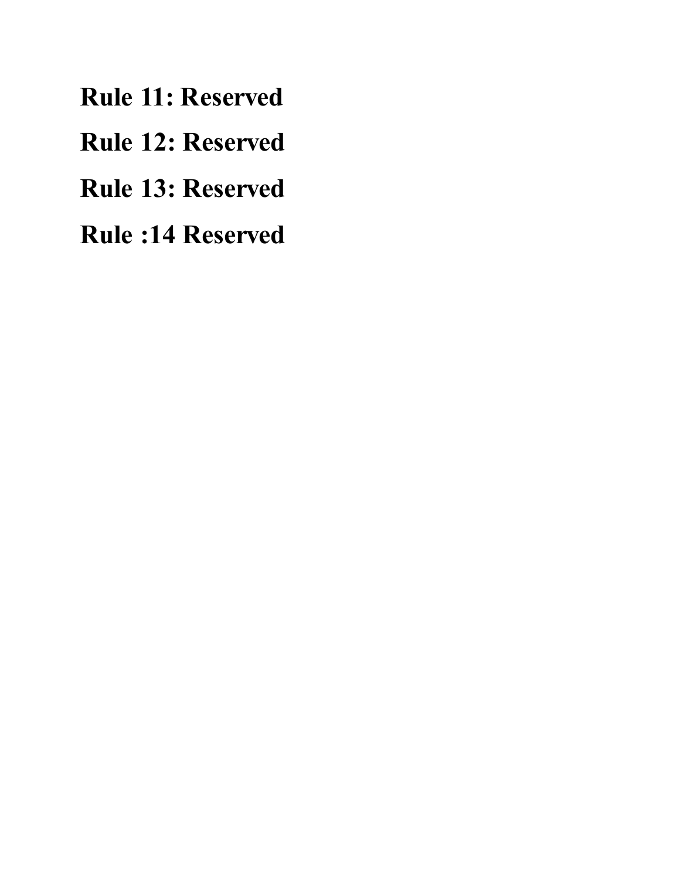**Rule 11: Reserved**

**Rule 12: Reserved**

**Rule 13: Reserved**

**Rule :14 Reserved**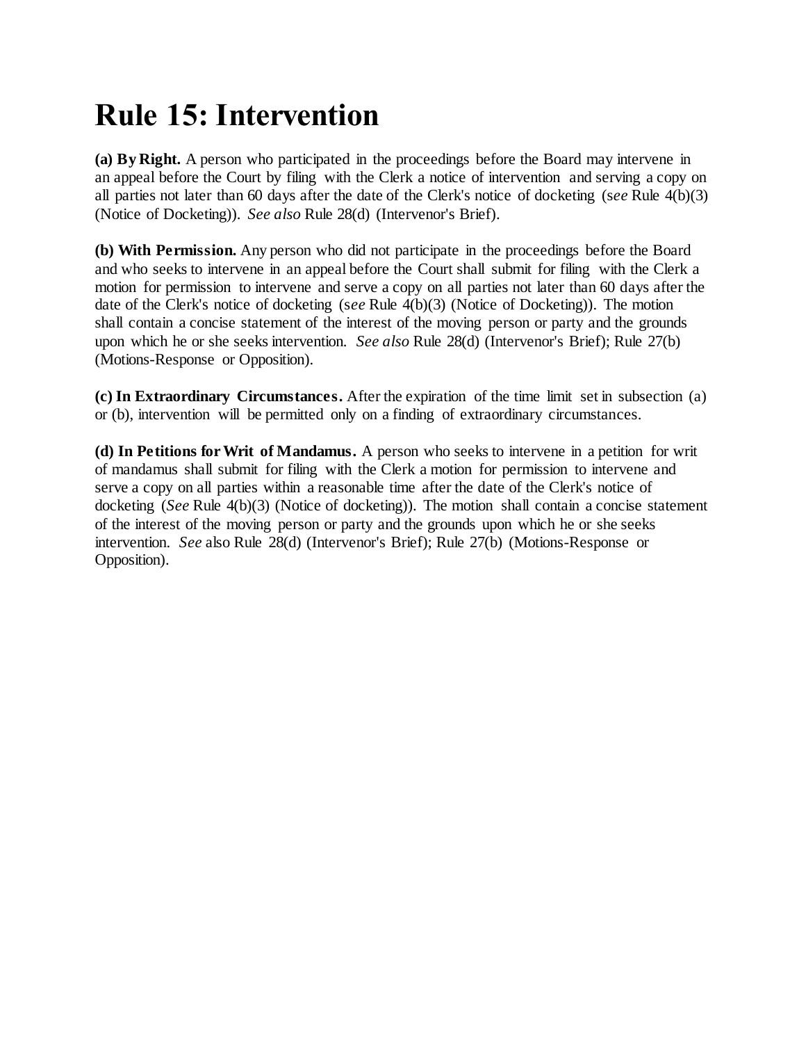# Rule 15: Intervention

**(a) By Right.** A person who participated in the proceedings before the Board may intervene in an appeal before the Court by filing with the Clerk a notice of intervention and serving a copy on all parties not later than 60 days after the date of the Clerk's notice of docketing (*see* Rule 4(b)(3) (Notice of Docketing)). *See also* Rule 28(d) (Intervenor's Brief).

**(b) With Permission.** Any person who did not participate in the proceedings before the Board and who seeks to intervene in an appeal before the Court shall submit for filing with the Clerk a motion for permission to intervene and serve a copy on all parties not later than 60 days after the date of the Clerk's notice of docketing (*see* Rule 4(b)(3) (Notice of Docketing)). The motion shall contain a concise statement of the interest of the moving person or party and the grounds upon which he or she seeks intervention. *See also* Rule 28(d) (Intervenor's Brief); Rule 27(b) (Motions-Response or Opposition).

**(c) In Extraordinary Circumstances.** After the expiration of the time limit set in subsection (a) or (b), intervention will be permitted only on a finding of extraordinary circumstances.

**(d) In Petitions for Writ of Mandamus.** A person who seeks to intervene in a petition for writ of mandamus shall submit for filing with the Clerk a motion for permission to intervene and serve a copy on all parties within a reasonable time after the date of the Clerk's notice of docketing (*See* Rule 4(b)(3) (Notice of docketing)). The motion shall contain a concise statement of the interest of the moving person or party and the grounds upon which he or she seeks intervention. *See* also Rule 28(d) (Intervenor's Brief); Rule 27(b) (Motions-Response or Opposition).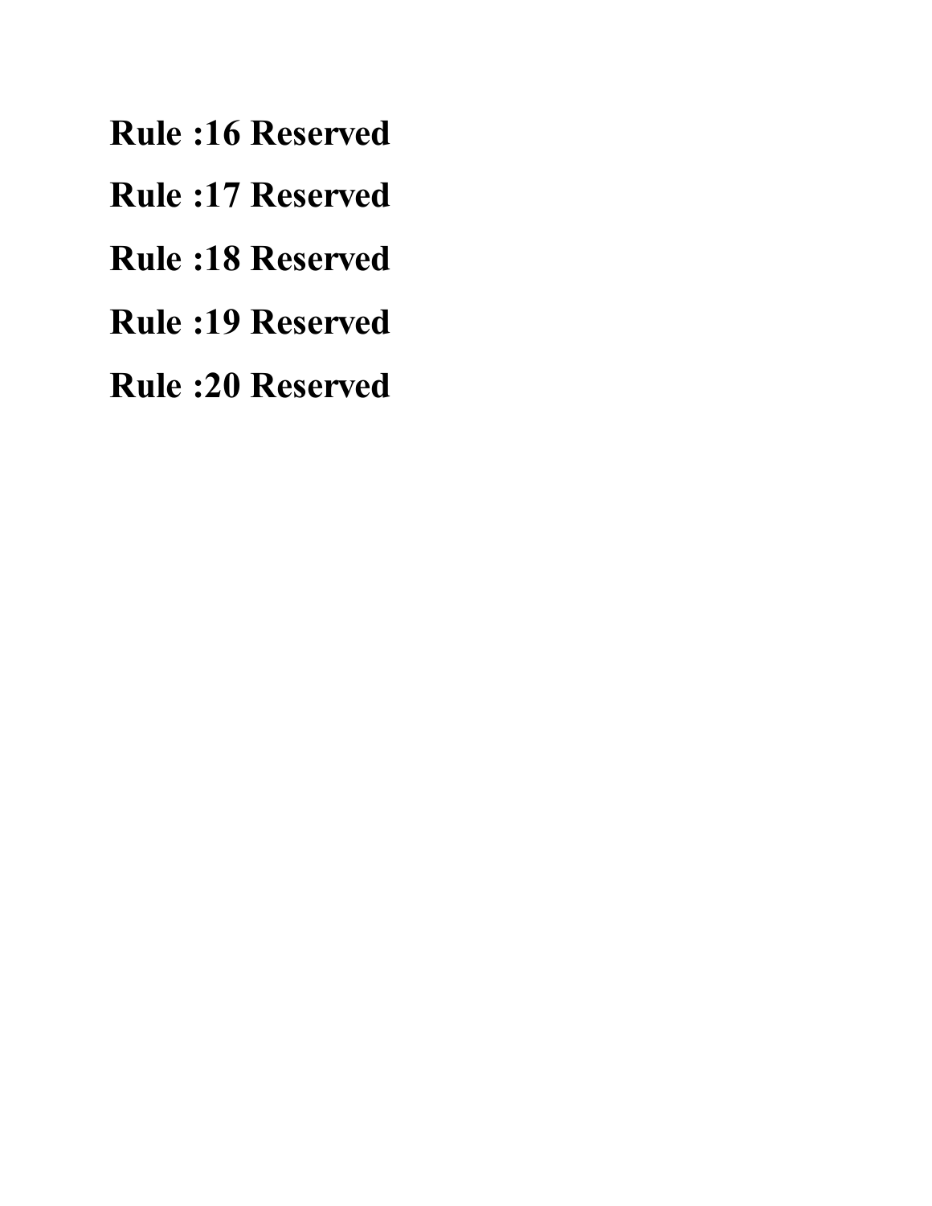**Rule :16 Reserved**

**Rule :17 Reserved**

**Rule :18 Reserved**

**Rule :19 Reserved**

**Rule :20 Reserved**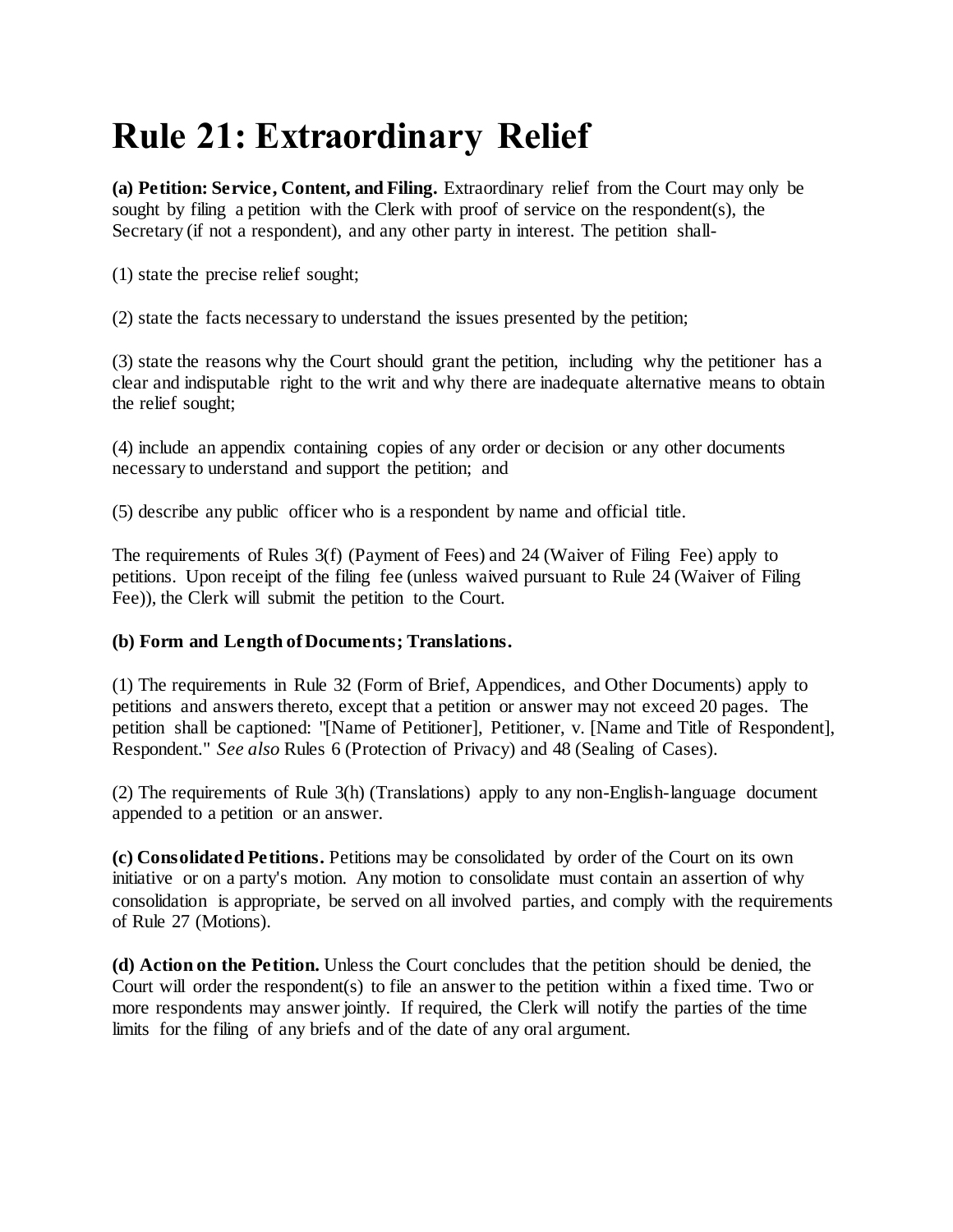# Rule 21: Extraordinary Relief

**(a) Petition: Service, Content, and Filing.** Extraordinary relief from the Court may only be sought by filing a petition with the Clerk with proof of service on the respondent(s), the Secretary (if not a respondent), and any other party in interest. The petition shall-

(1) state the precise relief sought;

(2) state the facts necessary to understand the issues presented by the petition;

(3) state the reasons why the Court should grant the petition, including why the petitioner has a clear and indisputable right to the writ and why there are inadequate alternative means to obtain the relief sought;

(4) include an appendix containing copies of any order or decision or any other documents necessary to understand and support the petition; and

(5) describe any public officer who is a respondent by name and official title.

The requirements of Rules 3(f) (Payment of Fees) and 24 (Waiver of Filing Fee) apply to petitions. Upon receipt of the filing fee (unless waived pursuant to Rule 24 (Waiver of Filing Fee)), the Clerk will submit the petition to the Court.

**(b) Form and Length of Documents; Translations.**

(1) The requirements in Rule 32 (Form of Brief, Appendices, and Other Documents) apply to petitions and answers thereto, except that a petition or answer may not exceed 20 pages. The petition shall be captioned: "[Name of Petitioner], Petitioner, v. [Name and Title of Respondent], Respondent." *See also* Rules 6 (Protection of Privacy) and 48 (Sealing of Cases).

(2) The requirements of Rule 3(h) (Translations) apply to any non-English-language document appended to a petition or an answer.

**(c) Consolidated Petitions.** Petitions may be consolidated by order of the Court on its own initiative or on a party's motion. Any motion to consolidate must contain an assertion of why consolidation is appropriate, be served on all involved parties, and comply with the requirements of Rule 27 (Motions).

**(d) Action on the Petition.** Unless the Court concludes that the petition should be denied, the Court will order the respondent(s) to file an answer to the petition within a fixed time. Two or more respondents may answer jointly. If required, the Clerk will notify the parties of the time limits for the filing of any briefs and of the date of any oral argument.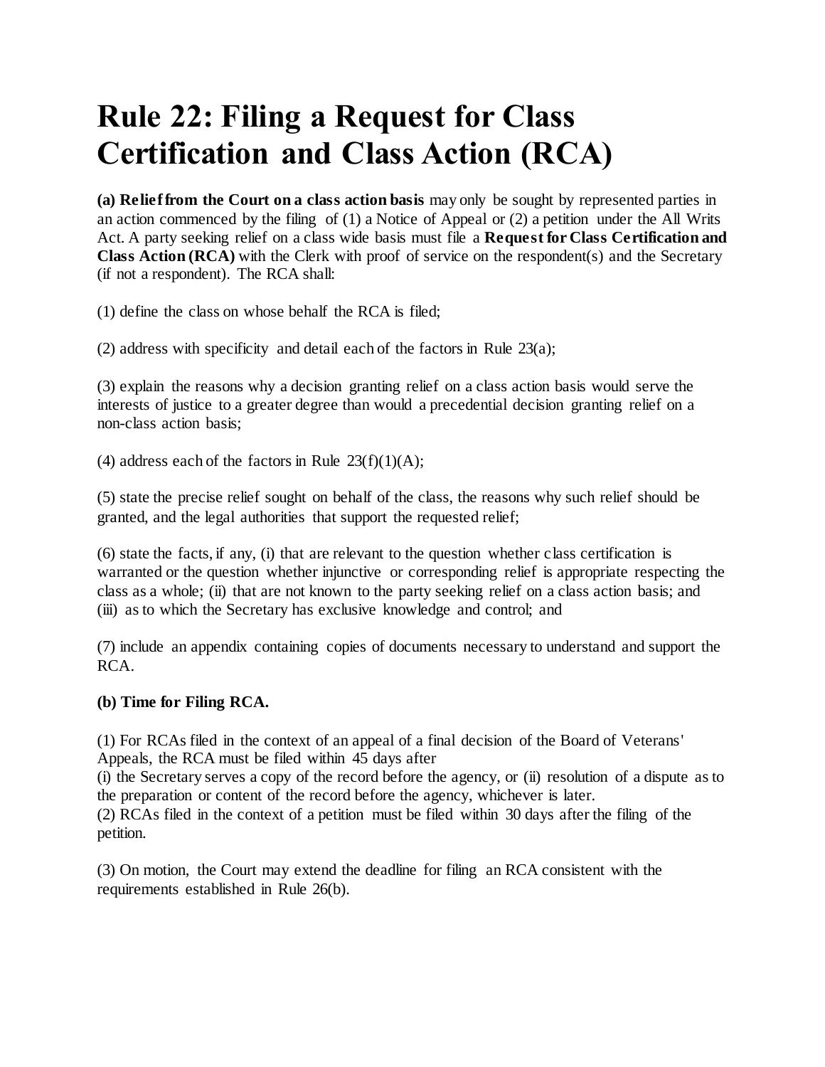# Rule 22: Filing a Request for Class Certification and Class Action (RCA)

**(a) Relief from the Court on a class action basis** may only be sought by represented parties in an action commenced by the filing of (1) a Notice of Appeal or (2) a petition under the All Writs Act. A party seeking relief on a class wide basis must file a **Request for Class Certification and Class Action (RCA)** with the Clerk with proof of service on the respondent(s) and the Secretary (if not a respondent). The RCA shall:

(1) define the class on whose behalf the RCA is filed;

(2) address with specificity and detail each of the factors in Rule 23(a);

(3) explain the reasons why a decision granting relief on a class action basis would serve the interests of justice to a greater degree than would a precedential decision granting relief on a non-class action basis;

(4) address each of the factors in Rule 23(f)(1)(A);

(5) state the precise relief sought on behalf of the class, the reasons why such relief should be granted, and the legal authorities that support the requested relief;

(6) state the facts, if any, (i) that are relevant to the question whether class certification is warranted or the question whether injunctive or corresponding relief is appropriate respecting the class as a whole; (ii) that are not known to the party seeking relief on a class action basis; and (iii) as to which the Secretary has exclusive knowledge and control; and

(7) include an appendix containing copies of documents necessary to understand and support the RCA.

**(b) Time for Filing RCA.**

(1) For RCAs filed in the context of an appeal of a final decision of the Board of Veterans' Appeals, the RCA must be filed within 45 days after
(i) the Secretary serves a copy of the record before the agency, or (ii) resolution of a dispute as to the preparation or content of the record before the agency, whichever is later.
(2) RCAs filed in the context of a petition must be filed within 30 days after the filing of the petition.

(3) On motion, the Court may extend the deadline for filing an RCA consistent with the requirements established in Rule 26(b).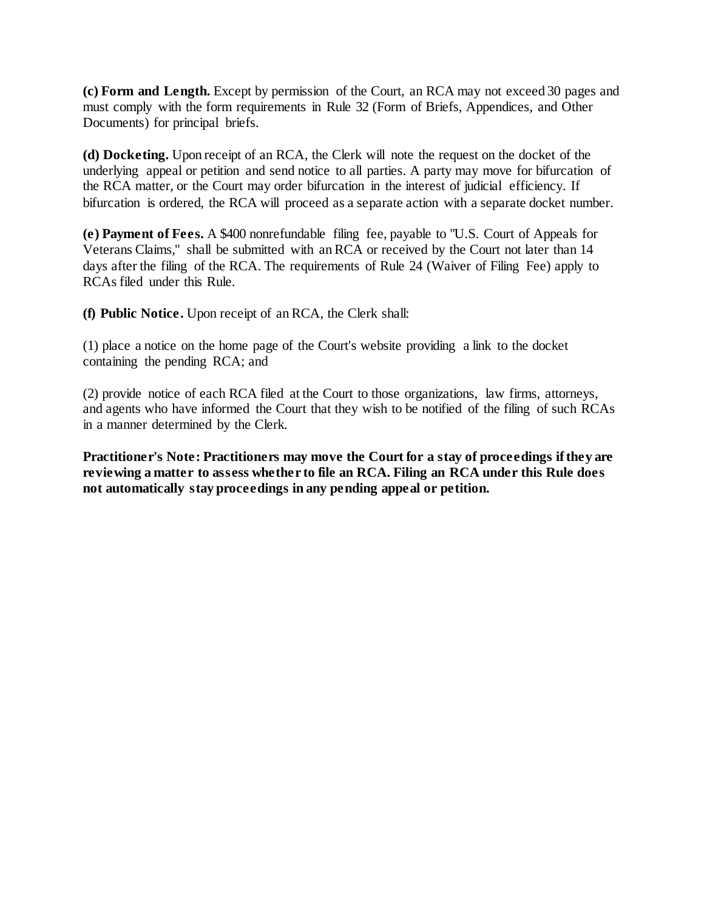**(c) Form and Length.** Except by permission of the Court, an RCA may not exceed 30 pages and must comply with the form requirements in Rule 32 (Form of Briefs, Appendices, and Other Documents) for principal briefs.

**(d) Docketing.** Upon receipt of an RCA, the Clerk will note the request on the docket of the underlying appeal or petition and send notice to all parties. A party may move for bifurcation of the RCA matter, or the Court may order bifurcation in the interest of judicial efficiency. If bifurcation is ordered, the RCA will proceed as a separate action with a separate docket number.

**(e) Payment of Fees.** A $400 nonrefundable filing fee, payable to "U.S. Court of Appeals for Veterans Claims," shall be submitted with an RCA or received by the Court not later than 14 days after the filing of the RCA. The requirements of Rule 24 (Waiver of Filing Fee) apply to RCAs filed under this Rule.

**(f) Public Notice.** Upon receipt of an RCA, the Clerk shall:

(1) place a notice on the home page of the Court's website providing a link to the docket containing the pending RCA; and

(2) provide notice of each RCA filed at the Court to those organizations, law firms, attorneys, and agents who have informed the Court that they wish to be notified of the filing of such RCAs in a manner determined by the Clerk.

**Practitioner's Note: Practitioners may move the Court for a stay of proceedings if they are reviewing a matter to assess whether to file an RCA. Filing an RCA under this Rule does not automatically stay proceedings in any pending appeal or petition.**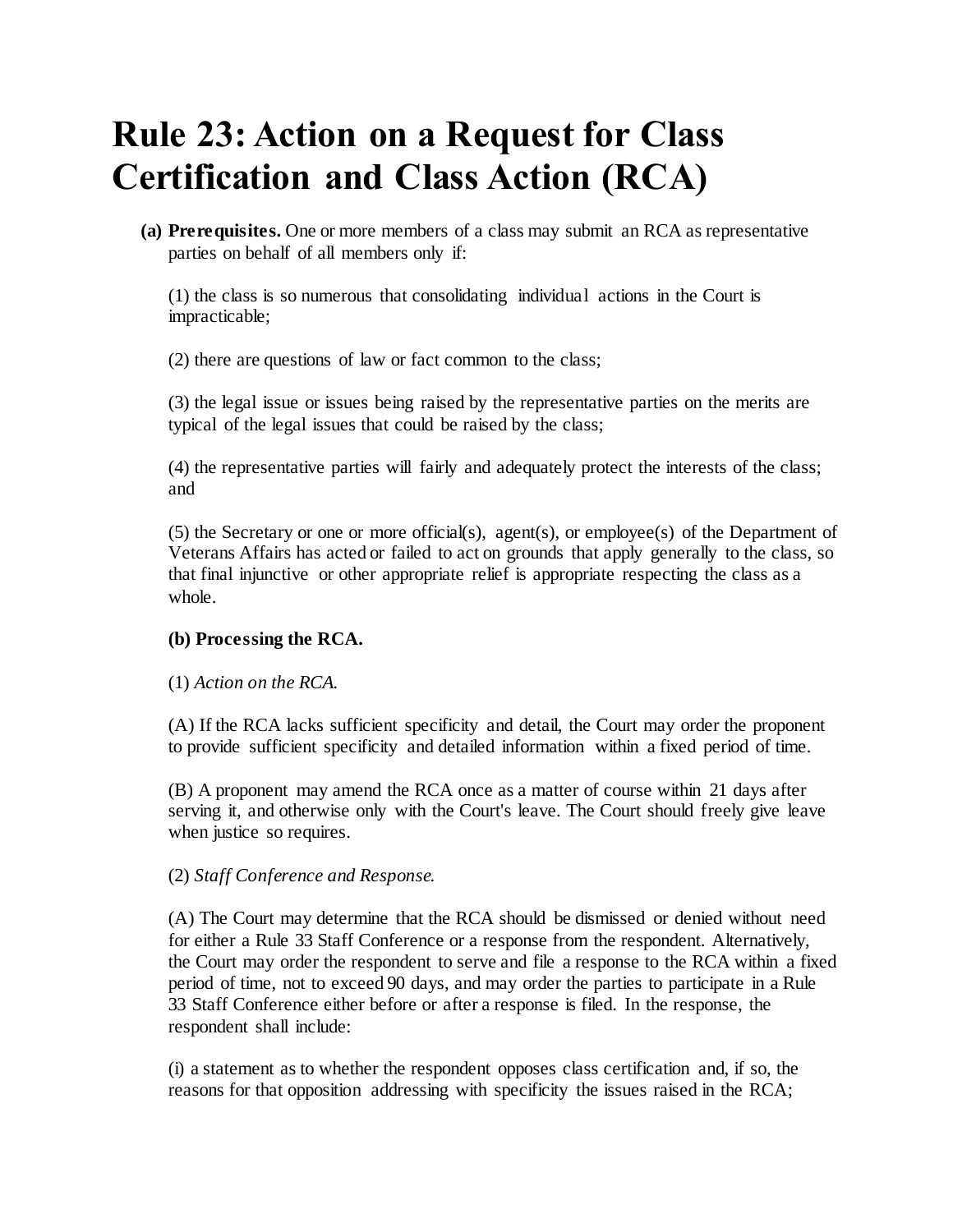# Rule 23: Action on a Request for Class Certification and Class Action (RCA)

**(a) Prerequisites.** One or more members of a class may submit an RCA as representative parties on behalf of all members only if:

(1) the class is so numerous that consolidating individual actions in the Court is impracticable;

(2) there are questions of law or fact common to the class;

(3) the legal issue or issues being raised by the representative parties on the merits are typical of the legal issues that could be raised by the class;

(4) the representative parties will fairly and adequately protect the interests of the class; and

(5) the Secretary or one or more official(s), agent(s), or employee(s) of the Department of Veterans Affairs has acted or failed to act on grounds that apply generally to the class, so that final injunctive or other appropriate relief is appropriate respecting the class as a whole.

**(b) Processing the RCA.**

(1) *Action on the RCA.*

(A) If the RCA lacks sufficient specificity and detail, the Court may order the proponent to provide sufficient specificity and detailed information within a fixed period of time.

(B) A proponent may amend the RCA once as a matter of course within 21 days after serving it, and otherwise only with the Court's leave. The Court should freely give leave when justice so requires.

(2) *Staff Conference and Response.*

(A) The Court may determine that the RCA should be dismissed or denied without need for either a Rule 33 Staff Conference or a response from the respondent. Alternatively, the Court may order the respondent to serve and file a response to the RCA within a fixed period of time, not to exceed 90 days, and may order the parties to participate in a Rule 33 Staff Conference either before or after a response is filed. In the response, the respondent shall include:

(i) a statement as to whether the respondent opposes class certification and, if so, the reasons for that opposition addressing with specificity the issues raised in the RCA;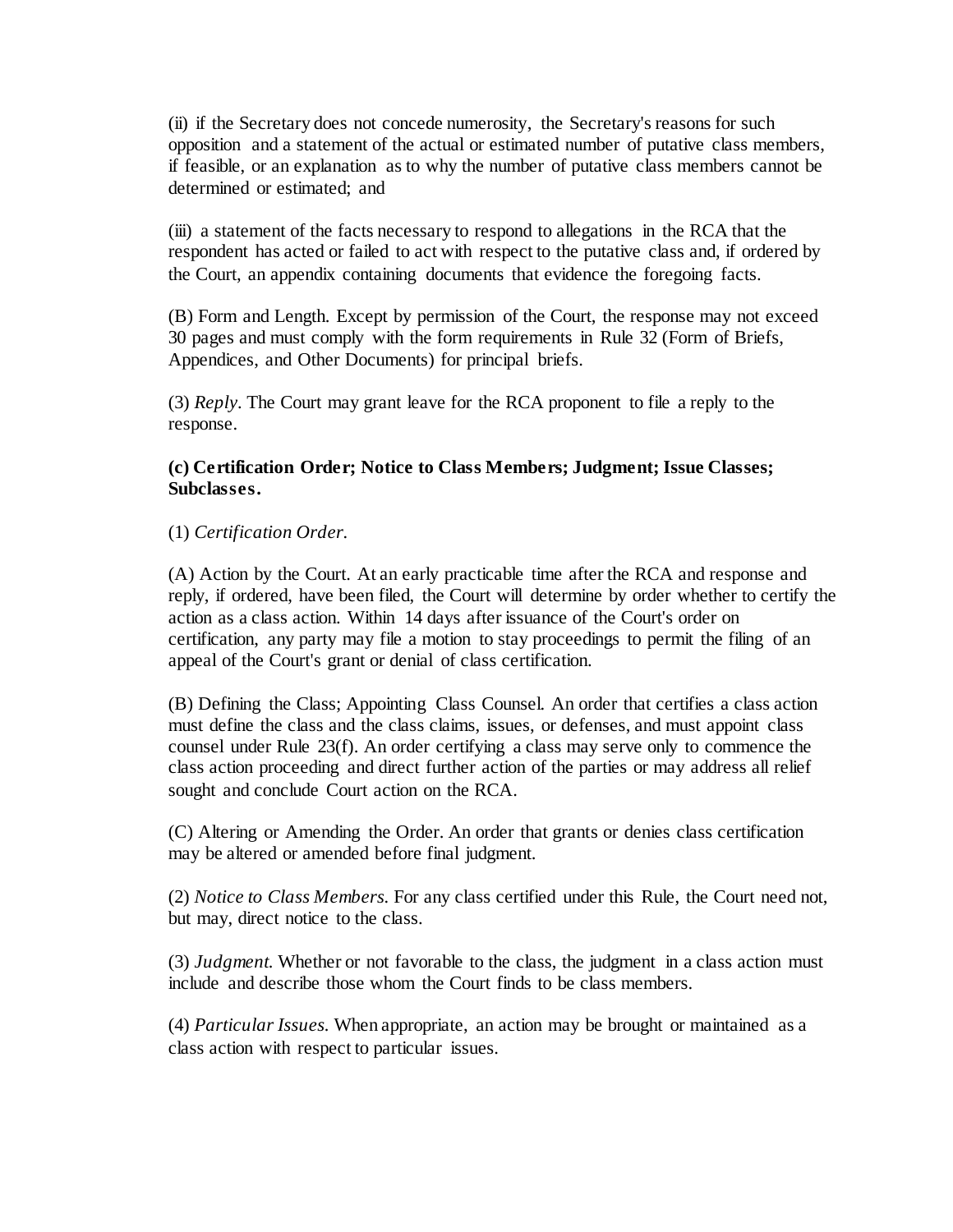(ii) if the Secretary does not concede numerosity, the Secretary's reasons for such opposition and a statement of the actual or estimated number of putative class members, if feasible, or an explanation as to why the number of putative class members cannot be determined or estimated; and

(iii) a statement of the facts necessary to respond to allegations in the RCA that the respondent has acted or failed to act with respect to the putative class and, if ordered by the Court, an appendix containing documents that evidence the foregoing facts.

(B) Form and Length. Except by permission of the Court, the response may not exceed 30 pages and must comply with the form requirements in Rule 32 (Form of Briefs, Appendices, and Other Documents) for principal briefs.

(3) *Reply*. The Court may grant leave for the RCA proponent to file a reply to the response.

**(c) Certification Order; Notice to Class Members; Judgment; Issue Classes; Subclasses.**

(1) *Certification Order.*

(A) Action by the Court. At an early practicable time after the RCA and response and reply, if ordered, have been filed, the Court will determine by order whether to certify the action as a class action. Within 14 days after issuance of the Court's order on certification, any party may file a motion to stay proceedings to permit the filing of an appeal of the Court's grant or denial of class certification.

(B) Defining the Class; Appointing Class Counsel. An order that certifies a class action must define the class and the class claims, issues, or defenses, and must appoint class counsel under Rule 23(f). An order certifying a class may serve only to commence the class action proceeding and direct further action of the parties or may address all relief sought and conclude Court action on the RCA.

(C) Altering or Amending the Order. An order that grants or denies class certification may be altered or amended before final judgment.

(2) *Notice to Class Members.* For any class certified under this Rule, the Court need not, but may, direct notice to the class.

(3) *Judgment.* Whether or not favorable to the class, the judgment in a class action must include and describe those whom the Court finds to be class members.

(4) *Particular Issues.* When appropriate, an action may be brought or maintained as a class action with respect to particular issues.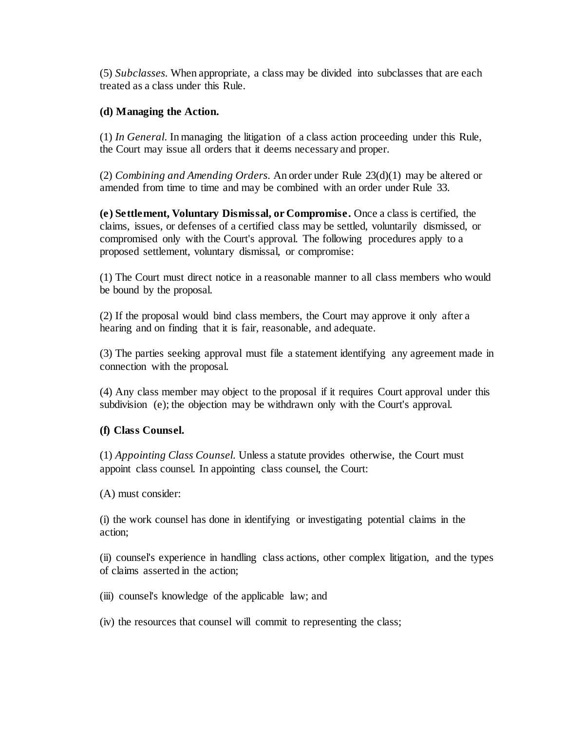(5) *Subclasses.* When appropriate, a class may be divided into subclasses that are each treated as a class under this Rule.

**(d) Managing the Action.**

(1) *In General.* In managing the litigation of a class action proceeding under this Rule, the Court may issue all orders that it deems necessary and proper.

(2) *Combining and Amending Orders.* An order under Rule 23(d)(1) may be altered or amended from time to time and may be combined with an order under Rule 33.

**(e) Settlement, Voluntary Dismissal, or Compromise.** Once a class is certified, the claims, issues, or defenses of a certified class may be settled, voluntarily dismissed, or compromised only with the Court's approval. The following procedures apply to a proposed settlement, voluntary dismissal, or compromise:

(1) The Court must direct notice in a reasonable manner to all class members who would be bound by the proposal.

(2) If the proposal would bind class members, the Court may approve it only after a hearing and on finding that it is fair, reasonable, and adequate.

(3) The parties seeking approval must file a statement identifying any agreement made in connection with the proposal.

(4) Any class member may object to the proposal if it requires Court approval under this subdivision (e); the objection may be withdrawn only with the Court's approval.

**(f) Class Counsel.**

(1) *Appointing Class Counsel.* Unless a statute provides otherwise, the Court must appoint class counsel. In appointing class counsel, the Court:

(A) must consider:

(i) the work counsel has done in identifying or investigating potential claims in the action;

(ii) counsel's experience in handling class actions, other complex litigation, and the types of claims asserted in the action;

(iii) counsel's knowledge of the applicable law; and

(iv) the resources that counsel will commit to representing the class;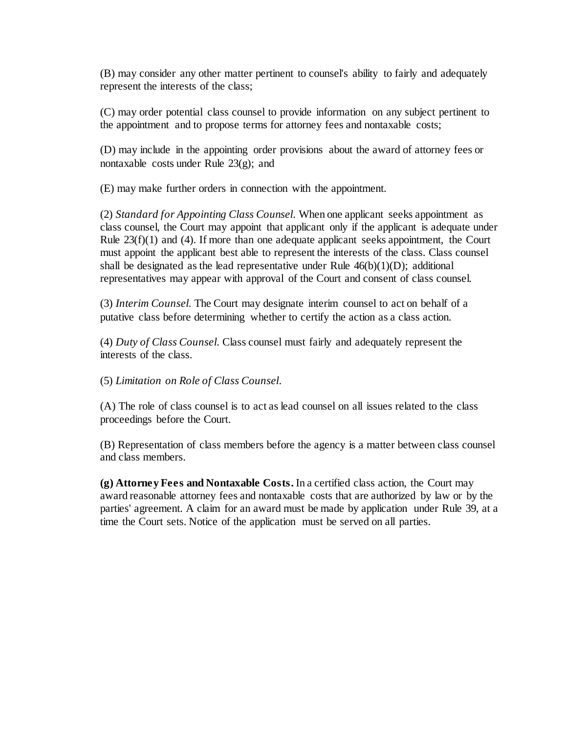(B) may consider any other matter pertinent to counsel's ability to fairly and adequately represent the interests of the class;

(C) may order potential class counsel to provide information on any subject pertinent to the appointment and to propose terms for attorney fees and nontaxable costs;

(D) may include in the appointing order provisions about the award of attorney fees or nontaxable costs under Rule 23(g); and

(E) may make further orders in connection with the appointment.

(2) *Standard for Appointing Class Counsel.* When one applicant seeks appointment as class counsel, the Court may appoint that applicant only if the applicant is adequate under Rule 23(f)(1) and (4). If more than one adequate applicant seeks appointment, the Court must appoint the applicant best able to represent the interests of the class. Class counsel shall be designated as the lead representative under Rule 46(b)(1)(D); additional representatives may appear with approval of the Court and consent of class counsel.

(3) *Interim Counsel.* The Court may designate interim counsel to act on behalf of a putative class before determining whether to certify the action as a class action.

(4) *Duty of Class Counsel.* Class counsel must fairly and adequately represent the interests of the class.

(5) *Limitation on Role of Class Counsel.*

(A) The role of class counsel is to act as lead counsel on all issues related to the class proceedings before the Court.

(B) Representation of class members before the agency is a matter between class counsel and class members.

**(g) Attorney Fees and Nontaxable Costs.** In a certified class action, the Court may award reasonable attorney fees and nontaxable costs that are authorized by law or by the parties' agreement. A claim for an award must be made by application under Rule 39, at a time the Court sets. Notice of the application must be served on all parties.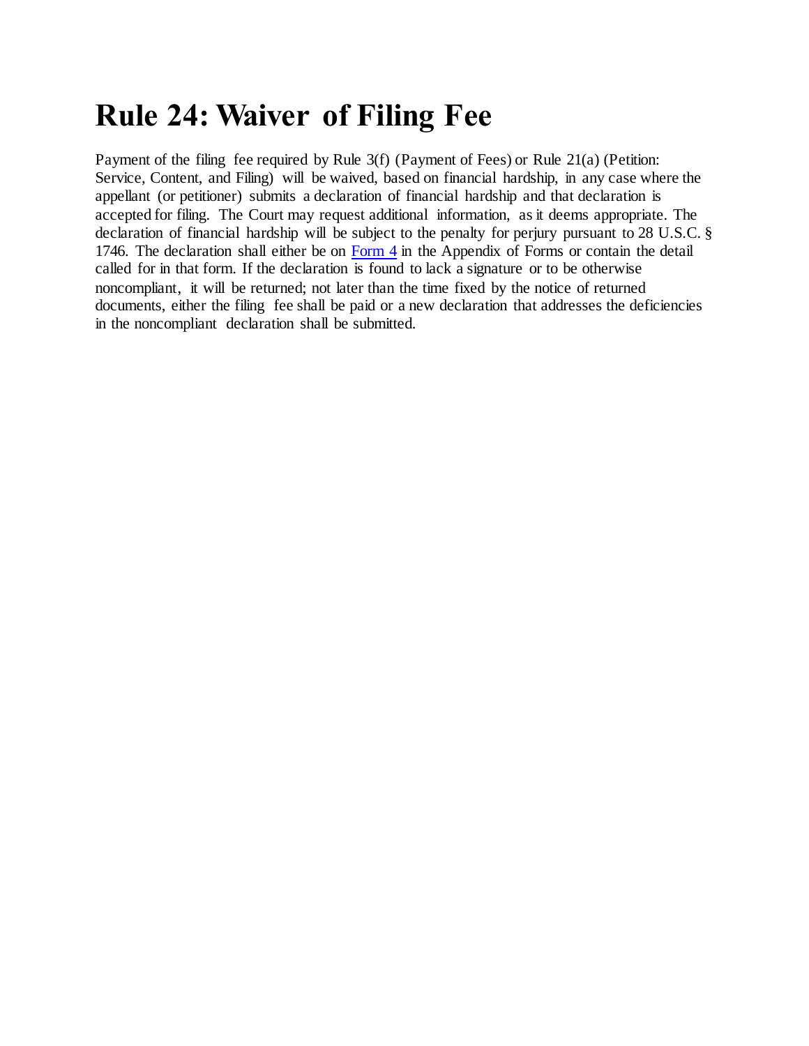# Rule 24: Waiver of Filing Fee

Payment of the filing fee required by Rule 3(f) (Payment of Fees) or Rule 21(a) (Petition: Service, Content, and Filing) will be waived, based on financial hardship, in any case where the appellant (or petitioner) submits a declaration of financial hardship and that declaration is accepted for filing. The Court may request additional information, as it deems appropriate. The declaration of financial hardship will be subject to the penalty for perjury pursuant to 28 U.S.C. § 1746. The declaration shall either be on Form 4 in the Appendix of Forms or contain the detail called for in that form. If the declaration is found to lack a signature or to be otherwise noncompliant, it will be returned; not later than the time fixed by the notice of returned documents, either the filing fee shall be paid or a new declaration that addresses the deficiencies in the noncompliant declaration shall be submitted.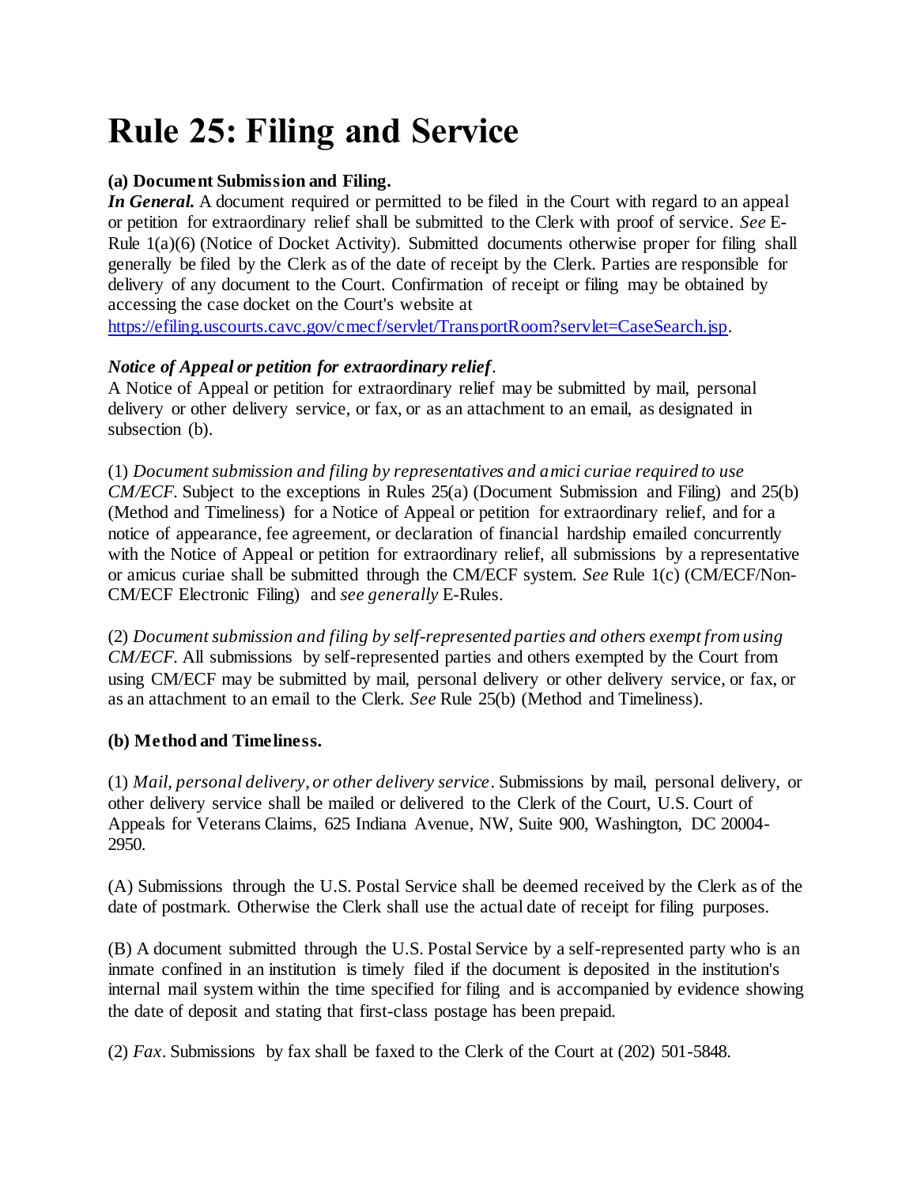# Rule 25: Filing and Service

**(a) Document Submission and Filing.**

***In General.*** A document required or permitted to be filed in the Court with regard to an appeal or petition for extraordinary relief shall be submitted to the Clerk with proof of service. *See* E-Rule 1(a)(6) (Notice of Docket Activity). Submitted documents otherwise proper for filing shall generally be filed by the Clerk as of the date of receipt by the Clerk. Parties are responsible for delivery of any document to the Court. Confirmation of receipt or filing may be obtained by accessing the case docket on the Court's website at [https://efiling.uscourts.cavc.gov/cmecf/servlet/TransportRoom?servlet=CaseSearch.jsp](https://efiling.uscourts.cavc.gov/cmecf/servlet/TransportRoom?servlet=CaseSearch.jsp).

***Notice of Appeal or petition for extraordinary relief***.

A Notice of Appeal or petition for extraordinary relief may be submitted by mail, personal delivery or other delivery service, or fax, or as an attachment to an email, as designated in subsection (b).

(1) *Document submission and filing by representatives and amici curiae required to use CM/ECF.* Subject to the exceptions in Rules 25(a) (Document Submission and Filing) and 25(b) (Method and Timeliness) for a Notice of Appeal or petition for extraordinary relief, and for a notice of appearance, fee agreement, or declaration of financial hardship emailed concurrently with the Notice of Appeal or petition for extraordinary relief, all submissions by a representative or amicus curiae shall be submitted through the CM/ECF system. *See* Rule 1(c) (CM/ECF/Non-CM/ECF Electronic Filing) and *see generally* E-Rules.

(2) *Document submission and filing by self-represented parties and others exempt from using CM/ECF.* All submissions by self-represented parties and others exempted by the Court from using CM/ECF may be submitted by mail, personal delivery or other delivery service, or fax, or as an attachment to an email to the Clerk. *See* Rule 25(b) (Method and Timeliness).

**(b) Method and Timeliness.**

(1) *Mail, personal delivery, or other delivery service*. Submissions by mail, personal delivery, or other delivery service shall be mailed or delivered to the Clerk of the Court, U.S. Court of Appeals for Veterans Claims, 625 Indiana Avenue, NW, Suite 900, Washington, DC 20004-2950.

(A) Submissions through the U.S. Postal Service shall be deemed received by the Clerk as of the date of postmark. Otherwise the Clerk shall use the actual date of receipt for filing purposes.

(B) A document submitted through the U.S. Postal Service by a self-represented party who is an inmate confined in an institution is timely filed if the document is deposited in the institution's internal mail system within the time specified for filing and is accompanied by evidence showing the date of deposit and stating that first-class postage has been prepaid.

(2) *Fax*. Submissions by fax shall be faxed to the Clerk of the Court at (202) 501-5848.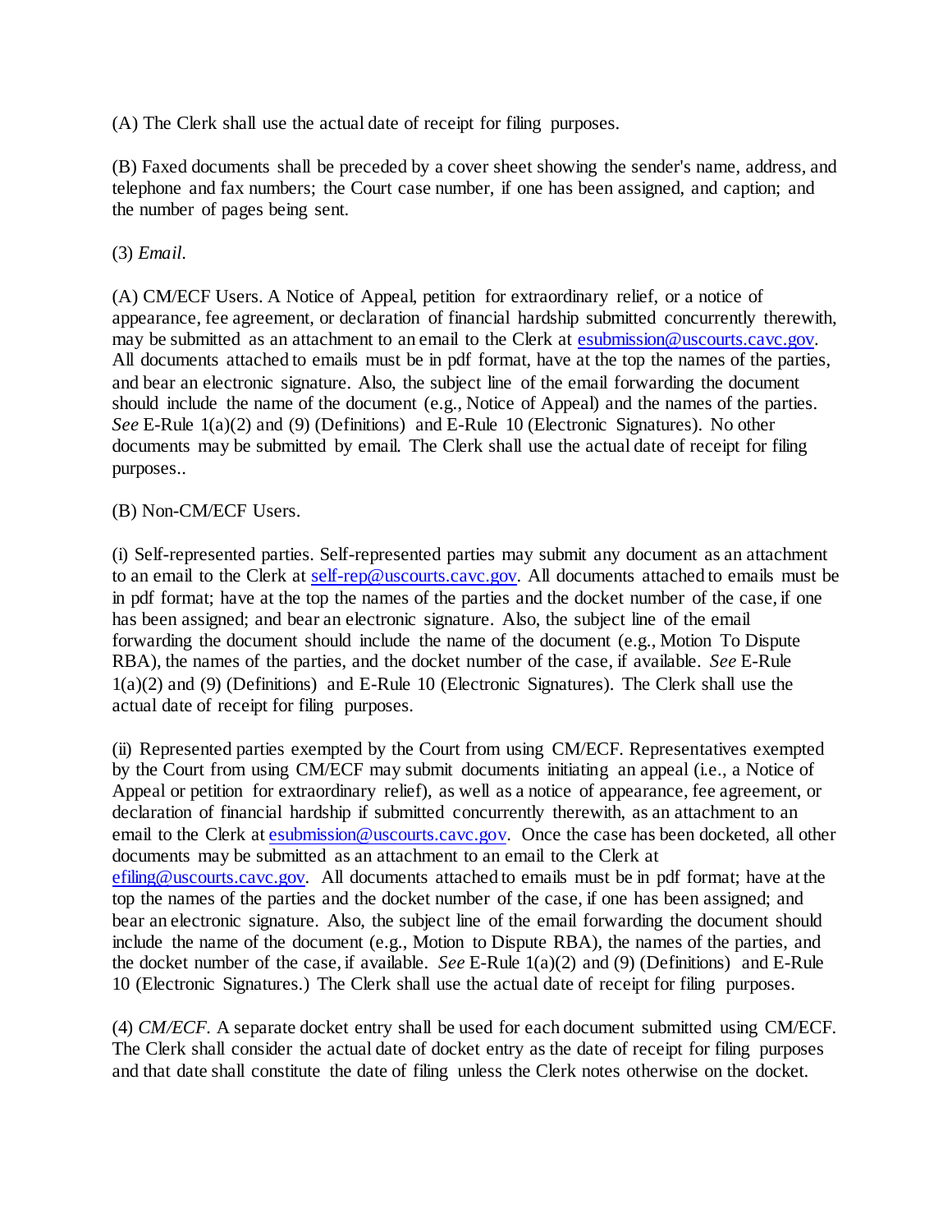(A) The Clerk shall use the actual date of receipt for filing purposes.

(B) Faxed documents shall be preceded by a cover sheet showing the sender's name, address, and telephone and fax numbers; the Court case number, if one has been assigned, and caption; and the number of pages being sent.

(3) *Email.*

(A) CM/ECF Users. A Notice of Appeal, petition for extraordinary relief, or a notice of appearance, fee agreement, or declaration of financial hardship submitted concurrently therewith, may be submitted as an attachment to an email to the Clerk at esubmission@uscourts.cavc.gov. All documents attached to emails must be in pdf format, have at the top the names of the parties, and bear an electronic signature. Also, the subject line of the email forwarding the document should include the name of the document (e.g., Notice of Appeal) and the names of the parties. *See* E-Rule 1(a)(2) and (9) (Definitions) and E-Rule 10 (Electronic Signatures). No other documents may be submitted by email. The Clerk shall use the actual date of receipt for filing purposes..

(B) Non-CM/ECF Users.

(i) Self-represented parties. Self-represented parties may submit any document as an attachment to an email to the Clerk at self-rep@uscourts.cavc.gov. All documents attached to emails must be in pdf format; have at the top the names of the parties and the docket number of the case, if one has been assigned; and bear an electronic signature. Also, the subject line of the email forwarding the document should include the name of the document (e.g., Motion To Dispute RBA), the names of the parties, and the docket number of the case, if available. *See* E-Rule 1(a)(2) and (9) (Definitions) and E-Rule 10 (Electronic Signatures). The Clerk shall use the actual date of receipt for filing purposes.

(ii) Represented parties exempted by the Court from using CM/ECF. Representatives exempted by the Court from using CM/ECF may submit documents initiating an appeal (i.e., a Notice of Appeal or petition for extraordinary relief), as well as a notice of appearance, fee agreement, or declaration of financial hardship if submitted concurrently therewith, as an attachment to an email to the Clerk at esubmission@uscourts.cavc.gov. Once the case has been docketed, all other documents may be submitted as an attachment to an email to the Clerk at efiling@uscourts.cavc.gov. All documents attached to emails must be in pdf format; have at the top the names of the parties and the docket number of the case, if one has been assigned; and bear an electronic signature. Also, the subject line of the email forwarding the document should include the name of the document (e.g., Motion to Dispute RBA), the names of the parties, and the docket number of the case, if available. *See* E-Rule 1(a)(2) and (9) (Definitions) and E-Rule 10 (Electronic Signatures.) The Clerk shall use the actual date of receipt for filing purposes.

(4) *CM/ECF.* A separate docket entry shall be used for each document submitted using CM/ECF. The Clerk shall consider the actual date of docket entry as the date of receipt for filing purposes and that date shall constitute the date of filing unless the Clerk notes otherwise on the docket.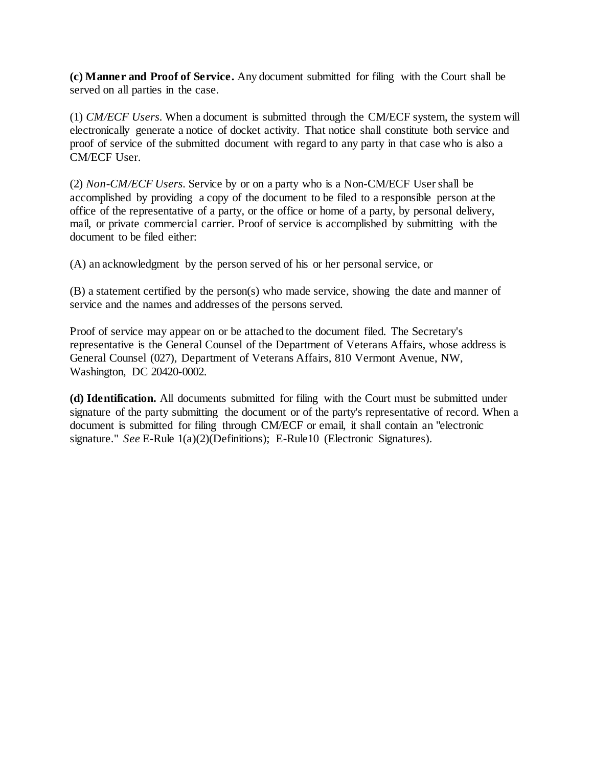**(c) Manner and Proof of Service.** Any document submitted for filing with the Court shall be served on all parties in the case.

(1) *CM/ECF Users*. When a document is submitted through the CM/ECF system, the system will electronically generate a notice of docket activity. That notice shall constitute both service and proof of service of the submitted document with regard to any party in that case who is also a CM/ECF User.

(2) *Non-CM/ECF Users*. Service by or on a party who is a Non-CM/ECF User shall be accomplished by providing a copy of the document to be filed to a responsible person at the office of the representative of a party, or the office or home of a party, by personal delivery, mail, or private commercial carrier. Proof of service is accomplished by submitting with the document to be filed either:

(A) an acknowledgment by the person served of his or her personal service, or

(B) a statement certified by the person(s) who made service, showing the date and manner of service and the names and addresses of the persons served.

Proof of service may appear on or be attached to the document filed. The Secretary's representative is the General Counsel of the Department of Veterans Affairs, whose address is General Counsel (027), Department of Veterans Affairs, 810 Vermont Avenue, NW, Washington, DC 20420-0002.

**(d) Identification.** All documents submitted for filing with the Court must be submitted under signature of the party submitting the document or of the party's representative of record. When a document is submitted for filing through CM/ECF or email, it shall contain an "electronic signature." *See* E-Rule 1(a)(2)(Definitions); E-Rule10 (Electronic Signatures).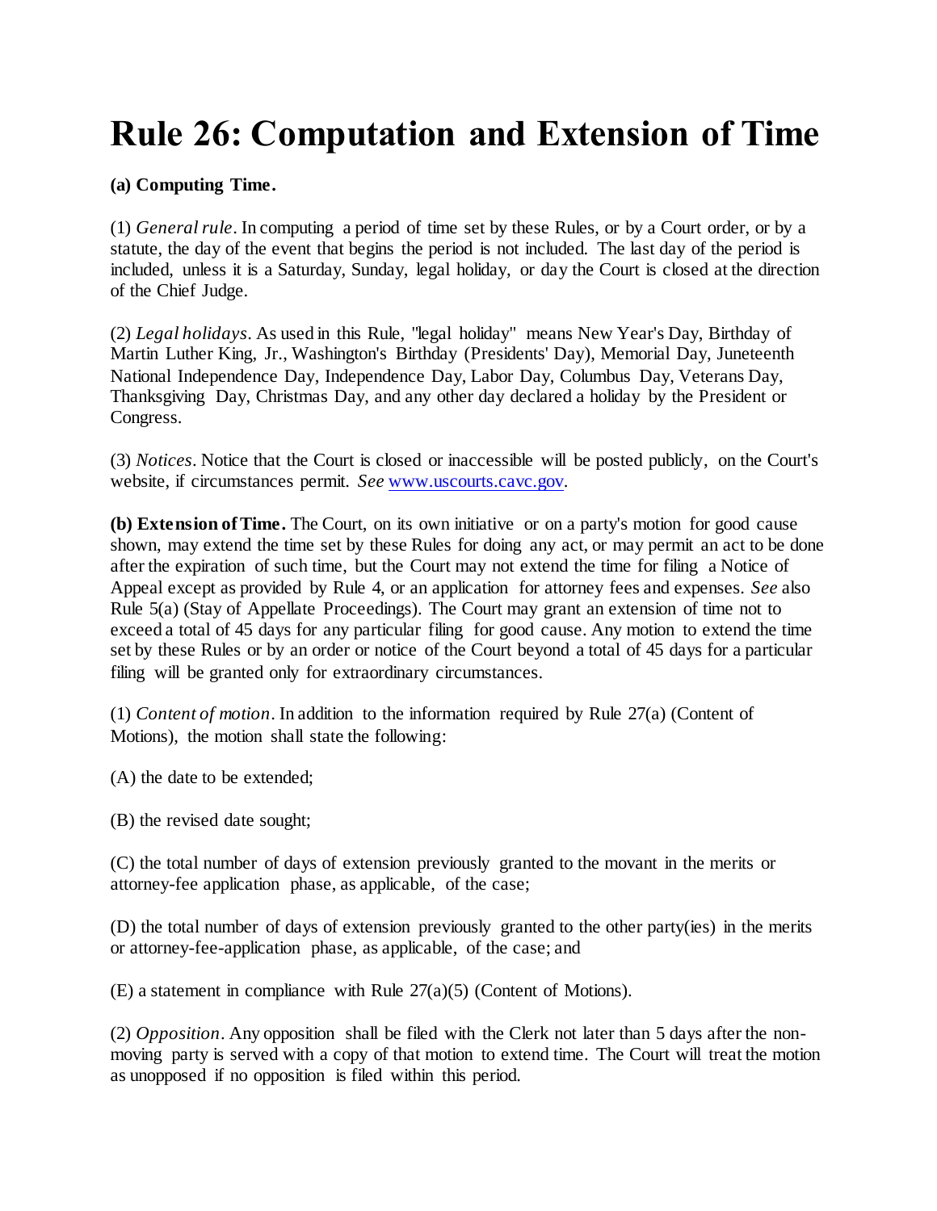# Rule 26: Computation and Extension of Time

**(a) Computing Time.**

(1) *General rule*. In computing a period of time set by these Rules, or by a Court order, or by a statute, the day of the event that begins the period is not included. The last day of the period is included, unless it is a Saturday, Sunday, legal holiday, or day the Court is closed at the direction of the Chief Judge.

(2) *Legal holidays*. As used in this Rule, "legal holiday" means New Year's Day, Birthday of Martin Luther King, Jr., Washington's Birthday (Presidents' Day), Memorial Day, Juneteenth National Independence Day, Independence Day, Labor Day, Columbus Day, Veterans Day, Thanksgiving Day, Christmas Day, and any other day declared a holiday by the President or Congress.

(3) *Notices*. Notice that the Court is closed or inaccessible will be posted publicly, on the Court's website, if circumstances permit. *See* [www.uscourts.cavc.gov](http://www.uscourts.cavc.gov).

**(b) Extension of Time.** The Court, on its own initiative or on a party's motion for good cause shown, may extend the time set by these Rules for doing any act, or may permit an act to be done after the expiration of such time, but the Court may not extend the time for filing a Notice of Appeal except as provided by Rule 4, or an application for attorney fees and expenses. *See* also Rule 5(a) (Stay of Appellate Proceedings). The Court may grant an extension of time not to exceed a total of 45 days for any particular filing for good cause. Any motion to extend the time set by these Rules or by an order or notice of the Court beyond a total of 45 days for a particular filing will be granted only for extraordinary circumstances.

(1) *Content of motion*. In addition to the information required by Rule 27(a) (Content of Motions), the motion shall state the following:

(A) the date to be extended;

(B) the revised date sought;

(C) the total number of days of extension previously granted to the movant in the merits or attorney-fee application phase, as applicable, of the case;

(D) the total number of days of extension previously granted to the other party(ies) in the merits or attorney-fee-application phase, as applicable, of the case; and

(E) a statement in compliance with Rule 27(a)(5) (Content of Motions).

(2) *Opposition*. Any opposition shall be filed with the Clerk not later than 5 days after the non-moving party is served with a copy of that motion to extend time. The Court will treat the motion as unopposed if no opposition is filed within this period.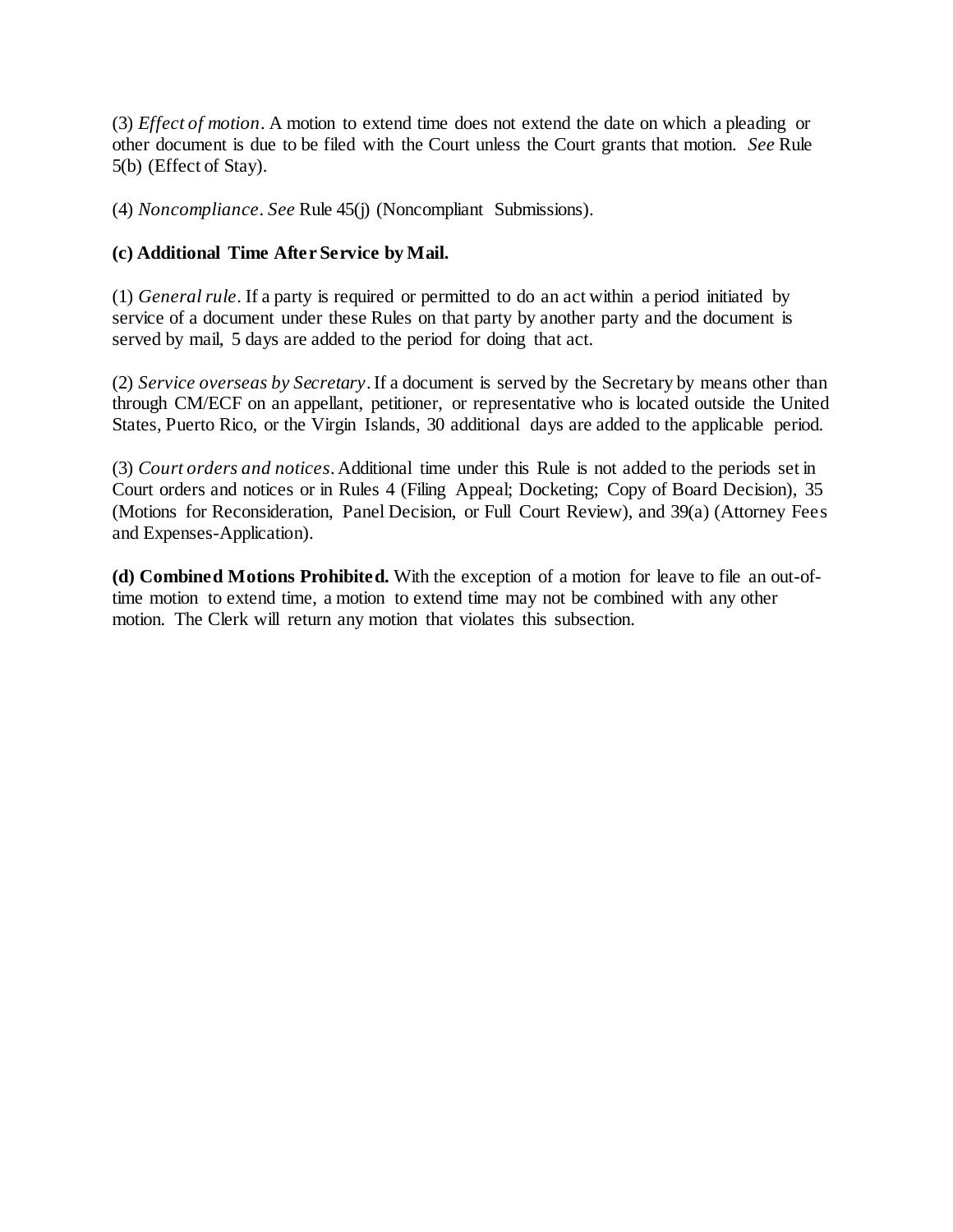(3) *Effect of motion*. A motion to extend time does not extend the date on which a pleading or other document is due to be filed with the Court unless the Court grants that motion. *See* Rule 5(b) (Effect of Stay).

(4) *Noncompliance*. *See* Rule 45(j) (Noncompliant Submissions).

**(c) Additional Time After Service by Mail.**

(1) *General rule*. If a party is required or permitted to do an act within a period initiated by service of a document under these Rules on that party by another party and the document is served by mail, 5 days are added to the period for doing that act.

(2) *Service overseas by Secretary*. If a document is served by the Secretary by means other than through CM/ECF on an appellant, petitioner, or representative who is located outside the United States, Puerto Rico, or the Virgin Islands, 30 additional days are added to the applicable period.

(3) *Court orders and notices*. Additional time under this Rule is not added to the periods set in Court orders and notices or in Rules 4 (Filing Appeal; Docketing; Copy of Board Decision), 35 (Motions for Reconsideration, Panel Decision, or Full Court Review), and 39(a) (Attorney Fees and Expenses-Application).

**(d) Combined Motions Prohibited.** With the exception of a motion for leave to file an out-of-time motion to extend time, a motion to extend time may not be combined with any other motion. The Clerk will return any motion that violates this subsection.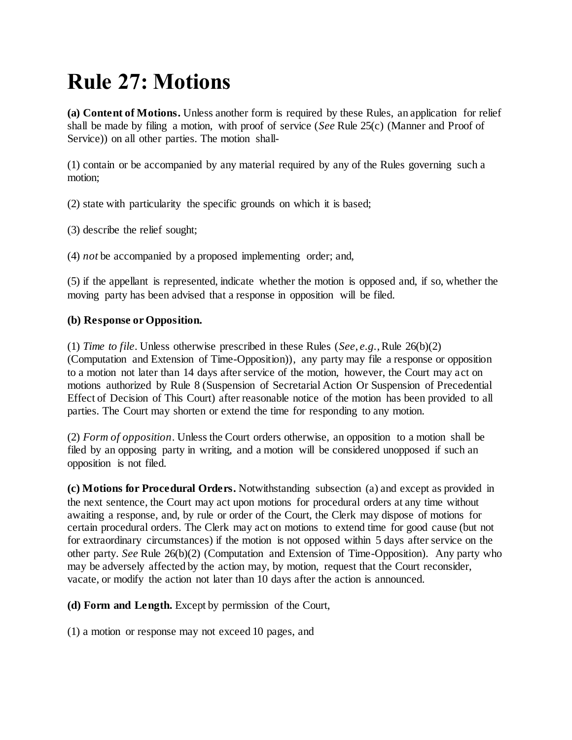# Rule 27: Motions

**(a) Content of Motions.** Unless another form is required by these Rules, an application for relief shall be made by filing a motion, with proof of service (*See* Rule 25(c) (Manner and Proof of Service)) on all other parties. The motion shall-

(1) contain or be accompanied by any material required by any of the Rules governing such a motion;

(2) state with particularity the specific grounds on which it is based;

(3) describe the relief sought;

(4) *not* be accompanied by a proposed implementing order; and,

(5) if the appellant is represented, indicate whether the motion is opposed and, if so, whether the moving party has been advised that a response in opposition will be filed.

**(b) Response or Opposition.**

(1) *Time to file*. Unless otherwise prescribed in these Rules (*See, e.g.*, Rule 26(b)(2) (Computation and Extension of Time-Opposition)), any party may file a response or opposition to a motion not later than 14 days after service of the motion, however, the Court may act on motions authorized by Rule 8 (Suspension of Secretarial Action Or Suspension of Precedential Effect of Decision of This Court) after reasonable notice of the motion has been provided to all parties. The Court may shorten or extend the time for responding to any motion.

(2) *Form of opposition*. Unless the Court orders otherwise, an opposition to a motion shall be filed by an opposing party in writing, and a motion will be considered unopposed if such an opposition is not filed.

**(c) Motions for Procedural Orders.** Notwithstanding subsection (a) and except as provided in the next sentence, the Court may act upon motions for procedural orders at any time without awaiting a response, and, by rule or order of the Court, the Clerk may dispose of motions for certain procedural orders. The Clerk may act on motions to extend time for good cause (but not for extraordinary circumstances) if the motion is not opposed within 5 days after service on the other party. *See* Rule 26(b)(2) (Computation and Extension of Time-Opposition). Any party who may be adversely affected by the action may, by motion, request that the Court reconsider, vacate, or modify the action not later than 10 days after the action is announced.

**(d) Form and Length.** Except by permission of the Court,

(1) a motion or response may not exceed 10 pages, and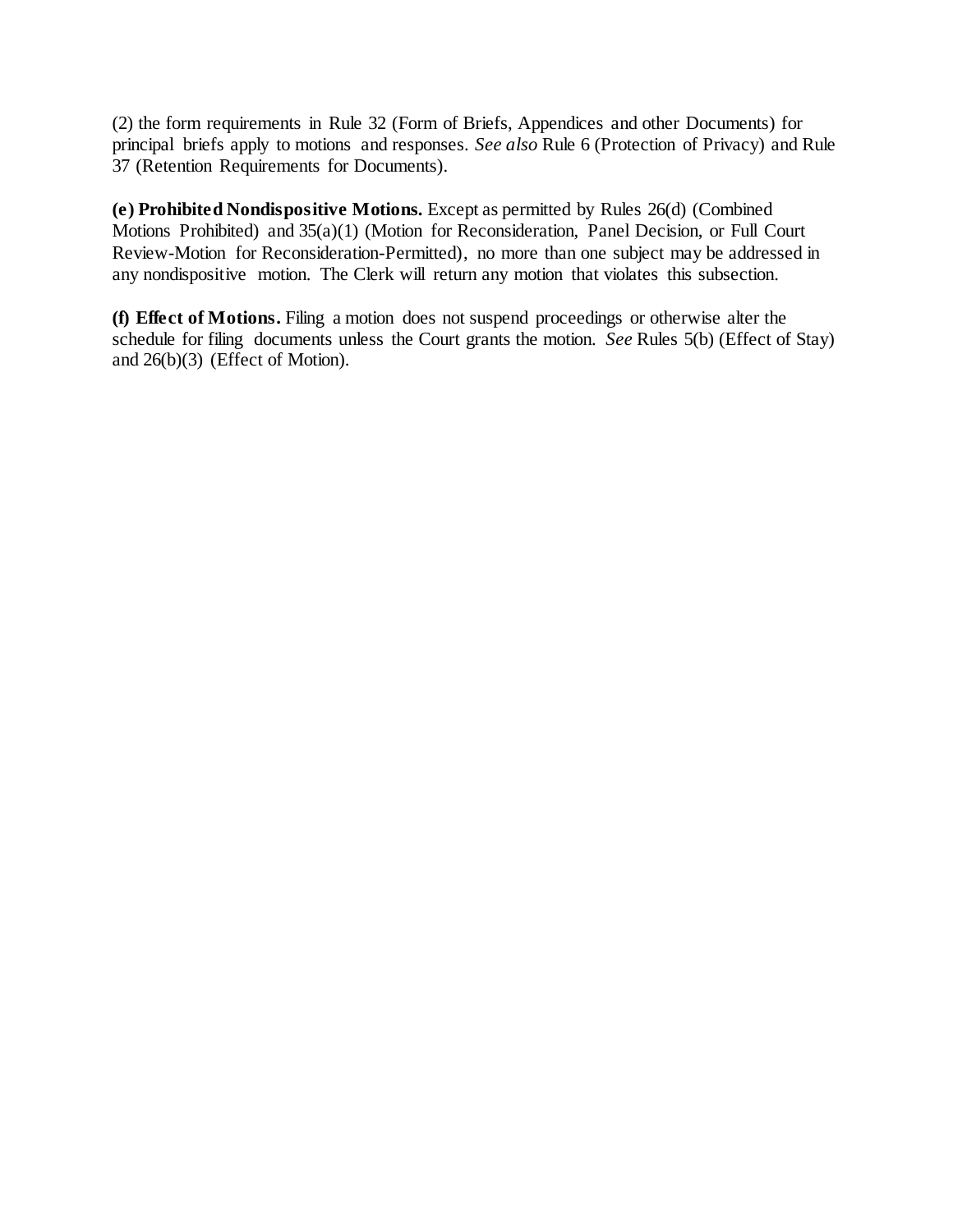(2) the form requirements in Rule 32 (Form of Briefs, Appendices and other Documents) for principal briefs apply to motions and responses. *See also* Rule 6 (Protection of Privacy) and Rule 37 (Retention Requirements for Documents).

**(e) Prohibited Nondispositive Motions.** Except as permitted by Rules 26(d) (Combined Motions Prohibited) and 35(a)(1) (Motion for Reconsideration, Panel Decision, or Full Court Review-Motion for Reconsideration-Permitted), no more than one subject may be addressed in any nondispositive motion. The Clerk will return any motion that violates this subsection.

**(f) Effect of Motions.** Filing a motion does not suspend proceedings or otherwise alter the schedule for filing documents unless the Court grants the motion. *See* Rules 5(b) (Effect of Stay) and 26(b)(3) (Effect of Motion).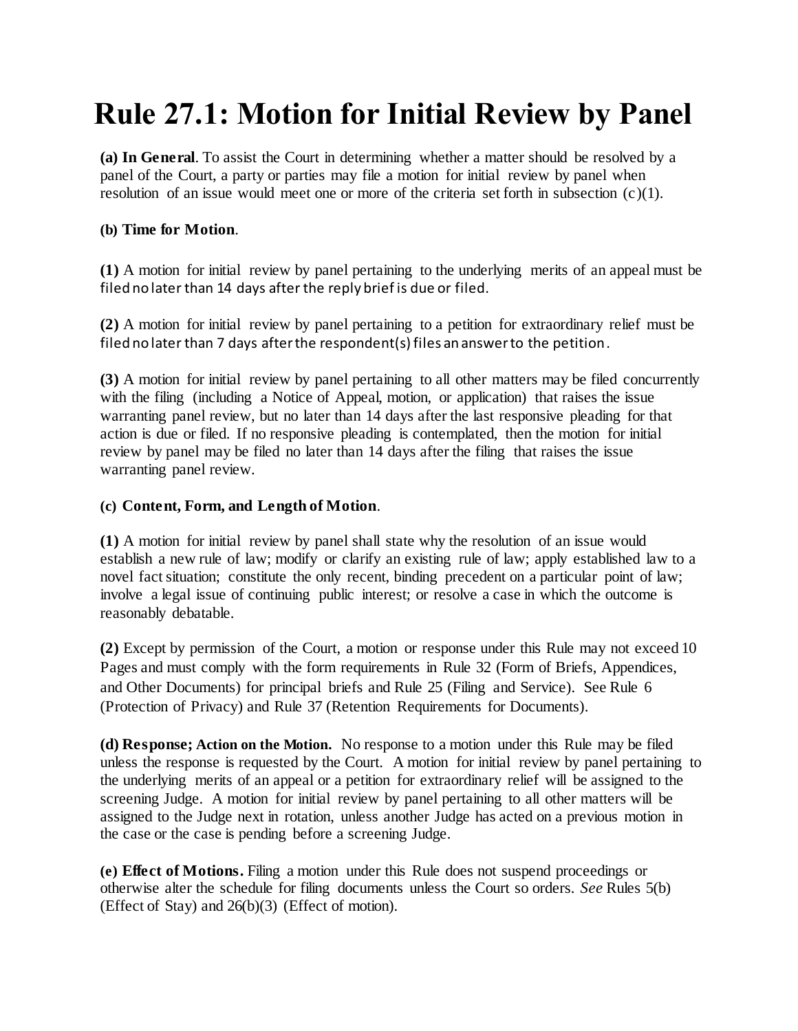# Rule 27.1: Motion for Initial Review by Panel

**(a) In General**. To assist the Court in determining whether a matter should be resolved by a panel of the Court, a party or parties may file a motion for initial review by panel when resolution of an issue would meet one or more of the criteria set forth in subsection (c)(1).

**(b) Time for Motion**.

**(1)** A motion for initial review by panel pertaining to the underlying merits of an appeal must be filed no later than 14 days after the reply brief is due or filed.

**(2)** A motion for initial review by panel pertaining to a petition for extraordinary relief must be filed no later than 7 days after the respondent(s) files an answer to the petition.

**(3)** A motion for initial review by panel pertaining to all other matters may be filed concurrently with the filing (including a Notice of Appeal, motion, or application) that raises the issue warranting panel review, but no later than 14 days after the last responsive pleading for that action is due or filed. If no responsive pleading is contemplated, then the motion for initial review by panel may be filed no later than 14 days after the filing that raises the issue warranting panel review.

**(c) Content, Form, and Length of Motion**.

**(1)** A motion for initial review by panel shall state why the resolution of an issue would establish a new rule of law; modify or clarify an existing rule of law; apply established law to a novel fact situation; constitute the only recent, binding precedent on a particular point of law; involve a legal issue of continuing public interest; or resolve a case in which the outcome is reasonably debatable.

**(2)** Except by permission of the Court, a motion or response under this Rule may not exceed 10 Pages and must comply with the form requirements in Rule 32 (Form of Briefs, Appendices, and Other Documents) for principal briefs and Rule 25 (Filing and Service). See Rule 6 (Protection of Privacy) and Rule 37 (Retention Requirements for Documents).

**(d) Response; Action on the Motion.** No response to a motion under this Rule may be filed unless the response is requested by the Court. A motion for initial review by panel pertaining to the underlying merits of an appeal or a petition for extraordinary relief will be assigned to the screening Judge. A motion for initial review by panel pertaining to all other matters will be assigned to the Judge next in rotation, unless another Judge has acted on a previous motion in the case or the case is pending before a screening Judge.

**(e) Effect of Motions.** Filing a motion under this Rule does not suspend proceedings or otherwise alter the schedule for filing documents unless the Court so orders. *See* Rules 5(b) (Effect of Stay) and 26(b)(3) (Effect of motion).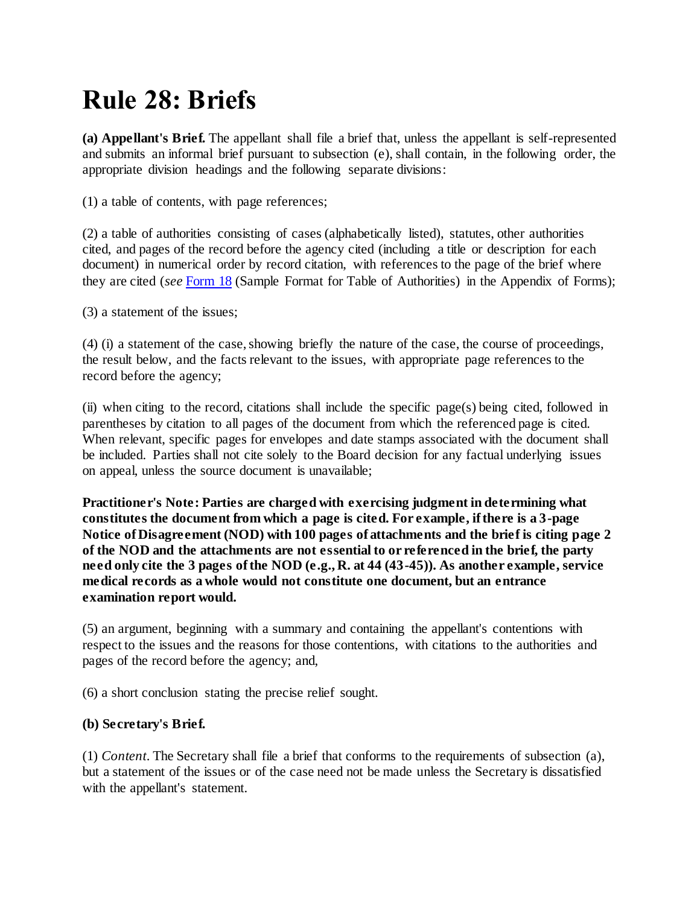# Rule 28: Briefs

**(a) Appellant's Brief.** The appellant shall file a brief that, unless the appellant is self-represented and submits an informal brief pursuant to subsection (e), shall contain, in the following order, the appropriate division headings and the following separate divisions:

(1) a table of contents, with page references;

(2) a table of authorities consisting of cases (alphabetically listed), statutes, other authorities cited, and pages of the record before the agency cited (including a title or description for each document) in numerical order by record citation, with references to the page of the brief where they are cited (*see* Form 18 (Sample Format for Table of Authorities) in the Appendix of Forms);

(3) a statement of the issues;

(4) (i) a statement of the case, showing briefly the nature of the case, the course of proceedings, the result below, and the facts relevant to the issues, with appropriate page references to the record before the agency;

(ii) when citing to the record, citations shall include the specific page(s) being cited, followed in parentheses by citation to all pages of the document from which the referenced page is cited. When relevant, specific pages for envelopes and date stamps associated with the document shall be included. Parties shall not cite solely to the Board decision for any factual underlying issues on appeal, unless the source document is unavailable;

**Practitioner's Note: Parties are charged with exercising judgment in determining what constitutes the document from which a page is cited. For example, if there is a 3-page Notice of Disagreement (NOD) with 100 pages of attachments and the brief is citing page 2 of the NOD and the attachments are not essential to or referenced in the brief, the party need only cite the 3 pages of the NOD (e.g., R. at 44 (43-45)). As another example, service medical records as a whole would not constitute one document, but an entrance examination report would.**

(5) an argument, beginning with a summary and containing the appellant's contentions with respect to the issues and the reasons for those contentions, with citations to the authorities and pages of the record before the agency; and,

(6) a short conclusion stating the precise relief sought.

**(b) Secretary's Brief.**

(1) *Content*. The Secretary shall file a brief that conforms to the requirements of subsection (a), but a statement of the issues or of the case need not be made unless the Secretary is dissatisfied with the appellant's statement.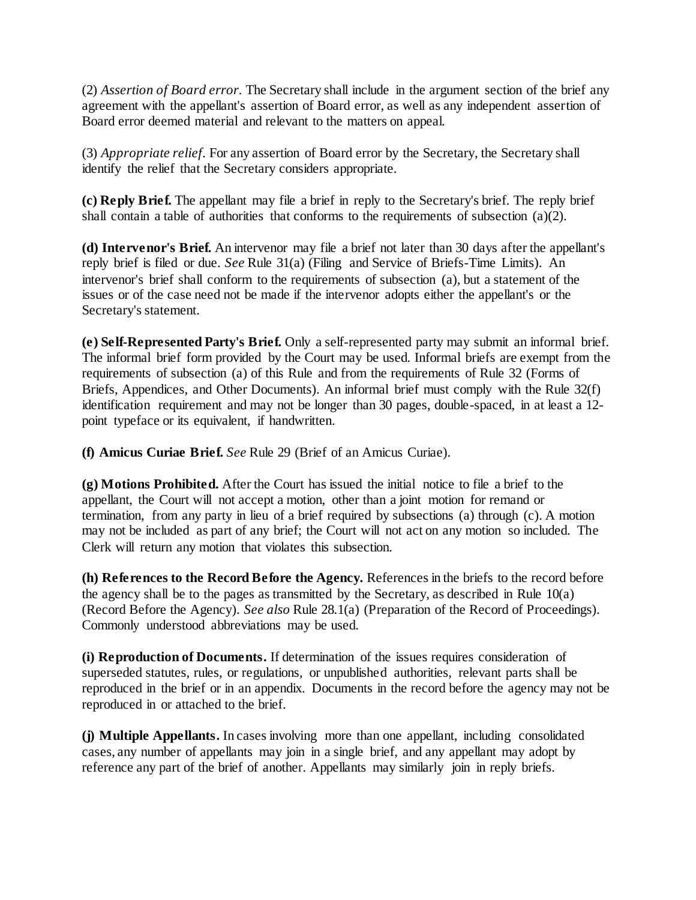(2) *Assertion of Board error.* The Secretary shall include in the argument section of the brief any agreement with the appellant's assertion of Board error, as well as any independent assertion of Board error deemed material and relevant to the matters on appeal.

(3) *Appropriate relief.* For any assertion of Board error by the Secretary, the Secretary shall identify the relief that the Secretary considers appropriate.

**(c) Reply Brief.** The appellant may file a brief in reply to the Secretary's brief. The reply brief shall contain a table of authorities that conforms to the requirements of subsection (a)(2).

**(d) Intervenor's Brief.** An intervenor may file a brief not later than 30 days after the appellant's reply brief is filed or due. *See* Rule 31(a) (Filing and Service of Briefs-Time Limits). An intervenor's brief shall conform to the requirements of subsection (a), but a statement of the issues or of the case need not be made if the intervenor adopts either the appellant's or the Secretary's statement.

**(e) Self-Represented Party's Brief.** Only a self-represented party may submit an informal brief. The informal brief form provided by the Court may be used. Informal briefs are exempt from the requirements of subsection (a) of this Rule and from the requirements of Rule 32 (Forms of Briefs, Appendices, and Other Documents). An informal brief must comply with the Rule 32(f) identification requirement and may not be longer than 30 pages, double-spaced, in at least a 12-point typeface or its equivalent, if handwritten.

**(f) Amicus Curiae Brief.** *See* Rule 29 (Brief of an Amicus Curiae).

**(g) Motions Prohibited.** After the Court has issued the initial notice to file a brief to the appellant, the Court will not accept a motion, other than a joint motion for remand or termination, from any party in lieu of a brief required by subsections (a) through (c). A motion may not be included as part of any brief; the Court will not act on any motion so included. The Clerk will return any motion that violates this subsection.

**(h) References to the Record Before the Agency.** References in the briefs to the record before the agency shall be to the pages as transmitted by the Secretary, as described in Rule 10(a) (Record Before the Agency). *See also* Rule 28.1(a) (Preparation of the Record of Proceedings). Commonly understood abbreviations may be used.

**(i) Reproduction of Documents.** If determination of the issues requires consideration of superseded statutes, rules, or regulations, or unpublished authorities, relevant parts shall be reproduced in the brief or in an appendix. Documents in the record before the agency may not be reproduced in or attached to the brief.

**(j) Multiple Appellants.** In cases involving more than one appellant, including consolidated cases, any number of appellants may join in a single brief, and any appellant may adopt by reference any part of the brief of another. Appellants may similarly join in reply briefs.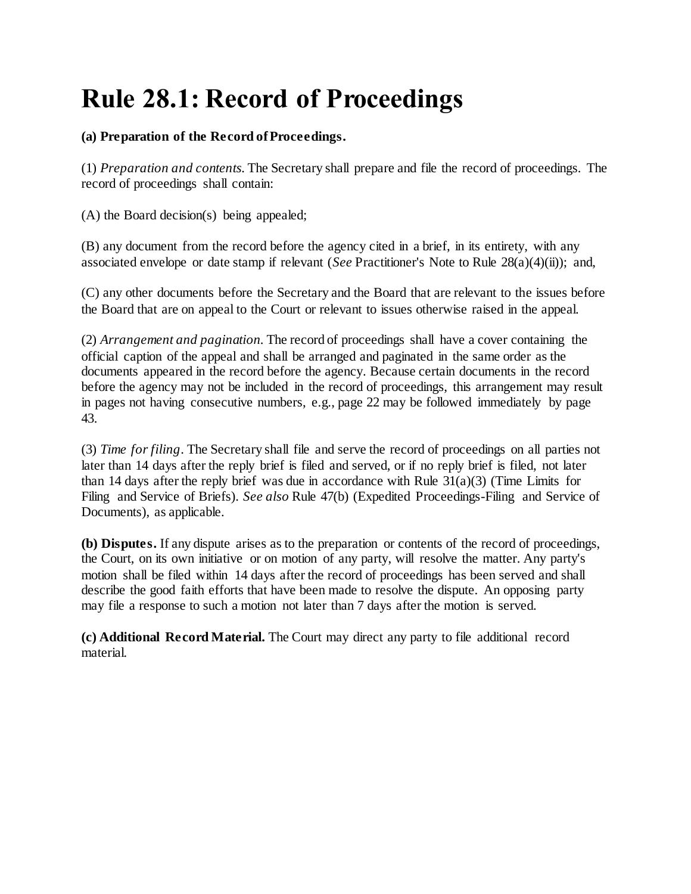# Rule 28.1: Record of Proceedings

**(a) Preparation of the Record of Proceedings.**

(1) *Preparation and contents.* The Secretary shall prepare and file the record of proceedings. The record of proceedings shall contain:

(A) the Board decision(s) being appealed;

(B) any document from the record before the agency cited in a brief, in its entirety, with any associated envelope or date stamp if relevant (*See* Practitioner's Note to Rule 28(a)(4)(ii)); and,

(C) any other documents before the Secretary and the Board that are relevant to the issues before the Board that are on appeal to the Court or relevant to issues otherwise raised in the appeal.

(2) *Arrangement and pagination.* The record of proceedings shall have a cover containing the official caption of the appeal and shall be arranged and paginated in the same order as the documents appeared in the record before the agency. Because certain documents in the record before the agency may not be included in the record of proceedings, this arrangement may result in pages not having consecutive numbers, e.g., page 22 may be followed immediately by page 43.

(3) *Time for filing.* The Secretary shall file and serve the record of proceedings on all parties not later than 14 days after the reply brief is filed and served, or if no reply brief is filed, not later than 14 days after the reply brief was due in accordance with Rule 31(a)(3) (Time Limits for Filing and Service of Briefs). *See also* Rule 47(b) (Expedited Proceedings-Filing and Service of Documents), as applicable.

**(b) Disputes.** If any dispute arises as to the preparation or contents of the record of proceedings, the Court, on its own initiative or on motion of any party, will resolve the matter. Any party's motion shall be filed within 14 days after the record of proceedings has been served and shall describe the good faith efforts that have been made to resolve the dispute. An opposing party may file a response to such a motion not later than 7 days after the motion is served.

**(c) Additional Record Material.** The Court may direct any party to file additional record material.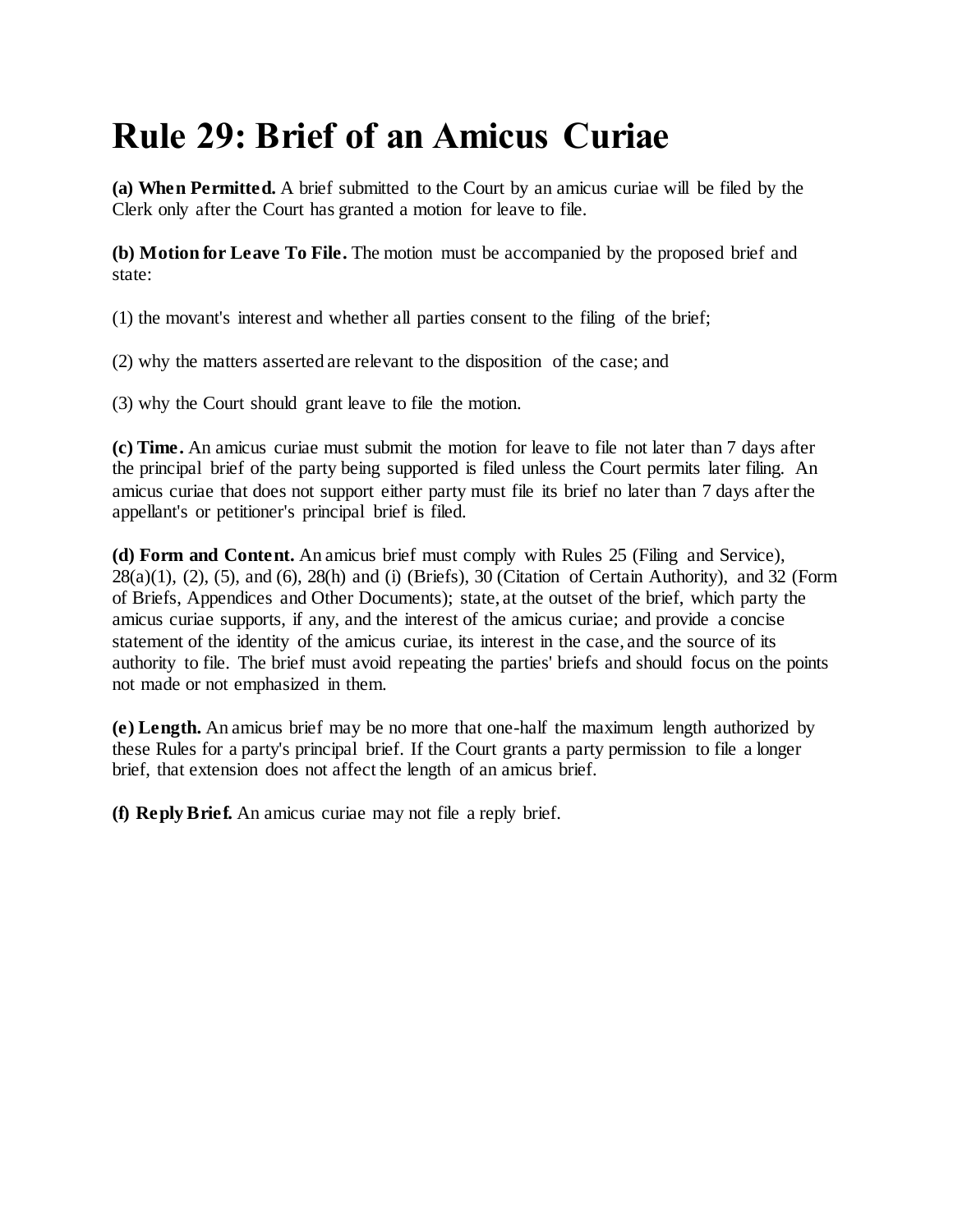# Rule 29: Brief of an Amicus Curiae

**(a) When Permitted.** A brief submitted to the Court by an amicus curiae will be filed by the Clerk only after the Court has granted a motion for leave to file.

**(b) Motion for Leave To File.** The motion must be accompanied by the proposed brief and state:

(1) the movant's interest and whether all parties consent to the filing of the brief;

(2) why the matters asserted are relevant to the disposition of the case; and

(3) why the Court should grant leave to file the motion.

**(c) Time.** An amicus curiae must submit the motion for leave to file not later than 7 days after the principal brief of the party being supported is filed unless the Court permits later filing. An amicus curiae that does not support either party must file its brief no later than 7 days after the appellant's or petitioner's principal brief is filed.

**(d) Form and Content.** An amicus brief must comply with Rules 25 (Filing and Service), 28(a)(1), (2), (5), and (6), 28(h) and (i) (Briefs), 30 (Citation of Certain Authority), and 32 (Form of Briefs, Appendices and Other Documents); state, at the outset of the brief, which party the amicus curiae supports, if any, and the interest of the amicus curiae; and provide a concise statement of the identity of the amicus curiae, its interest in the case, and the source of its authority to file. The brief must avoid repeating the parties' briefs and should focus on the points not made or not emphasized in them.

**(e) Length.** An amicus brief may be no more that one-half the maximum length authorized by these Rules for a party's principal brief. If the Court grants a party permission to file a longer brief, that extension does not affect the length of an amicus brief.

**(f) Reply Brief.** An amicus curiae may not file a reply brief.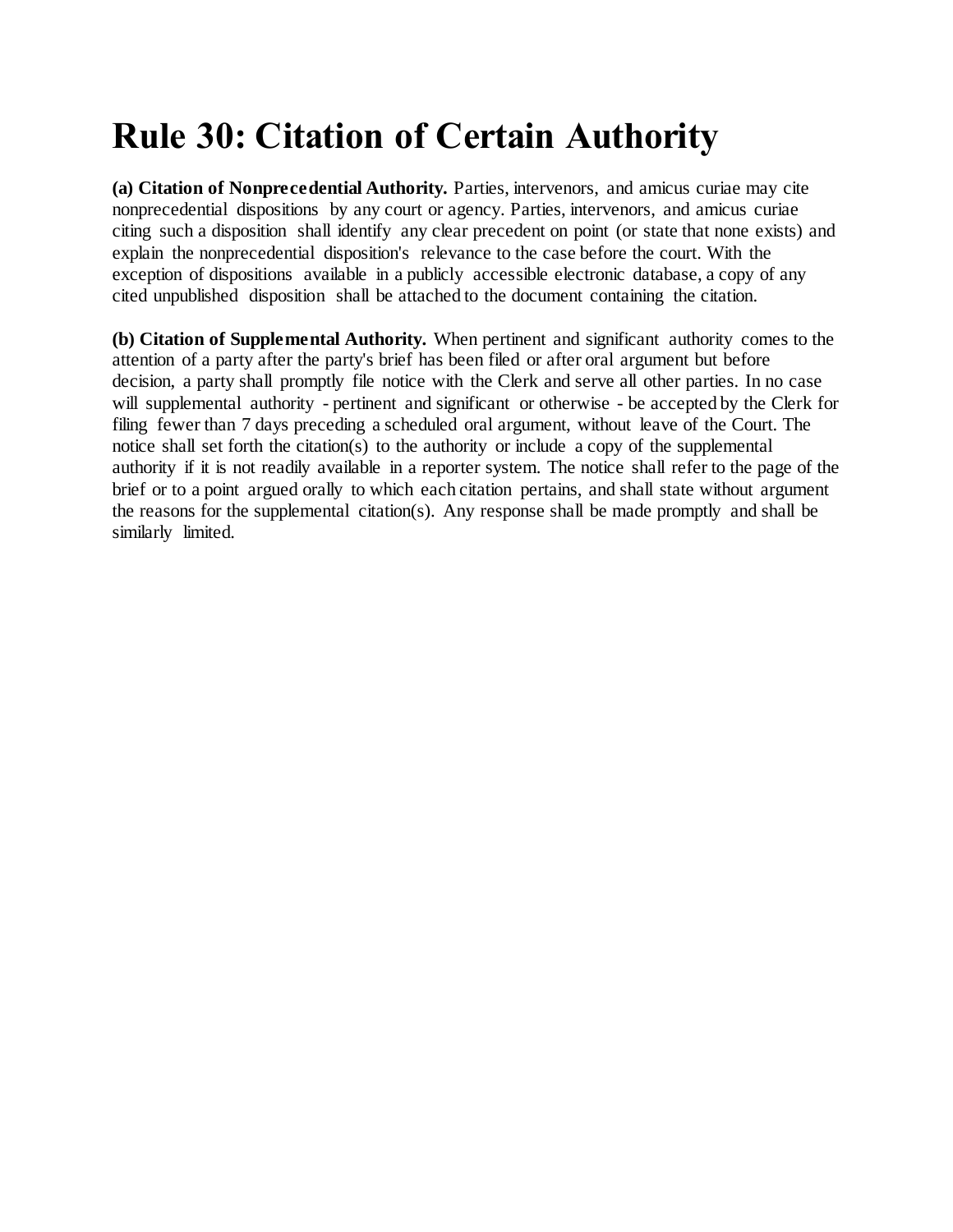# Rule 30: Citation of Certain Authority

**(a) Citation of Nonprecedential Authority.** Parties, intervenors, and amicus curiae may cite nonprecedential dispositions by any court or agency. Parties, intervenors, and amicus curiae citing such a disposition shall identify any clear precedent on point (or state that none exists) and explain the nonprecedential disposition's relevance to the case before the court. With the exception of dispositions available in a publicly accessible electronic database, a copy of any cited unpublished disposition shall be attached to the document containing the citation.

**(b) Citation of Supplemental Authority.** When pertinent and significant authority comes to the attention of a party after the party's brief has been filed or after oral argument but before decision, a party shall promptly file notice with the Clerk and serve all other parties. In no case will supplemental authority - pertinent and significant or otherwise - be accepted by the Clerk for filing fewer than 7 days preceding a scheduled oral argument, without leave of the Court. The notice shall set forth the citation(s) to the authority or include a copy of the supplemental authority if it is not readily available in a reporter system. The notice shall refer to the page of the brief or to a point argued orally to which each citation pertains, and shall state without argument the reasons for the supplemental citation(s). Any response shall be made promptly and shall be similarly limited.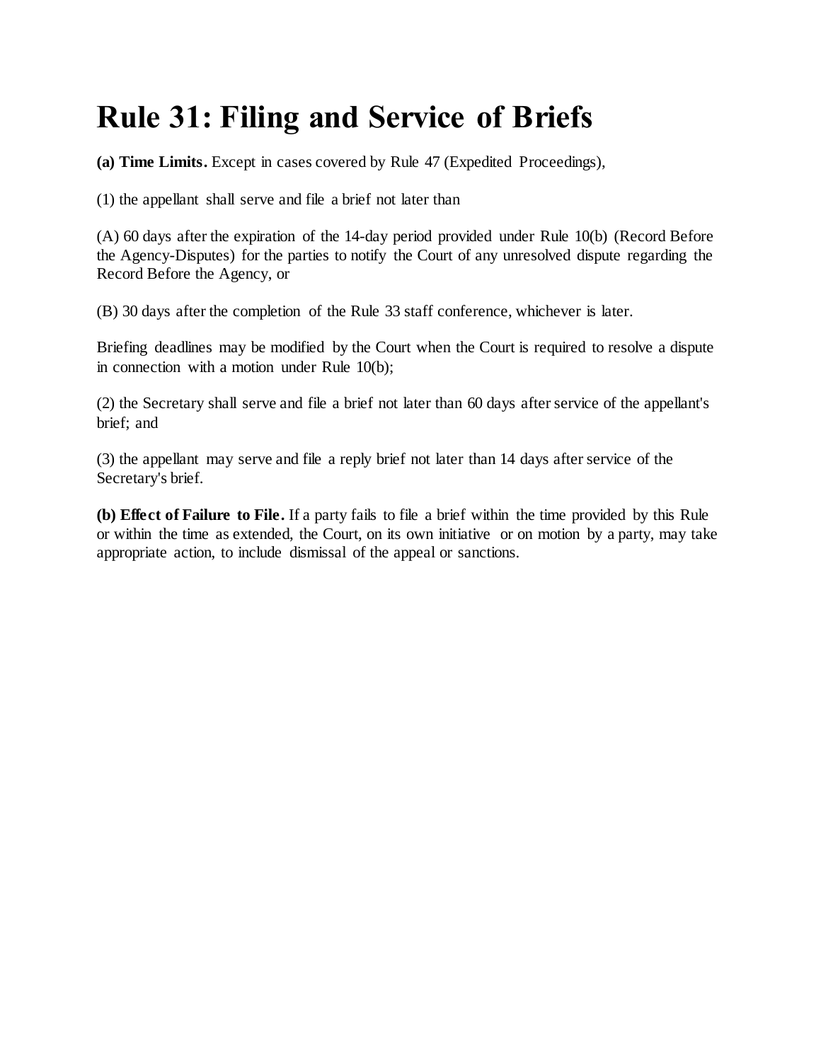# Rule 31: Filing and Service of Briefs

**(a) Time Limits.** Except in cases covered by Rule 47 (Expedited Proceedings),

(1) the appellant shall serve and file a brief not later than

(A) 60 days after the expiration of the 14-day period provided under Rule 10(b) (Record Before the Agency-Disputes) for the parties to notify the Court of any unresolved dispute regarding the Record Before the Agency, or

(B) 30 days after the completion of the Rule 33 staff conference, whichever is later.

Briefing deadlines may be modified by the Court when the Court is required to resolve a dispute in connection with a motion under Rule 10(b);

(2) the Secretary shall serve and file a brief not later than 60 days after service of the appellant's brief; and

(3) the appellant may serve and file a reply brief not later than 14 days after service of the Secretary's brief.

**(b) Effect of Failure to File.** If a party fails to file a brief within the time provided by this Rule or within the time as extended, the Court, on its own initiative or on motion by a party, may take appropriate action, to include dismissal of the appeal or sanctions.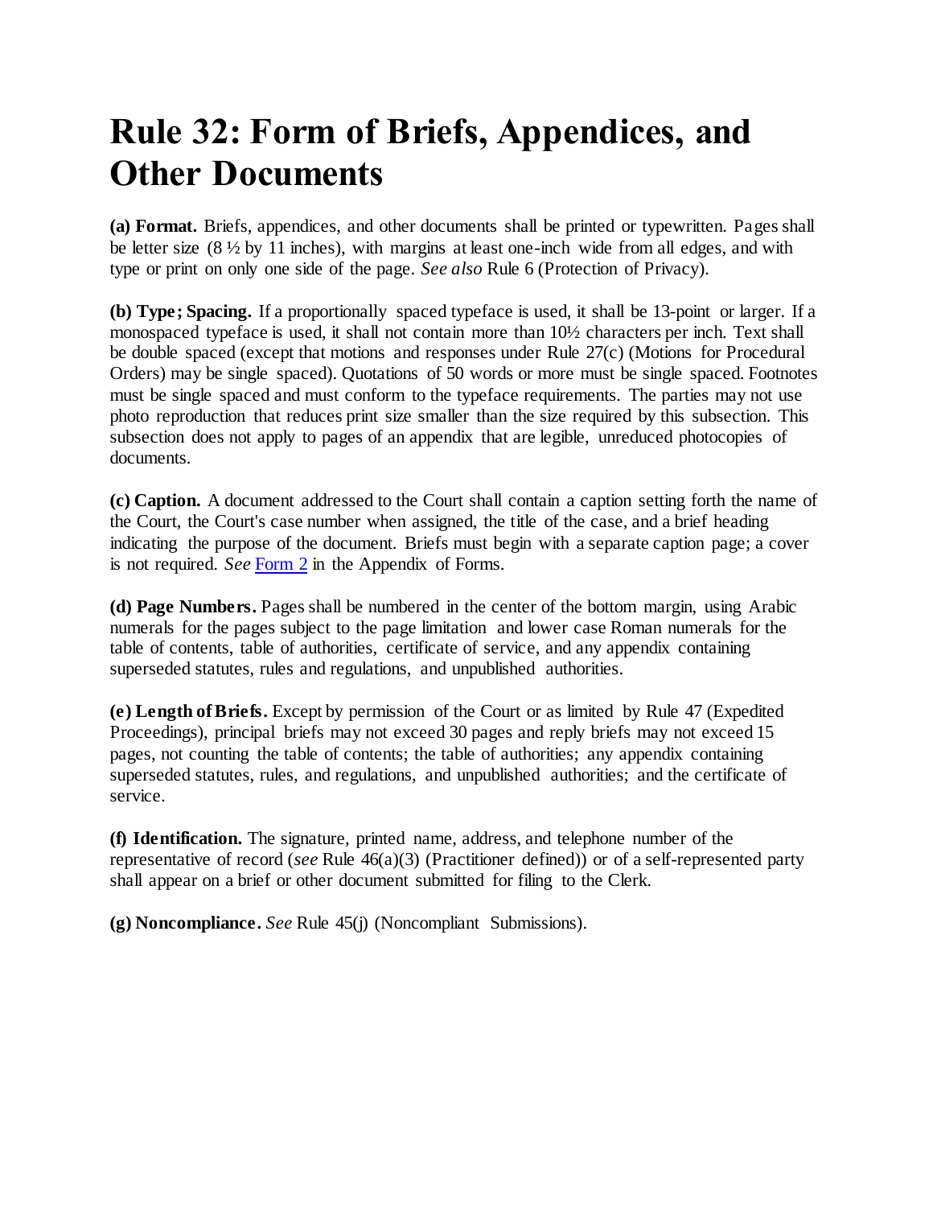# Rule 32: Form of Briefs, Appendices, and Other Documents

**(a) Format.** Briefs, appendices, and other documents shall be printed or typewritten. Pages shall be letter size (8 ½ by 11 inches), with margins at least one-inch wide from all edges, and with type or print on only one side of the page. *See also* Rule 6 (Protection of Privacy).

**(b) Type; Spacing.** If a proportionally spaced typeface is used, it shall be 13-point or larger. If a monospaced typeface is used, it shall not contain more than 10½ characters per inch. Text shall be double spaced (except that motions and responses under Rule 27(c) (Motions for Procedural Orders) may be single spaced). Quotations of 50 words or more must be single spaced. Footnotes must be single spaced and must conform to the typeface requirements. The parties may not use photo reproduction that reduces print size smaller than the size required by this subsection. This subsection does not apply to pages of an appendix that are legible, unreduced photocopies of documents.

**(c) Caption.** A document addressed to the Court shall contain a caption setting forth the name of the Court, the Court's case number when assigned, the title of the case, and a brief heading indicating the purpose of the document. Briefs must begin with a separate caption page; a cover is not required. *See* Form 2 in the Appendix of Forms.

**(d) Page Numbers.** Pages shall be numbered in the center of the bottom margin, using Arabic numerals for the pages subject to the page limitation and lower case Roman numerals for the table of contents, table of authorities, certificate of service, and any appendix containing superseded statutes, rules and regulations, and unpublished authorities.

**(e) Length of Briefs.** Except by permission of the Court or as limited by Rule 47 (Expedited Proceedings), principal briefs may not exceed 30 pages and reply briefs may not exceed 15 pages, not counting the table of contents; the table of authorities; any appendix containing superseded statutes, rules, and regulations, and unpublished authorities; and the certificate of service.

**(f) Identification.** The signature, printed name, address, and telephone number of the representative of record (*see* Rule 46(a)(3) (Practitioner defined)) or of a self-represented party shall appear on a brief or other document submitted for filing to the Clerk.

**(g) Noncompliance.** *See* Rule 45(j) (Noncompliant Submissions).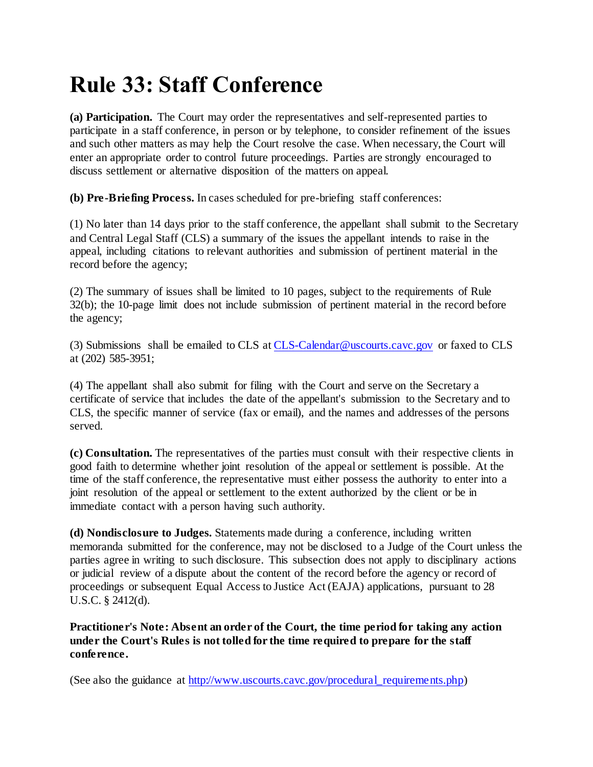# Rule 33: Staff Conference

**(a) Participation.** The Court may order the representatives and self-represented parties to participate in a staff conference, in person or by telephone, to consider refinement of the issues and such other matters as may help the Court resolve the case. When necessary, the Court will enter an appropriate order to control future proceedings. Parties are strongly encouraged to discuss settlement or alternative disposition of the matters on appeal.

**(b) Pre-Briefing Process.** In cases scheduled for pre-briefing staff conferences:

(1) No later than 14 days prior to the staff conference, the appellant shall submit to the Secretary and Central Legal Staff (CLS) a summary of the issues the appellant intends to raise in the appeal, including citations to relevant authorities and submission of pertinent material in the record before the agency;

(2) The summary of issues shall be limited to 10 pages, subject to the requirements of Rule 32(b); the 10-page limit does not include submission of pertinent material in the record before the agency;

(3) Submissions shall be emailed to CLS at CLS-Calendar@uscourts.cavc.gov or faxed to CLS at (202) 585-3951;

(4) The appellant shall also submit for filing with the Court and serve on the Secretary a certificate of service that includes the date of the appellant's submission to the Secretary and to CLS, the specific manner of service (fax or email), and the names and addresses of the persons served.

**(c) Consultation.** The representatives of the parties must consult with their respective clients in good faith to determine whether joint resolution of the appeal or settlement is possible. At the time of the staff conference, the representative must either possess the authority to enter into a joint resolution of the appeal or settlement to the extent authorized by the client or be in immediate contact with a person having such authority.

**(d) Nondisclosure to Judges.** Statements made during a conference, including written memoranda submitted for the conference, may not be disclosed to a Judge of the Court unless the parties agree in writing to such disclosure. This subsection does not apply to disciplinary actions or judicial review of a dispute about the content of the record before the agency or record of proceedings or subsequent Equal Access to Justice Act (EAJA) applications, pursuant to 28 U.S.C. § 2412(d).

**Practitioner's Note: Absent an order of the Court, the time period for taking any action under the Court's Rules is not tolled for the time required to prepare for the staff conference.**

(See also the guidance at http://www.uscourts.cavc.gov/procedural_requirements.php)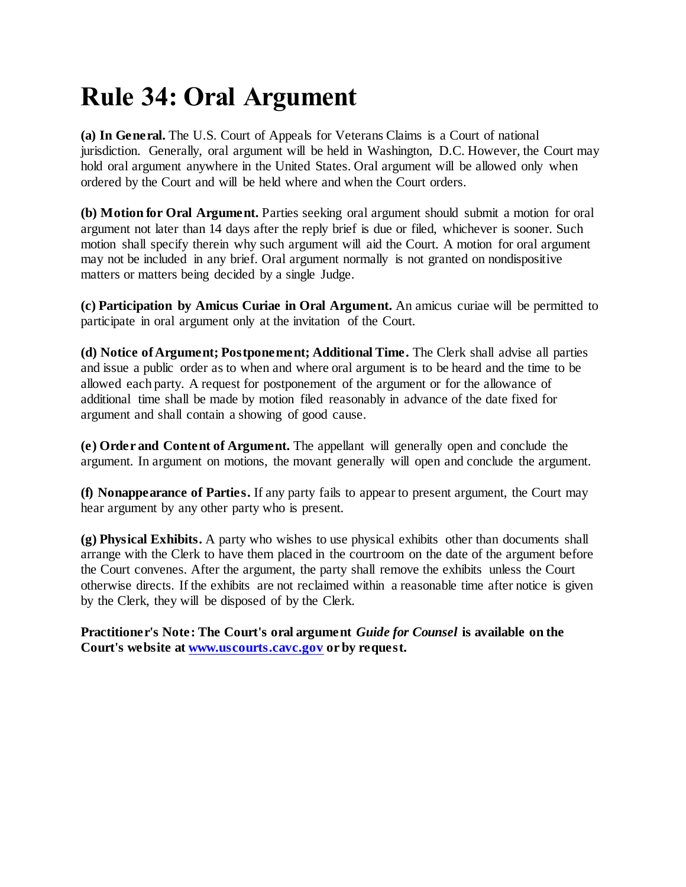# Rule 34: Oral Argument

**(a) In General.** The U.S. Court of Appeals for Veterans Claims is a Court of national jurisdiction. Generally, oral argument will be held in Washington, D.C. However, the Court may hold oral argument anywhere in the United States. Oral argument will be allowed only when ordered by the Court and will be held where and when the Court orders.

**(b) Motion for Oral Argument.** Parties seeking oral argument should submit a motion for oral argument not later than 14 days after the reply brief is due or filed, whichever is sooner. Such motion shall specify therein why such argument will aid the Court. A motion for oral argument may not be included in any brief. Oral argument normally is not granted on nondispositive matters or matters being decided by a single Judge.

**(c) Participation by Amicus Curiae in Oral Argument.** An amicus curiae will be permitted to participate in oral argument only at the invitation of the Court.

**(d) Notice of Argument; Postponement; Additional Time.** The Clerk shall advise all parties and issue a public order as to when and where oral argument is to be heard and the time to be allowed each party. A request for postponement of the argument or for the allowance of additional time shall be made by motion filed reasonably in advance of the date fixed for argument and shall contain a showing of good cause.

**(e) Order and Content of Argument.** The appellant will generally open and conclude the argument. In argument on motions, the movant generally will open and conclude the argument.

**(f) Nonappearance of Parties.** If any party fails to appear to present argument, the Court may hear argument by any other party who is present.

**(g) Physical Exhibits.** A party who wishes to use physical exhibits other than documents shall arrange with the Clerk to have them placed in the courtroom on the date of the argument before the Court convenes. After the argument, the party shall remove the exhibits unless the Court otherwise directs. If the exhibits are not reclaimed within a reasonable time after notice is given by the Clerk, they will be disposed of by the Clerk.

**Practitioner's Note: The Court's oral argument *Guide for Counsel* is available on the Court's website at [www.uscourts.cavc.gov](http://www.uscourts.cavc.gov) or by request.**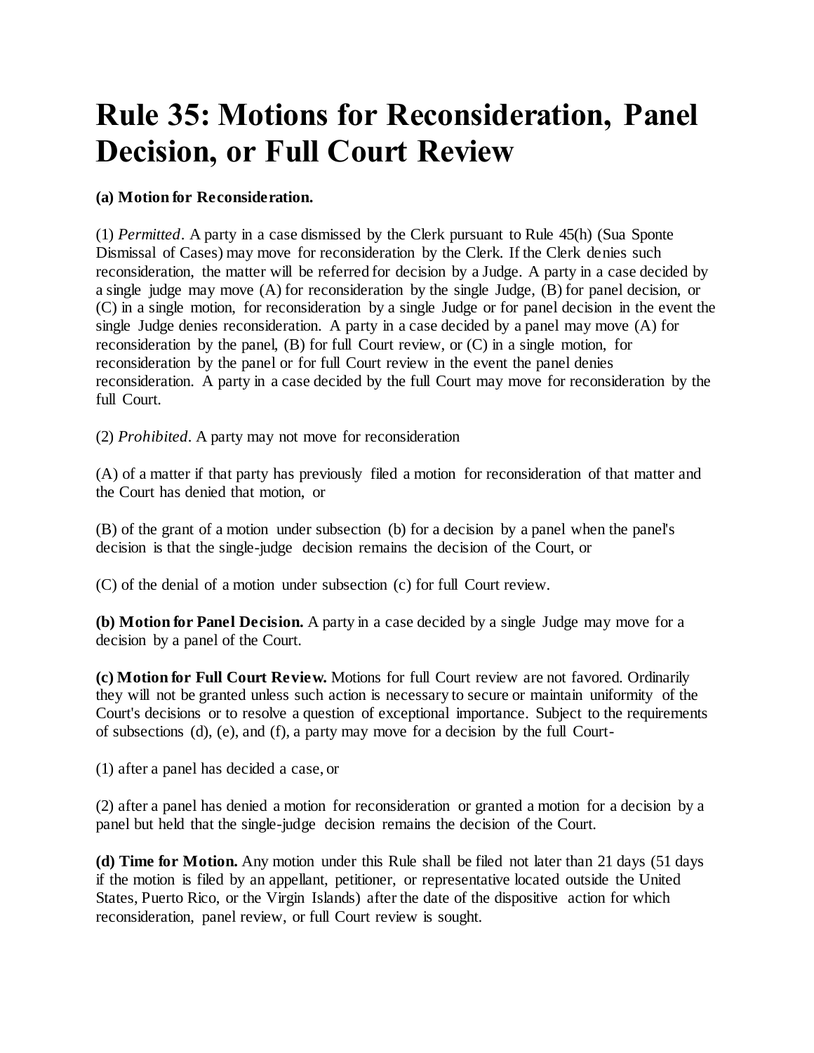# Rule 35: Motions for Reconsideration, Panel Decision, or Full Court Review

**(a) Motion for Reconsideration.**

(1) *Permitted*. A party in a case dismissed by the Clerk pursuant to Rule 45(h) (Sua Sponte Dismissal of Cases) may move for reconsideration by the Clerk. If the Clerk denies such reconsideration, the matter will be referred for decision by a Judge. A party in a case decided by a single judge may move (A) for reconsideration by the single Judge, (B) for panel decision, or (C) in a single motion, for reconsideration by a single Judge or for panel decision in the event the single Judge denies reconsideration. A party in a case decided by a panel may move (A) for reconsideration by the panel, (B) for full Court review, or (C) in a single motion, for reconsideration by the panel or for full Court review in the event the panel denies reconsideration. A party in a case decided by the full Court may move for reconsideration by the full Court.

(2) *Prohibited*. A party may not move for reconsideration

(A) of a matter if that party has previously filed a motion for reconsideration of that matter and the Court has denied that motion, or

(B) of the grant of a motion under subsection (b) for a decision by a panel when the panel's decision is that the single-judge decision remains the decision of the Court, or

(C) of the denial of a motion under subsection (c) for full Court review.

**(b) Motion for Panel Decision.** A party in a case decided by a single Judge may move for a decision by a panel of the Court.

**(c) Motion for Full Court Review.** Motions for full Court review are not favored. Ordinarily they will not be granted unless such action is necessary to secure or maintain uniformity of the Court's decisions or to resolve a question of exceptional importance. Subject to the requirements of subsections (d), (e), and (f), a party may move for a decision by the full Court-

(1) after a panel has decided a case, or

(2) after a panel has denied a motion for reconsideration or granted a motion for a decision by a panel but held that the single-judge decision remains the decision of the Court.

**(d) Time for Motion.** Any motion under this Rule shall be filed not later than 21 days (51 days if the motion is filed by an appellant, petitioner, or representative located outside the United States, Puerto Rico, or the Virgin Islands) after the date of the dispositive action for which reconsideration, panel review, or full Court review is sought.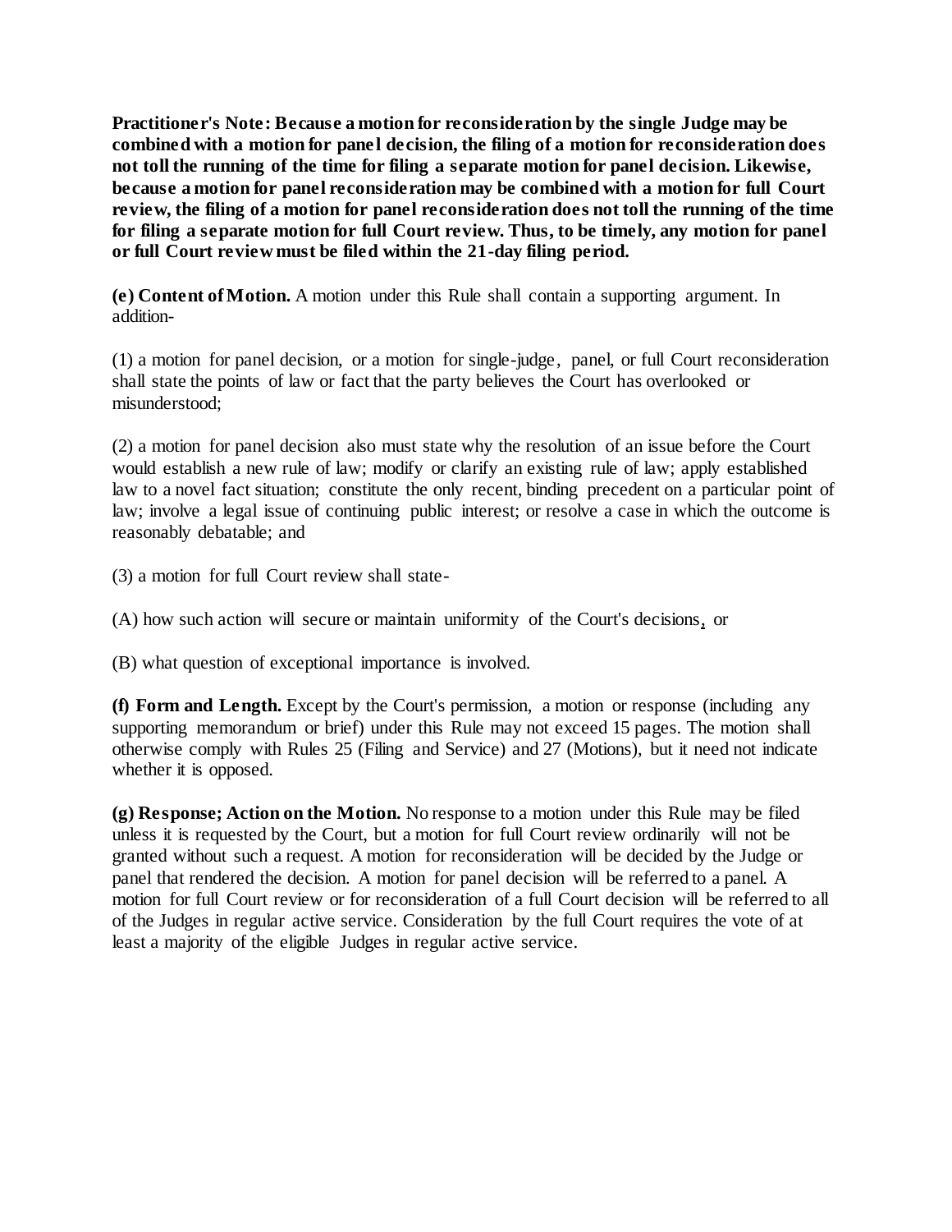**Practitioner's Note: Because a motion for reconsideration by the single Judge may be combined with a motion for panel decision, the filing of a motion for reconsideration does not toll the running of the time for filing a separate motion for panel decision. Likewise, because a motion for panel reconsideration may be combined with a motion for full Court review, the filing of a motion for panel reconsideration does not toll the running of the time for filing a separate motion for full Court review. Thus, to be timely, any motion for panel or full Court review must be filed within the 21-day filing period.**

**(e) Content of Motion.** A motion under this Rule shall contain a supporting argument. In addition-

(1) a motion for panel decision, or a motion for single-judge, panel, or full Court reconsideration shall state the points of law or fact that the party believes the Court has overlooked or misunderstood;

(2) a motion for panel decision also must state why the resolution of an issue before the Court would establish a new rule of law; modify or clarify an existing rule of law; apply established law to a novel fact situation; constitute the only recent, binding precedent on a particular point of law; involve a legal issue of continuing public interest; or resolve a case in which the outcome is reasonably debatable; and

(3) a motion for full Court review shall state-

(A) how such action will secure or maintain uniformity of the Court's decisions, or

(B) what question of exceptional importance is involved.

**(f) Form and Length.** Except by the Court's permission, a motion or response (including any supporting memorandum or brief) under this Rule may not exceed 15 pages. The motion shall otherwise comply with Rules 25 (Filing and Service) and 27 (Motions), but it need not indicate whether it is opposed.

**(g) Response; Action on the Motion.** No response to a motion under this Rule may be filed unless it is requested by the Court, but a motion for full Court review ordinarily will not be granted without such a request. A motion for reconsideration will be decided by the Judge or panel that rendered the decision. A motion for panel decision will be referred to a panel. A motion for full Court review or for reconsideration of a full Court decision will be referred to all of the Judges in regular active service. Consideration by the full Court requires the vote of at least a majority of the eligible Judges in regular active service.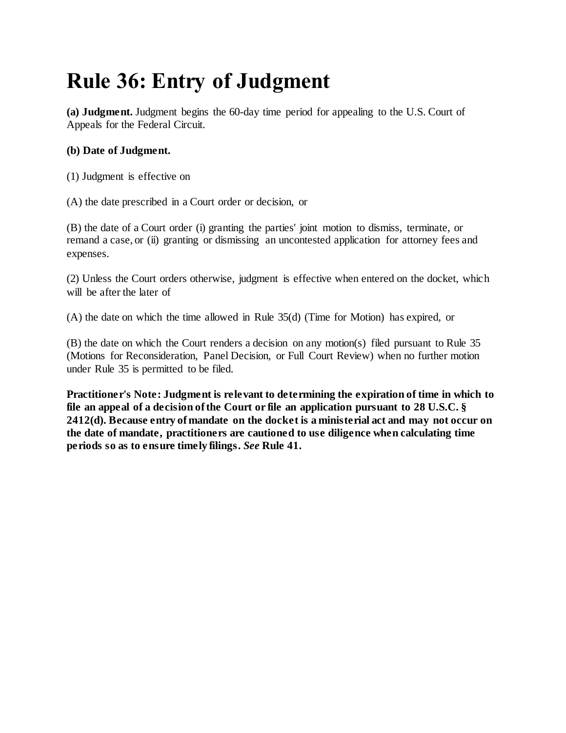# Rule 36: Entry of Judgment

**(a) Judgment.** Judgment begins the 60-day time period for appealing to the U.S. Court of Appeals for the Federal Circuit.

**(b) Date of Judgment.**

(1) Judgment is effective on

(A) the date prescribed in a Court order or decision, or

(B) the date of a Court order (i) granting the parties' joint motion to dismiss, terminate, or remand a case, or (ii) granting or dismissing an uncontested application for attorney fees and expenses.

(2) Unless the Court orders otherwise, judgment is effective when entered on the docket, which will be after the later of

(A) the date on which the time allowed in Rule 35(d) (Time for Motion) has expired, or

(B) the date on which the Court renders a decision on any motion(s) filed pursuant to Rule 35 (Motions for Reconsideration, Panel Decision, or Full Court Review) when no further motion under Rule 35 is permitted to be filed.

**Practitioner's Note: Judgment is relevant to determining the expiration of time in which to file an appeal of a decision of the Court or file an application pursuant to 28 U.S.C. § 2412(d). Because entry of mandate on the docket is a ministerial act and may not occur on the date of mandate, practitioners are cautioned to use diligence when calculating time periods so as to ensure timely filings. *See* Rule 41.**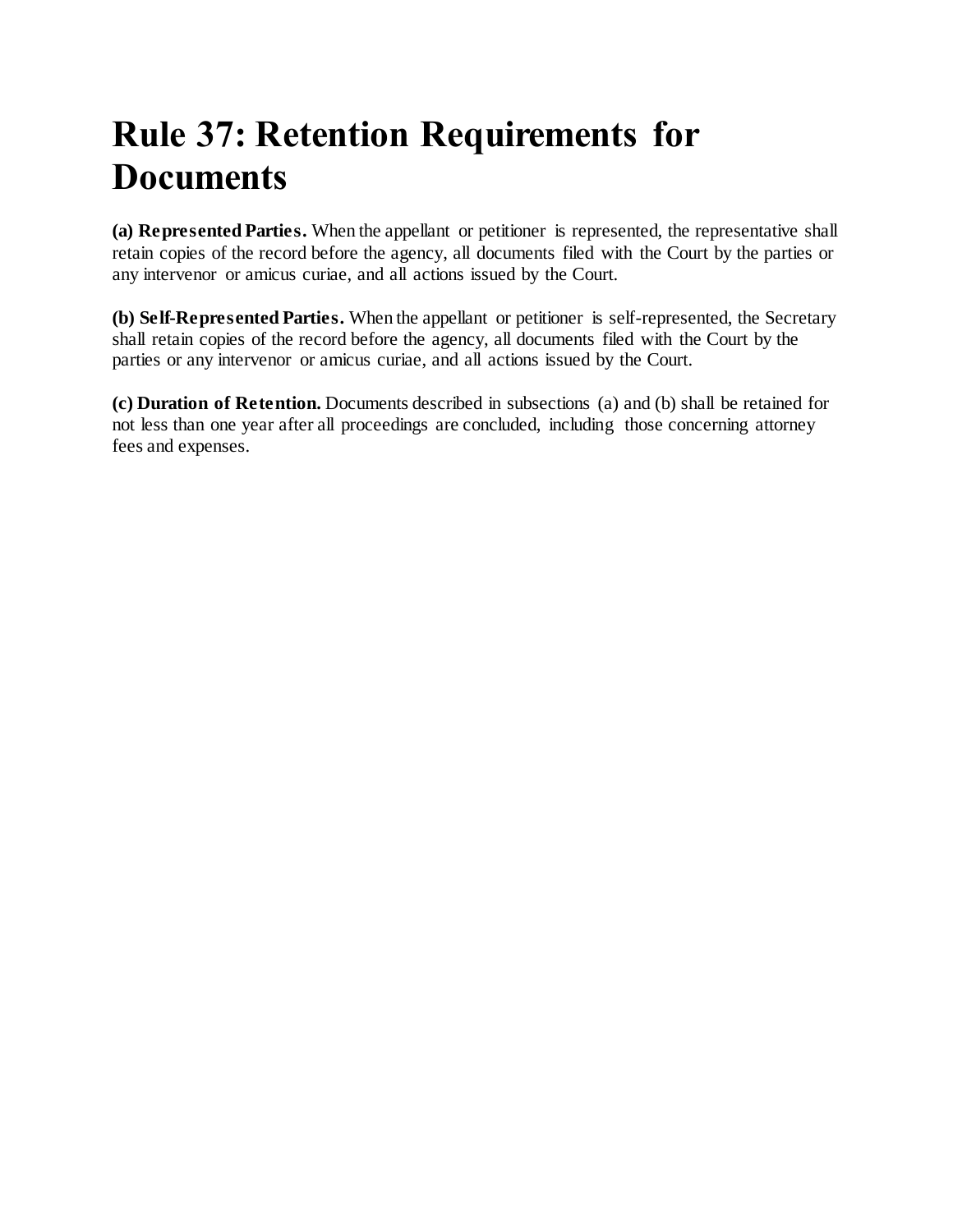# Rule 37: Retention Requirements for Documents

**(a) Represented Parties.** When the appellant or petitioner is represented, the representative shall retain copies of the record before the agency, all documents filed with the Court by the parties or any intervenor or amicus curiae, and all actions issued by the Court.

**(b) Self-Represented Parties.** When the appellant or petitioner is self-represented, the Secretary shall retain copies of the record before the agency, all documents filed with the Court by the parties or any intervenor or amicus curiae, and all actions issued by the Court.

**(c) Duration of Retention.** Documents described in subsections (a) and (b) shall be retained for not less than one year after all proceedings are concluded, including those concerning attorney fees and expenses.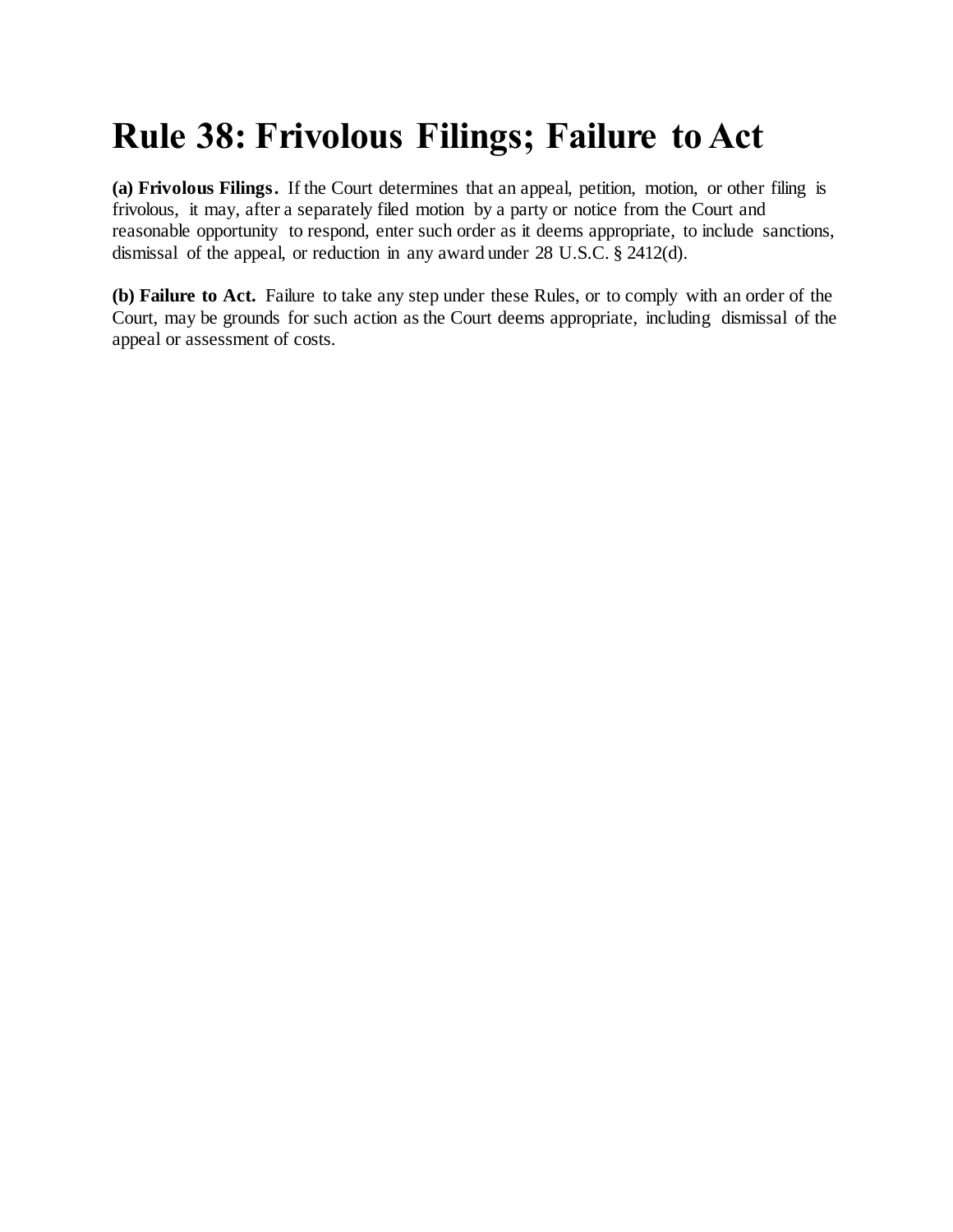# Rule 38: Frivolous Filings; Failure to Act

**(a) Frivolous Filings.** If the Court determines that an appeal, petition, motion, or other filing is frivolous, it may, after a separately filed motion by a party or notice from the Court and reasonable opportunity to respond, enter such order as it deems appropriate, to include sanctions, dismissal of the appeal, or reduction in any award under 28 U.S.C. § 2412(d).

**(b) Failure to Act.** Failure to take any step under these Rules, or to comply with an order of the Court, may be grounds for such action as the Court deems appropriate, including dismissal of the appeal or assessment of costs.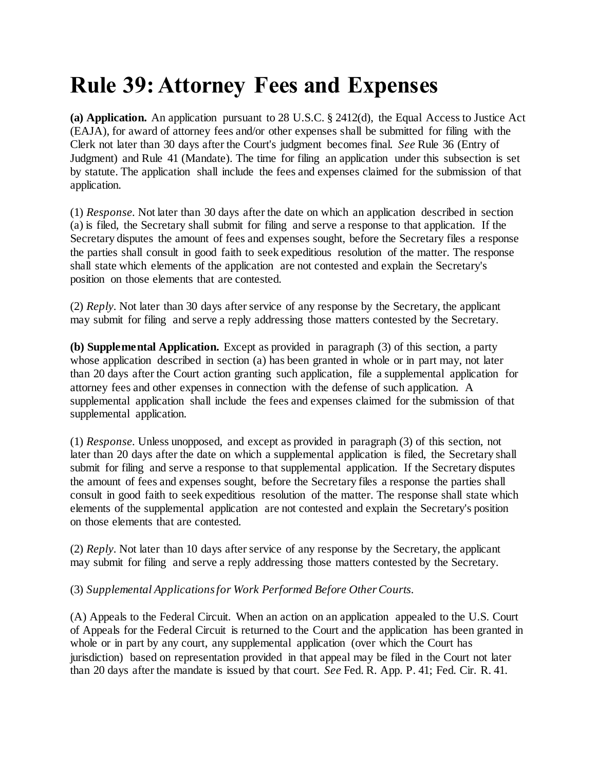# Rule 39: Attorney Fees and Expenses

**(a) Application.** An application pursuant to 28 U.S.C. § 2412(d), the Equal Access to Justice Act (EAJA), for award of attorney fees and/or other expenses shall be submitted for filing with the Clerk not later than 30 days after the Court's judgment becomes final. *See* Rule 36 (Entry of Judgment) and Rule 41 (Mandate). The time for filing an application under this subsection is set by statute. The application shall include the fees and expenses claimed for the submission of that application.

(1) *Response*. Not later than 30 days after the date on which an application described in section (a) is filed, the Secretary shall submit for filing and serve a response to that application. If the Secretary disputes the amount of fees and expenses sought, before the Secretary files a response the parties shall consult in good faith to seek expeditious resolution of the matter. The response shall state which elements of the application are not contested and explain the Secretary's position on those elements that are contested.

(2) *Reply*. Not later than 30 days after service of any response by the Secretary, the applicant may submit for filing and serve a reply addressing those matters contested by the Secretary.

**(b) Supplemental Application.** Except as provided in paragraph (3) of this section, a party whose application described in section (a) has been granted in whole or in part may, not later than 20 days after the Court action granting such application, file a supplemental application for attorney fees and other expenses in connection with the defense of such application. A supplemental application shall include the fees and expenses claimed for the submission of that supplemental application.

(1) *Response*. Unless unopposed, and except as provided in paragraph (3) of this section, not later than 20 days after the date on which a supplemental application is filed, the Secretary shall submit for filing and serve a response to that supplemental application. If the Secretary disputes the amount of fees and expenses sought, before the Secretary files a response the parties shall consult in good faith to seek expeditious resolution of the matter. The response shall state which elements of the supplemental application are not contested and explain the Secretary's position on those elements that are contested.

(2) *Reply*. Not later than 10 days after service of any response by the Secretary, the applicant may submit for filing and serve a reply addressing those matters contested by the Secretary.

(3) *Supplemental Applications for Work Performed Before Other Courts*.

(A) Appeals to the Federal Circuit. When an action on an application appealed to the U.S. Court of Appeals for the Federal Circuit is returned to the Court and the application has been granted in whole or in part by any court, any supplemental application (over which the Court has jurisdiction) based on representation provided in that appeal may be filed in the Court not later than 20 days after the mandate is issued by that court. *See* Fed. R. App. P. 41; Fed. Cir. R. 41.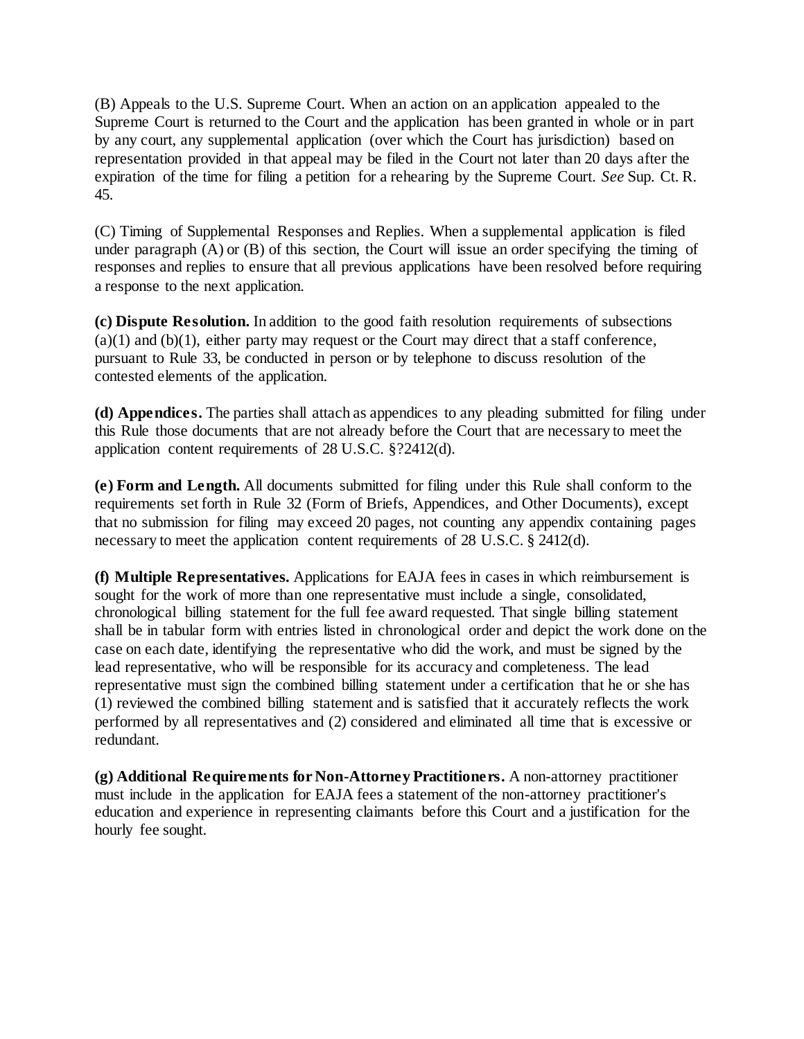(B) Appeals to the U.S. Supreme Court. When an action on an application appealed to the Supreme Court is returned to the Court and the application has been granted in whole or in part by any court, any supplemental application (over which the Court has jurisdiction) based on representation provided in that appeal may be filed in the Court not later than 20 days after the expiration of the time for filing a petition for a rehearing by the Supreme Court. *See* Sup. Ct. R. 45.

(C) Timing of Supplemental Responses and Replies. When a supplemental application is filed under paragraph (A) or (B) of this section, the Court will issue an order specifying the timing of responses and replies to ensure that all previous applications have been resolved before requiring a response to the next application.

**(c) Dispute Resolution.** In addition to the good faith resolution requirements of subsections (a)(1) and (b)(1), either party may request or the Court may direct that a staff conference, pursuant to Rule 33, be conducted in person or by telephone to discuss resolution of the contested elements of the application.

**(d) Appendices.** The parties shall attach as appendices to any pleading submitted for filing under this Rule those documents that are not already before the Court that are necessary to meet the application content requirements of 28 U.S.C. §?2412(d).

**(e) Form and Length.** All documents submitted for filing under this Rule shall conform to the requirements set forth in Rule 32 (Form of Briefs, Appendices, and Other Documents), except that no submission for filing may exceed 20 pages, not counting any appendix containing pages necessary to meet the application content requirements of 28 U.S.C. § 2412(d).

**(f) Multiple Representatives.** Applications for EAJA fees in cases in which reimbursement is sought for the work of more than one representative must include a single, consolidated, chronological billing statement for the full fee award requested. That single billing statement shall be in tabular form with entries listed in chronological order and depict the work done on the case on each date, identifying the representative who did the work, and must be signed by the lead representative, who will be responsible for its accuracy and completeness. The lead representative must sign the combined billing statement under a certification that he or she has (1) reviewed the combined billing statement and is satisfied that it accurately reflects the work performed by all representatives and (2) considered and eliminated all time that is excessive or redundant.

**(g) Additional Requirements for Non-Attorney Practitioners.** A non-attorney practitioner must include in the application for EAJA fees a statement of the non-attorney practitioner's education and experience in representing claimants before this Court and a justification for the hourly fee sought.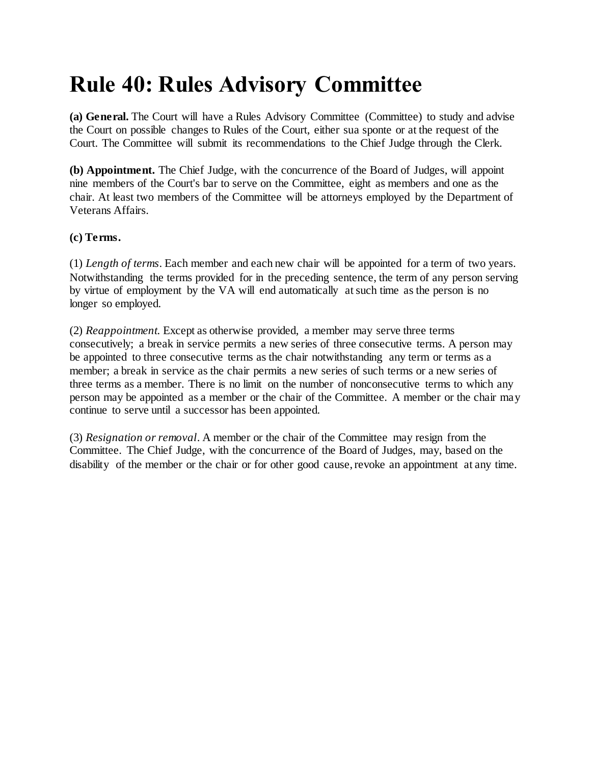# Rule 40: Rules Advisory Committee

**(a) General.** The Court will have a Rules Advisory Committee (Committee) to study and advise the Court on possible changes to Rules of the Court, either sua sponte or at the request of the Court. The Committee will submit its recommendations to the Chief Judge through the Clerk.

**(b) Appointment.** The Chief Judge, with the concurrence of the Board of Judges, will appoint nine members of the Court's bar to serve on the Committee, eight as members and one as the chair. At least two members of the Committee will be attorneys employed by the Department of Veterans Affairs.

**(c) Terms.**

(1) *Length of terms*. Each member and each new chair will be appointed for a term of two years. Notwithstanding the terms provided for in the preceding sentence, the term of any person serving by virtue of employment by the VA will end automatically at such time as the person is no longer so employed.

(2) *Reappointment.* Except as otherwise provided, a member may serve three terms consecutively; a break in service permits a new series of three consecutive terms. A person may be appointed to three consecutive terms as the chair notwithstanding any term or terms as a member; a break in service as the chair permits a new series of such terms or a new series of three terms as a member. There is no limit on the number of nonconsecutive terms to which any person may be appointed as a member or the chair of the Committee. A member or the chair may continue to serve until a successor has been appointed.

(3) *Resignation or removal*. A member or the chair of the Committee may resign from the Committee. The Chief Judge, with the concurrence of the Board of Judges, may, based on the disability of the member or the chair or for other good cause, revoke an appointment at any time.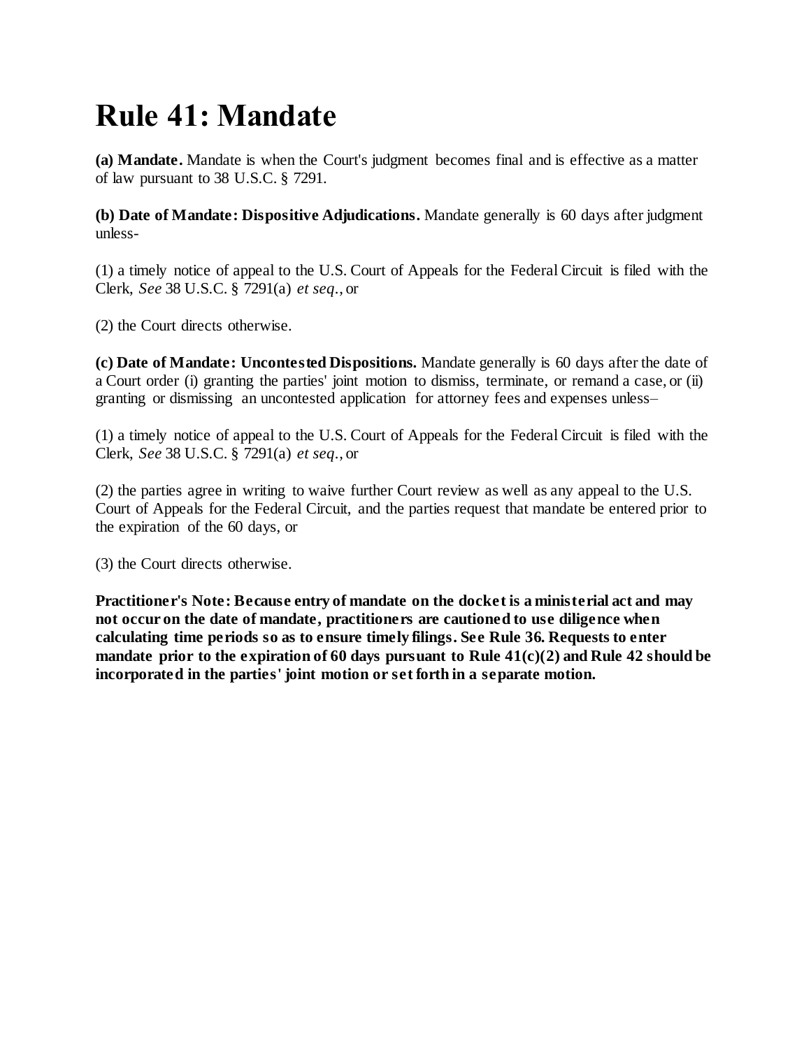# Rule 41: Mandate

**(a) Mandate.** Mandate is when the Court's judgment becomes final and is effective as a matter of law pursuant to 38 U.S.C. § 7291.

**(b) Date of Mandate: Dispositive Adjudications.** Mandate generally is 60 days after judgment unless-

(1) a timely notice of appeal to the U.S. Court of Appeals for the Federal Circuit is filed with the Clerk, *See* 38 U.S.C. § 7291(a) *et seq.*, or

(2) the Court directs otherwise.

**(c) Date of Mandate: Uncontested Dispositions.** Mandate generally is 60 days after the date of a Court order (i) granting the parties' joint motion to dismiss, terminate, or remand a case, or (ii) granting or dismissing an uncontested application for attorney fees and expenses unless–

(1) a timely notice of appeal to the U.S. Court of Appeals for the Federal Circuit is filed with the Clerk, *See* 38 U.S.C. § 7291(a) *et seq.*, or

(2) the parties agree in writing to waive further Court review as well as any appeal to the U.S. Court of Appeals for the Federal Circuit, and the parties request that mandate be entered prior to the expiration of the 60 days, or

(3) the Court directs otherwise.

**Practitioner's Note: Because entry of mandate on the docket is a ministerial act and may not occur on the date of mandate, practitioners are cautioned to use diligence when calculating time periods so as to ensure timely filings. See Rule 36. Requests to enter mandate prior to the expiration of 60 days pursuant to Rule 41(c)(2) and Rule 42 should be incorporated in the parties' joint motion or set forth in a separate motion.**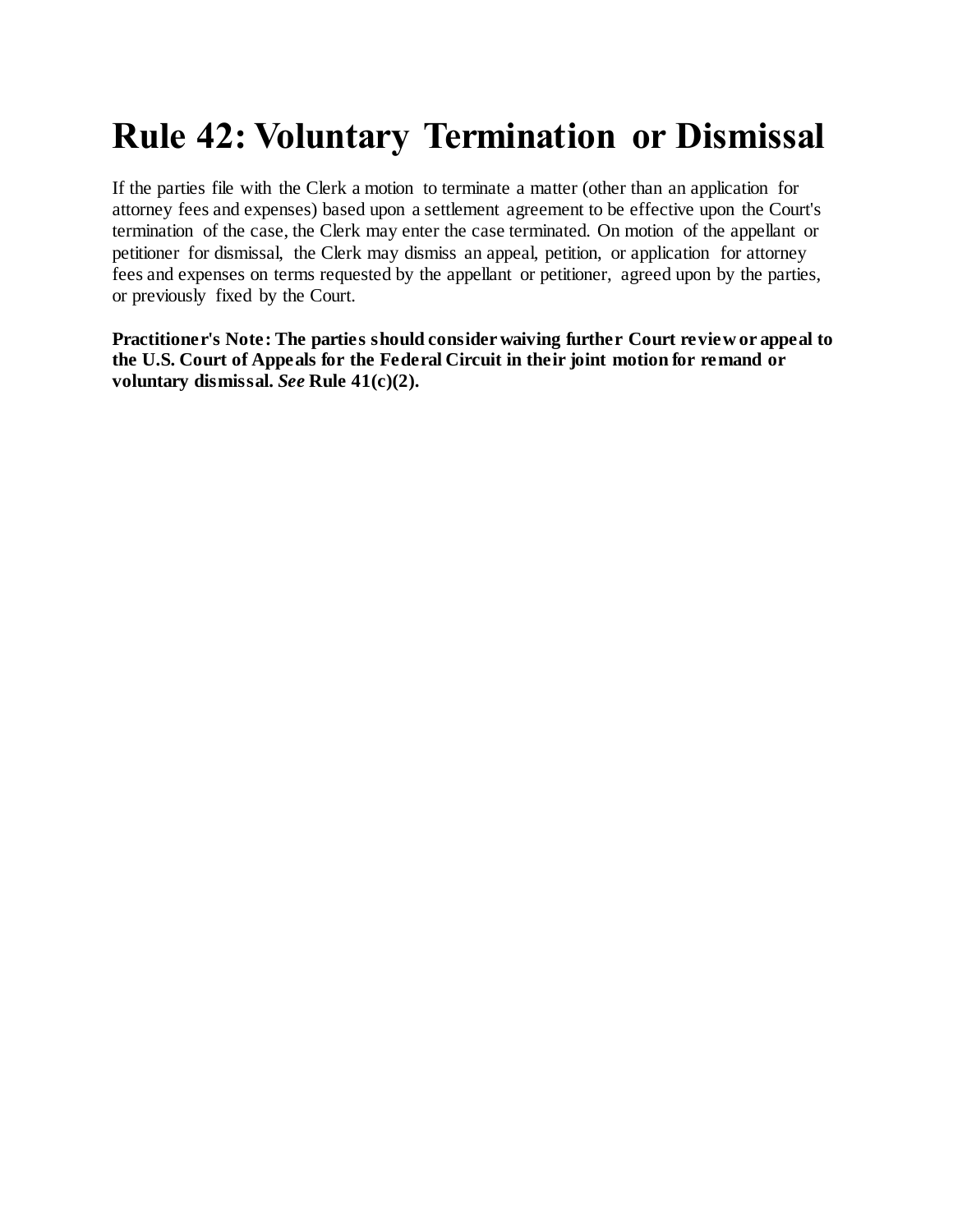# Rule 42: Voluntary Termination or Dismissal

If the parties file with the Clerk a motion to terminate a matter (other than an application for attorney fees and expenses) based upon a settlement agreement to be effective upon the Court's termination of the case, the Clerk may enter the case terminated. On motion of the appellant or petitioner for dismissal, the Clerk may dismiss an appeal, petition, or application for attorney fees and expenses on terms requested by the appellant or petitioner, agreed upon by the parties, or previously fixed by the Court.

**Practitioner's Note: The parties should consider waiving further Court review or appeal to the U.S. Court of Appeals for the Federal Circuit in their joint motion for remand or voluntary dismissal. *See* Rule 41(c)(2).**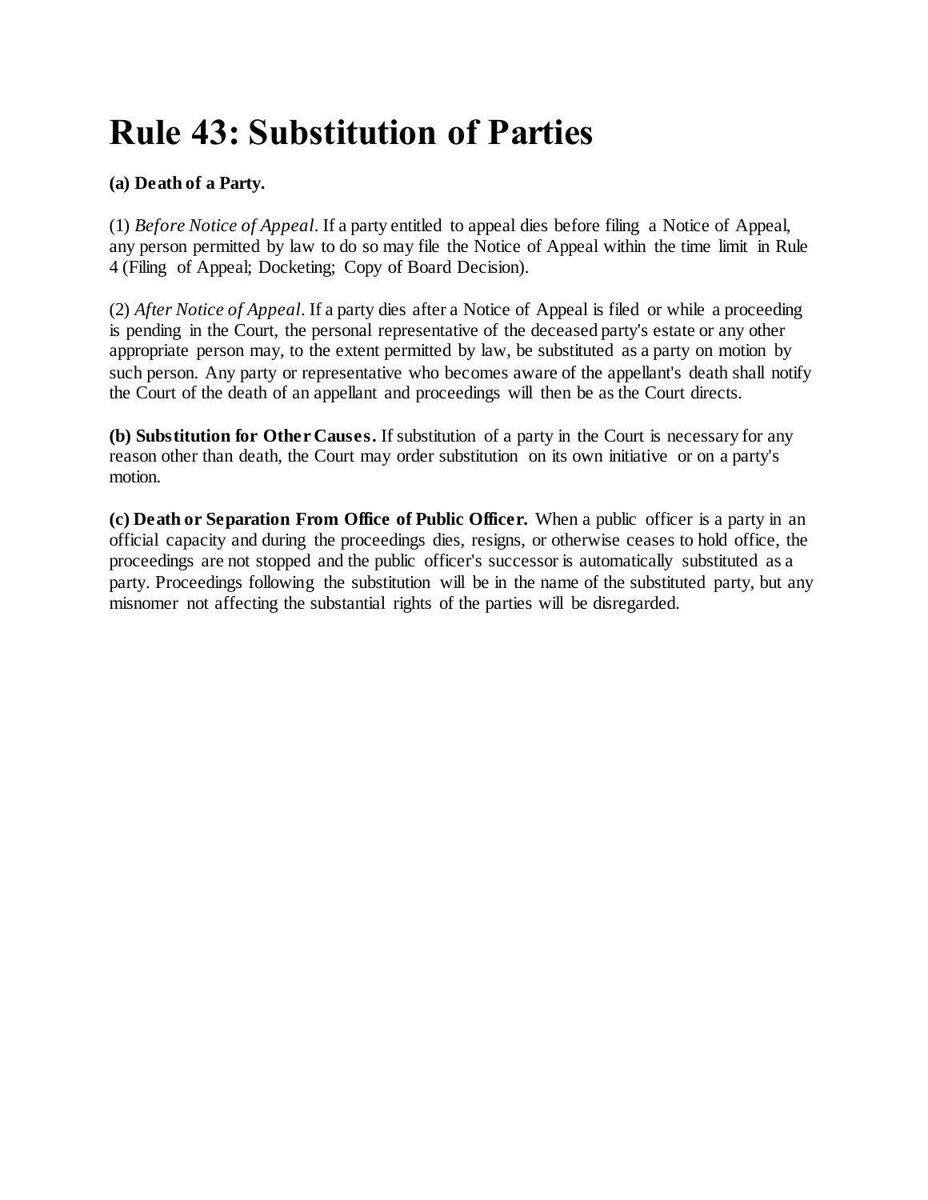# Rule 43: Substitution of Parties

**(a) Death of a Party.**

(1) *Before Notice of Appeal*. If a party entitled to appeal dies before filing a Notice of Appeal, any person permitted by law to do so may file the Notice of Appeal within the time limit in Rule 4 (Filing of Appeal; Docketing; Copy of Board Decision).

(2) *After Notice of Appeal*. If a party dies after a Notice of Appeal is filed or while a proceeding is pending in the Court, the personal representative of the deceased party's estate or any other appropriate person may, to the extent permitted by law, be substituted as a party on motion by such person. Any party or representative who becomes aware of the appellant's death shall notify the Court of the death of an appellant and proceedings will then be as the Court directs.

**(b) Substitution for Other Causes.** If substitution of a party in the Court is necessary for any reason other than death, the Court may order substitution on its own initiative or on a party's motion.

**(c) Death or Separation From Office of Public Officer.** When a public officer is a party in an official capacity and during the proceedings dies, resigns, or otherwise ceases to hold office, the proceedings are not stopped and the public officer's successor is automatically substituted as a party. Proceedings following the substitution will be in the name of the substituted party, but any misnomer not affecting the substantial rights of the parties will be disregarded.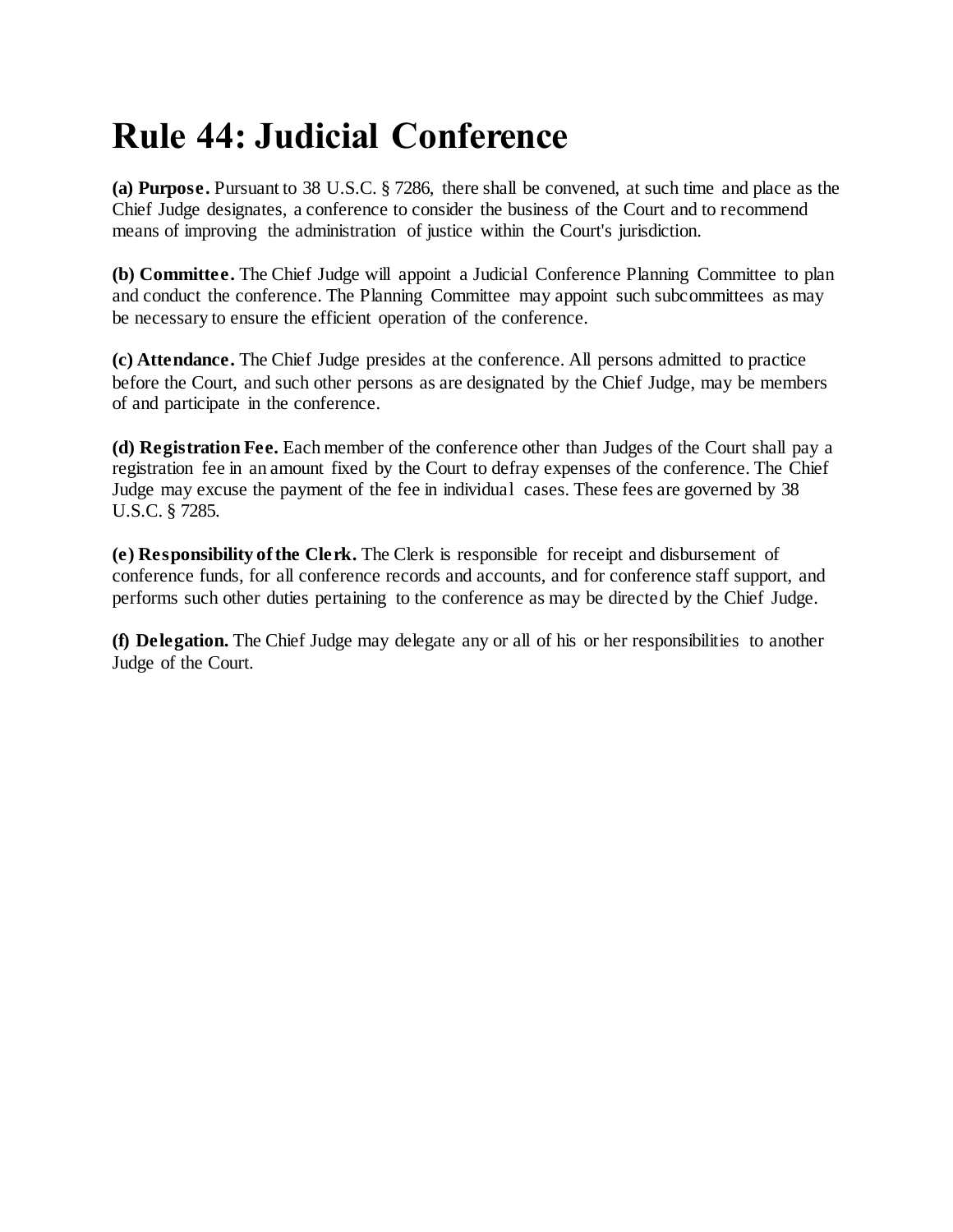# Rule 44: Judicial Conference

**(a) Purpose.** Pursuant to 38 U.S.C. § 7286, there shall be convened, at such time and place as the Chief Judge designates, a conference to consider the business of the Court and to recommend means of improving the administration of justice within the Court's jurisdiction.

**(b) Committee.** The Chief Judge will appoint a Judicial Conference Planning Committee to plan and conduct the conference. The Planning Committee may appoint such subcommittees as may be necessary to ensure the efficient operation of the conference.

**(c) Attendance.** The Chief Judge presides at the conference. All persons admitted to practice before the Court, and such other persons as are designated by the Chief Judge, may be members of and participate in the conference.

**(d) Registration Fee.** Each member of the conference other than Judges of the Court shall pay a registration fee in an amount fixed by the Court to defray expenses of the conference. The Chief Judge may excuse the payment of the fee in individual cases. These fees are governed by 38 U.S.C. § 7285.

**(e) Responsibility of the Clerk.** The Clerk is responsible for receipt and disbursement of conference funds, for all conference records and accounts, and for conference staff support, and performs such other duties pertaining to the conference as may be directed by the Chief Judge.

**(f) Delegation.** The Chief Judge may delegate any or all of his or her responsibilities to another Judge of the Court.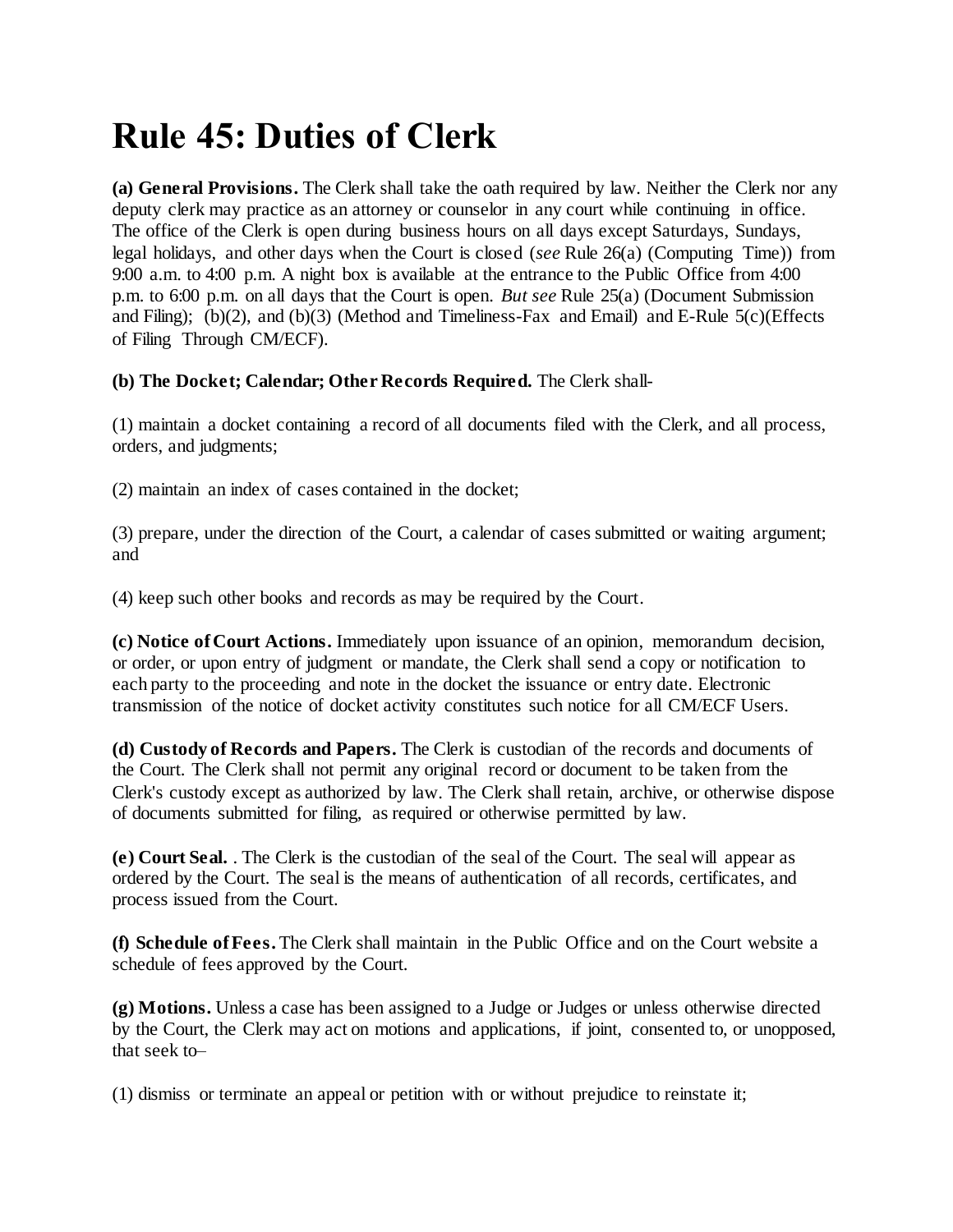# Rule 45: Duties of Clerk

**(a) General Provisions.** The Clerk shall take the oath required by law. Neither the Clerk nor any deputy clerk may practice as an attorney or counselor in any court while continuing in office. The office of the Clerk is open during business hours on all days except Saturdays, Sundays, legal holidays, and other days when the Court is closed (*see* Rule 26(a) (Computing Time)) from 9:00 a.m. to 4:00 p.m. A night box is available at the entrance to the Public Office from 4:00 p.m. to 6:00 p.m. on all days that the Court is open. *But see* Rule 25(a) (Document Submission and Filing); (b)(2), and (b)(3) (Method and Timeliness-Fax and Email) and E-Rule 5(c)(Effects of Filing Through CM/ECF).

**(b) The Docket; Calendar; Other Records Required.** The Clerk shall-

(1) maintain a docket containing a record of all documents filed with the Clerk, and all process, orders, and judgments;

(2) maintain an index of cases contained in the docket;

(3) prepare, under the direction of the Court, a calendar of cases submitted or waiting argument; and

(4) keep such other books and records as may be required by the Court.

**(c) Notice of Court Actions.** Immediately upon issuance of an opinion, memorandum decision, or order, or upon entry of judgment or mandate, the Clerk shall send a copy or notification to each party to the proceeding and note in the docket the issuance or entry date. Electronic transmission of the notice of docket activity constitutes such notice for all CM/ECF Users.

**(d) Custody of Records and Papers.** The Clerk is custodian of the records and documents of the Court. The Clerk shall not permit any original record or document to be taken from the Clerk's custody except as authorized by law. The Clerk shall retain, archive, or otherwise dispose of documents submitted for filing, as required or otherwise permitted by law.

**(e) Court Seal.** . The Clerk is the custodian of the seal of the Court. The seal will appear as ordered by the Court. The seal is the means of authentication of all records, certificates, and process issued from the Court.

**(f) Schedule of Fees.** The Clerk shall maintain in the Public Office and on the Court website a schedule of fees approved by the Court.

**(g) Motions.** Unless a case has been assigned to a Judge or Judges or unless otherwise directed by the Court, the Clerk may act on motions and applications, if joint, consented to, or unopposed, that seek to–

(1) dismiss or terminate an appeal or petition with or without prejudice to reinstate it;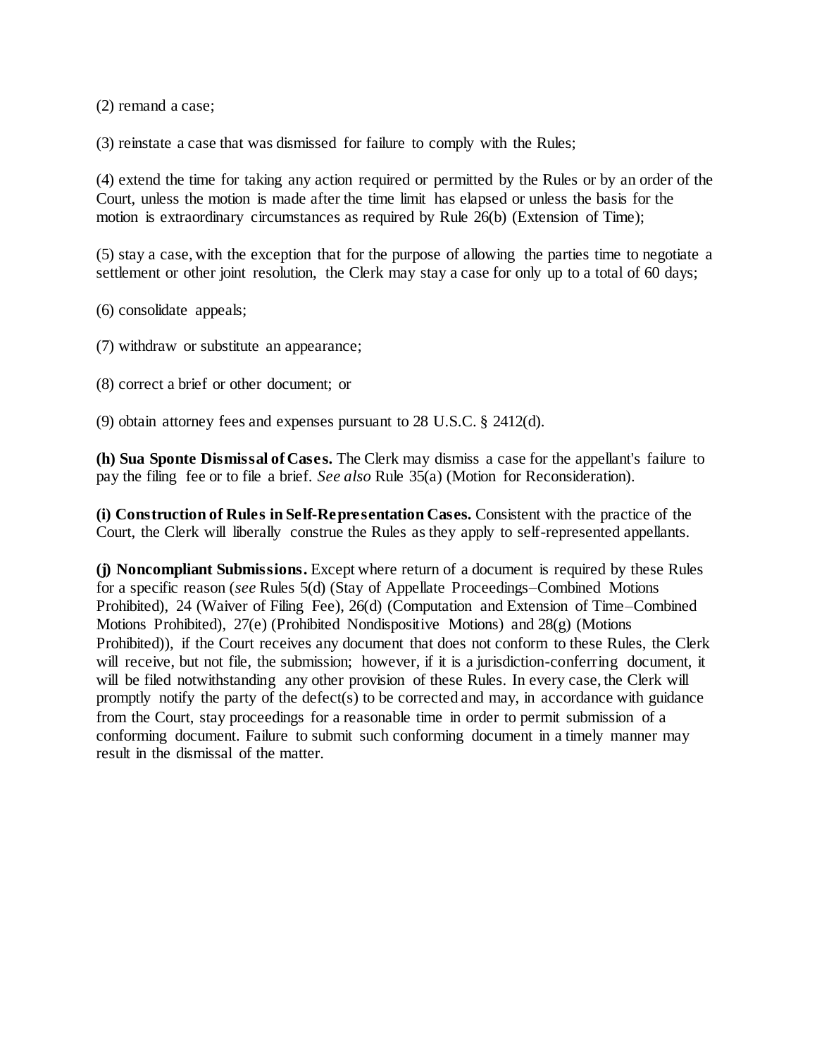(2) remand a case;

(3) reinstate a case that was dismissed for failure to comply with the Rules;

(4) extend the time for taking any action required or permitted by the Rules or by an order of the Court, unless the motion is made after the time limit has elapsed or unless the basis for the motion is extraordinary circumstances as required by Rule 26(b) (Extension of Time);

(5) stay a case, with the exception that for the purpose of allowing the parties time to negotiate a settlement or other joint resolution, the Clerk may stay a case for only up to a total of 60 days;

(6) consolidate appeals;

(7) withdraw or substitute an appearance;

(8) correct a brief or other document; or

(9) obtain attorney fees and expenses pursuant to 28 U.S.C. § 2412(d).

**(h) Sua Sponte Dismissal of Cases.** The Clerk may dismiss a case for the appellant's failure to pay the filing fee or to file a brief. *See also* Rule 35(a) (Motion for Reconsideration).

**(i) Construction of Rules in Self-Representation Cases.** Consistent with the practice of the Court, the Clerk will liberally construe the Rules as they apply to self-represented appellants.

**(j) Noncompliant Submissions.** Except where return of a document is required by these Rules for a specific reason (*see* Rules 5(d) (Stay of Appellate Proceedings–Combined Motions Prohibited), 24 (Waiver of Filing Fee), 26(d) (Computation and Extension of Time–Combined Motions Prohibited), 27(e) (Prohibited Nondispositive Motions) and 28(g) (Motions Prohibited)), if the Court receives any document that does not conform to these Rules, the Clerk will receive, but not file, the submission; however, if it is a jurisdiction-conferring document, it will be filed notwithstanding any other provision of these Rules. In every case, the Clerk will promptly notify the party of the defect(s) to be corrected and may, in accordance with guidance from the Court, stay proceedings for a reasonable time in order to permit submission of a conforming document. Failure to submit such conforming document in a timely manner may result in the dismissal of the matter.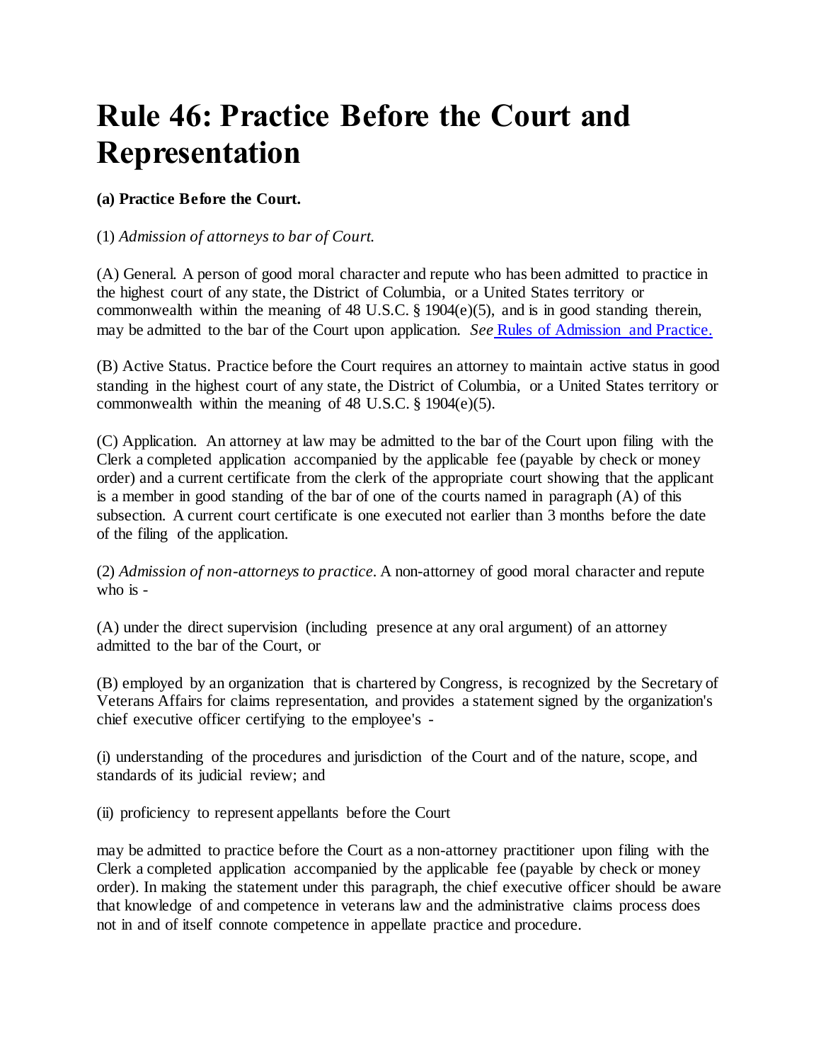# Rule 46: Practice Before the Court and Representation

**(a) Practice Before the Court.**

(1) *Admission of attorneys to bar of Court.*

(A) General. A person of good moral character and repute who has been admitted to practice in the highest court of any state, the District of Columbia, or a United States territory or commonwealth within the meaning of 48 U.S.C. § 1904(e)(5), and is in good standing therein, may be admitted to the bar of the Court upon application. *See* Rules of Admission and Practice.

(B) Active Status. Practice before the Court requires an attorney to maintain active status in good standing in the highest court of any state, the District of Columbia, or a United States territory or commonwealth within the meaning of 48 U.S.C. § 1904(e)(5).

(C) Application. An attorney at law may be admitted to the bar of the Court upon filing with the Clerk a completed application accompanied by the applicable fee (payable by check or money order) and a current certificate from the clerk of the appropriate court showing that the applicant is a member in good standing of the bar of one of the courts named in paragraph (A) of this subsection. A current court certificate is one executed not earlier than 3 months before the date of the filing of the application.

(2) *Admission of non-attorneys to practice.* A non-attorney of good moral character and repute who is -

(A) under the direct supervision (including presence at any oral argument) of an attorney admitted to the bar of the Court, or

(B) employed by an organization that is chartered by Congress, is recognized by the Secretary of Veterans Affairs for claims representation, and provides a statement signed by the organization's chief executive officer certifying to the employee's -

(i) understanding of the procedures and jurisdiction of the Court and of the nature, scope, and standards of its judicial review; and

(ii) proficiency to represent appellants before the Court

may be admitted to practice before the Court as a non-attorney practitioner upon filing with the Clerk a completed application accompanied by the applicable fee (payable by check or money order). In making the statement under this paragraph, the chief executive officer should be aware that knowledge of and competence in veterans law and the administrative claims process does not in and of itself connote competence in appellate practice and procedure.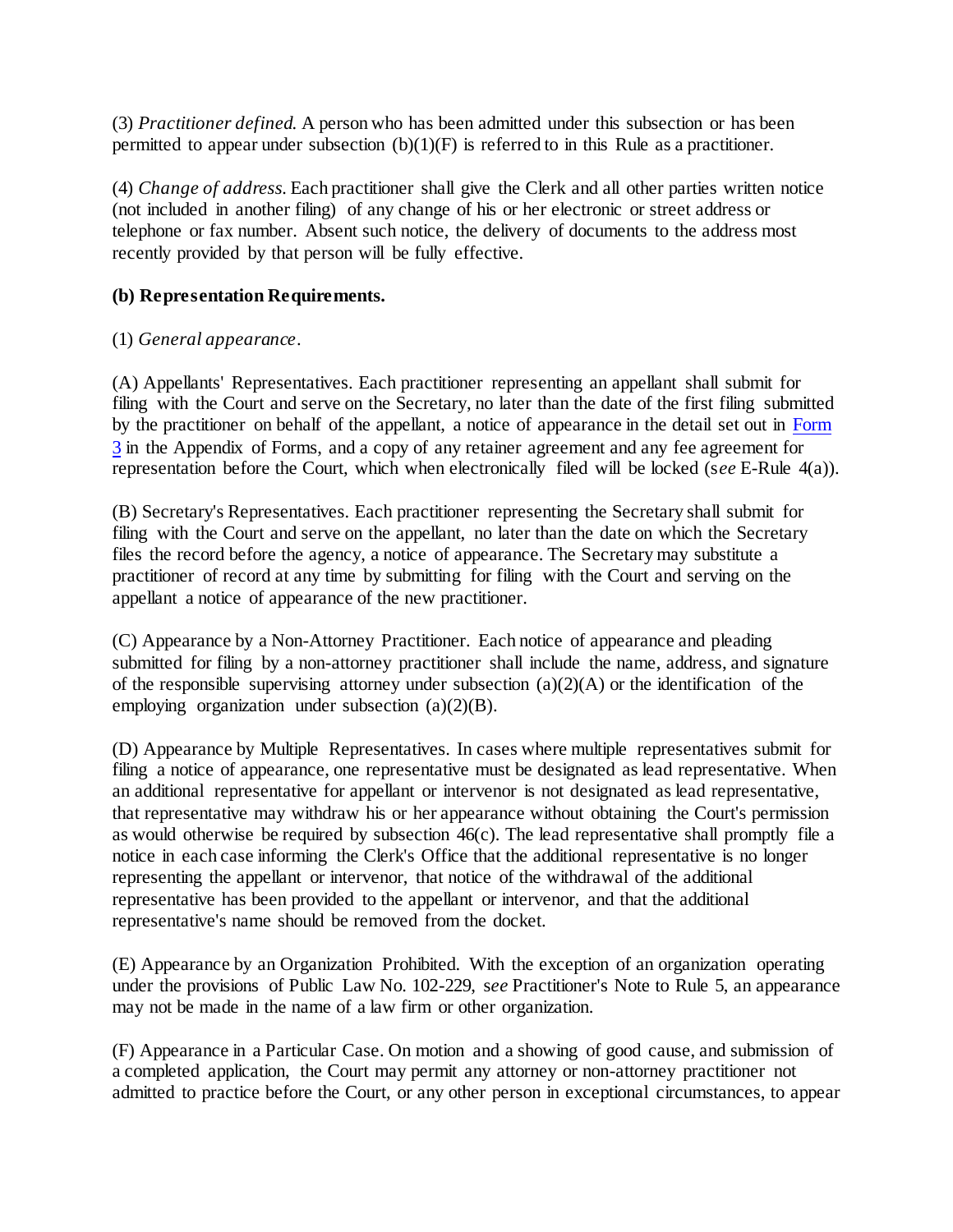(3) *Practitioner defined.* A person who has been admitted under this subsection or has been permitted to appear under subsection (b)(1)(F) is referred to in this Rule as a practitioner.

(4) *Change of address.* Each practitioner shall give the Clerk and all other parties written notice (not included in another filing) of any change of his or her electronic or street address or telephone or fax number. Absent such notice, the delivery of documents to the address most recently provided by that person will be fully effective.

**(b) Representation Requirements.**

(1) *General appearance*.

(A) Appellants' Representatives. Each practitioner representing an appellant shall submit for filing with the Court and serve on the Secretary, no later than the date of the first filing submitted by the practitioner on behalf of the appellant, a notice of appearance in the detail set out in Form 3 in the Appendix of Forms, and a copy of any retainer agreement and any fee agreement for representation before the Court, which when electronically filed will be locked (s*ee* E-Rule 4(a)).

(B) Secretary's Representatives. Each practitioner representing the Secretary shall submit for filing with the Court and serve on the appellant, no later than the date on which the Secretary files the record before the agency, a notice of appearance. The Secretary may substitute a practitioner of record at any time by submitting for filing with the Court and serving on the appellant a notice of appearance of the new practitioner.

(C) Appearance by a Non-Attorney Practitioner. Each notice of appearance and pleading submitted for filing by a non-attorney practitioner shall include the name, address, and signature of the responsible supervising attorney under subsection (a)(2)(A) or the identification of the employing organization under subsection (a)(2)(B).

(D) Appearance by Multiple Representatives. In cases where multiple representatives submit for filing a notice of appearance, one representative must be designated as lead representative. When an additional representative for appellant or intervenor is not designated as lead representative, that representative may withdraw his or her appearance without obtaining the Court's permission as would otherwise be required by subsection 46(c). The lead representative shall promptly file a notice in each case informing the Clerk's Office that the additional representative is no longer representing the appellant or intervenor, that notice of the withdrawal of the additional representative has been provided to the appellant or intervenor, and that the additional representative's name should be removed from the docket.

(E) Appearance by an Organization Prohibited. With the exception of an organization operating under the provisions of Public Law No. 102-229, s*ee* Practitioner's Note to Rule 5, an appearance may not be made in the name of a law firm or other organization.

(F) Appearance in a Particular Case. On motion and a showing of good cause, and submission of a completed application, the Court may permit any attorney or non-attorney practitioner not admitted to practice before the Court, or any other person in exceptional circumstances, to appear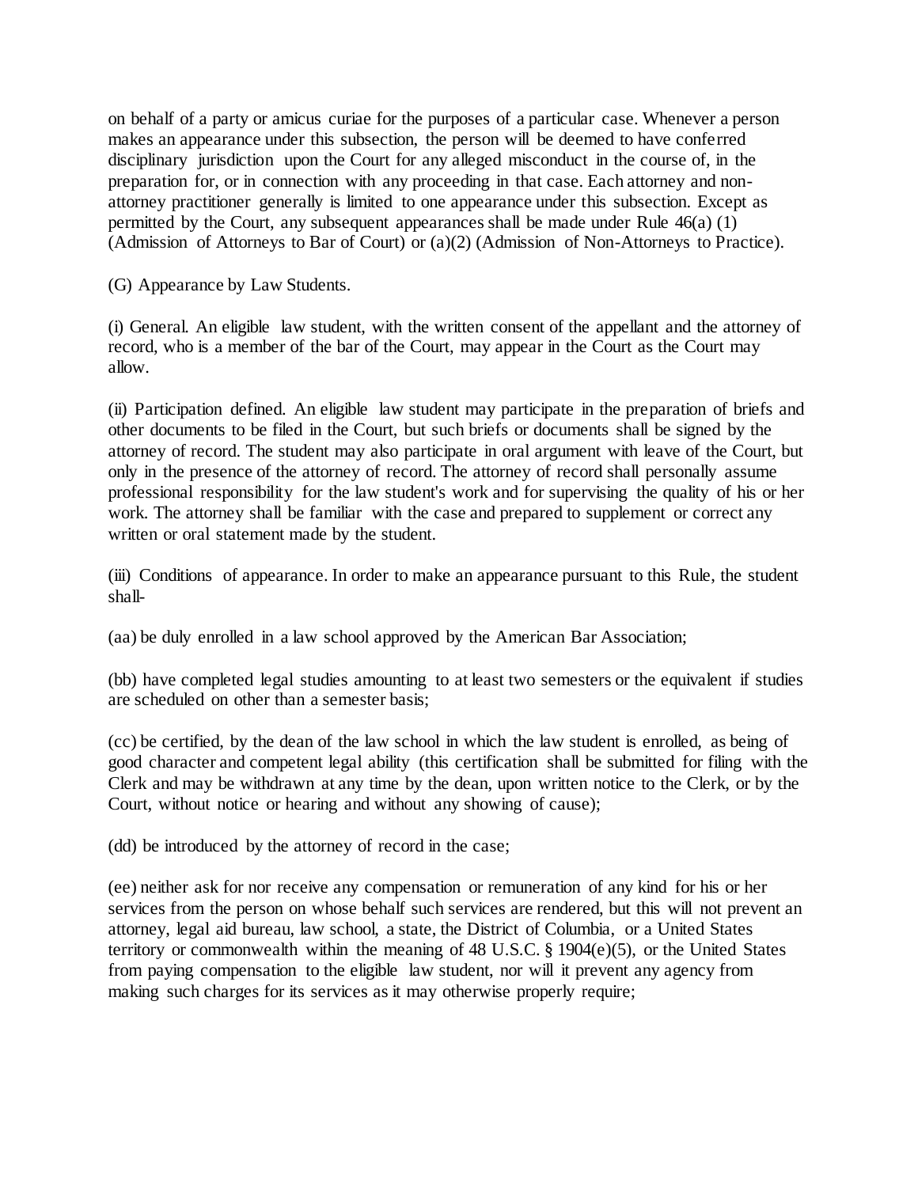on behalf of a party or amicus curiae for the purposes of a particular case. Whenever a person makes an appearance under this subsection, the person will be deemed to have conferred disciplinary jurisdiction upon the Court for any alleged misconduct in the course of, in the preparation for, or in connection with any proceeding in that case. Each attorney and non-attorney practitioner generally is limited to one appearance under this subsection. Except as permitted by the Court, any subsequent appearances shall be made under Rule 46(a) (1) (Admission of Attorneys to Bar of Court) or (a)(2) (Admission of Non-Attorneys to Practice).

(G) Appearance by Law Students.

(i) General. An eligible law student, with the written consent of the appellant and the attorney of record, who is a member of the bar of the Court, may appear in the Court as the Court may allow.

(ii) Participation defined. An eligible law student may participate in the preparation of briefs and other documents to be filed in the Court, but such briefs or documents shall be signed by the attorney of record. The student may also participate in oral argument with leave of the Court, but only in the presence of the attorney of record. The attorney of record shall personally assume professional responsibility for the law student's work and for supervising the quality of his or her work. The attorney shall be familiar with the case and prepared to supplement or correct any written or oral statement made by the student.

(iii) Conditions of appearance. In order to make an appearance pursuant to this Rule, the student shall-

(aa) be duly enrolled in a law school approved by the American Bar Association;

(bb) have completed legal studies amounting to at least two semesters or the equivalent if studies are scheduled on other than a semester basis;

(cc) be certified, by the dean of the law school in which the law student is enrolled, as being of good character and competent legal ability (this certification shall be submitted for filing with the Clerk and may be withdrawn at any time by the dean, upon written notice to the Clerk, or by the Court, without notice or hearing and without any showing of cause);

(dd) be introduced by the attorney of record in the case;

(ee) neither ask for nor receive any compensation or remuneration of any kind for his or her services from the person on whose behalf such services are rendered, but this will not prevent an attorney, legal aid bureau, law school, a state, the District of Columbia, or a United States territory or commonwealth within the meaning of 48 U.S.C. § 1904(e)(5), or the United States from paying compensation to the eligible law student, nor will it prevent any agency from making such charges for its services as it may otherwise properly require;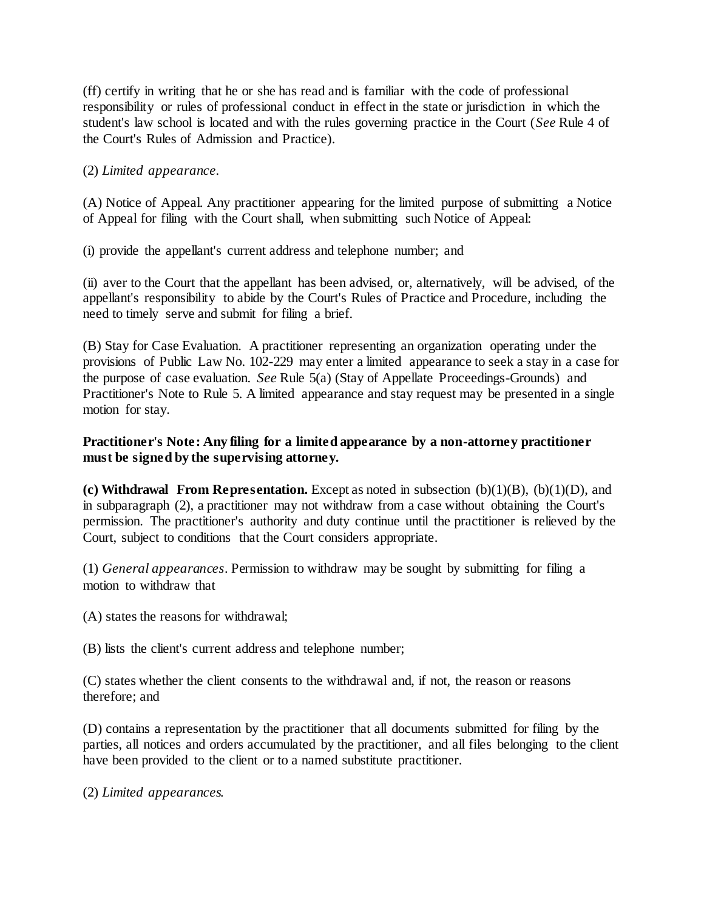(ff) certify in writing that he or she has read and is familiar with the code of professional responsibility or rules of professional conduct in effect in the state or jurisdiction in which the student's law school is located and with the rules governing practice in the Court (*See* Rule 4 of the Court's Rules of Admission and Practice).

(2) *Limited appearance.*

(A) Notice of Appeal. Any practitioner appearing for the limited purpose of submitting a Notice of Appeal for filing with the Court shall, when submitting such Notice of Appeal:

(i) provide the appellant's current address and telephone number; and

(ii) aver to the Court that the appellant has been advised, or, alternatively, will be advised, of the appellant's responsibility to abide by the Court's Rules of Practice and Procedure, including the need to timely serve and submit for filing a brief.

(B) Stay for Case Evaluation. A practitioner representing an organization operating under the provisions of Public Law No. 102-229 may enter a limited appearance to seek a stay in a case for the purpose of case evaluation. *See* Rule 5(a) (Stay of Appellate Proceedings-Grounds) and Practitioner's Note to Rule 5. A limited appearance and stay request may be presented in a single motion for stay.

**Practitioner's Note: Any filing for a limited appearance by a non-attorney practitioner must be signed by the supervising attorney.**

**(c) Withdrawal From Representation.** Except as noted in subsection (b)(1)(B), (b)(1)(D), and in subparagraph (2), a practitioner may not withdraw from a case without obtaining the Court's permission. The practitioner's authority and duty continue until the practitioner is relieved by the Court, subject to conditions that the Court considers appropriate.

(1) *General appearances*. Permission to withdraw may be sought by submitting for filing a motion to withdraw that

(A) states the reasons for withdrawal;

(B) lists the client's current address and telephone number;

(C) states whether the client consents to the withdrawal and, if not, the reason or reasons therefore; and

(D) contains a representation by the practitioner that all documents submitted for filing by the parties, all notices and orders accumulated by the practitioner, and all files belonging to the client have been provided to the client or to a named substitute practitioner.

(2) *Limited appearances.*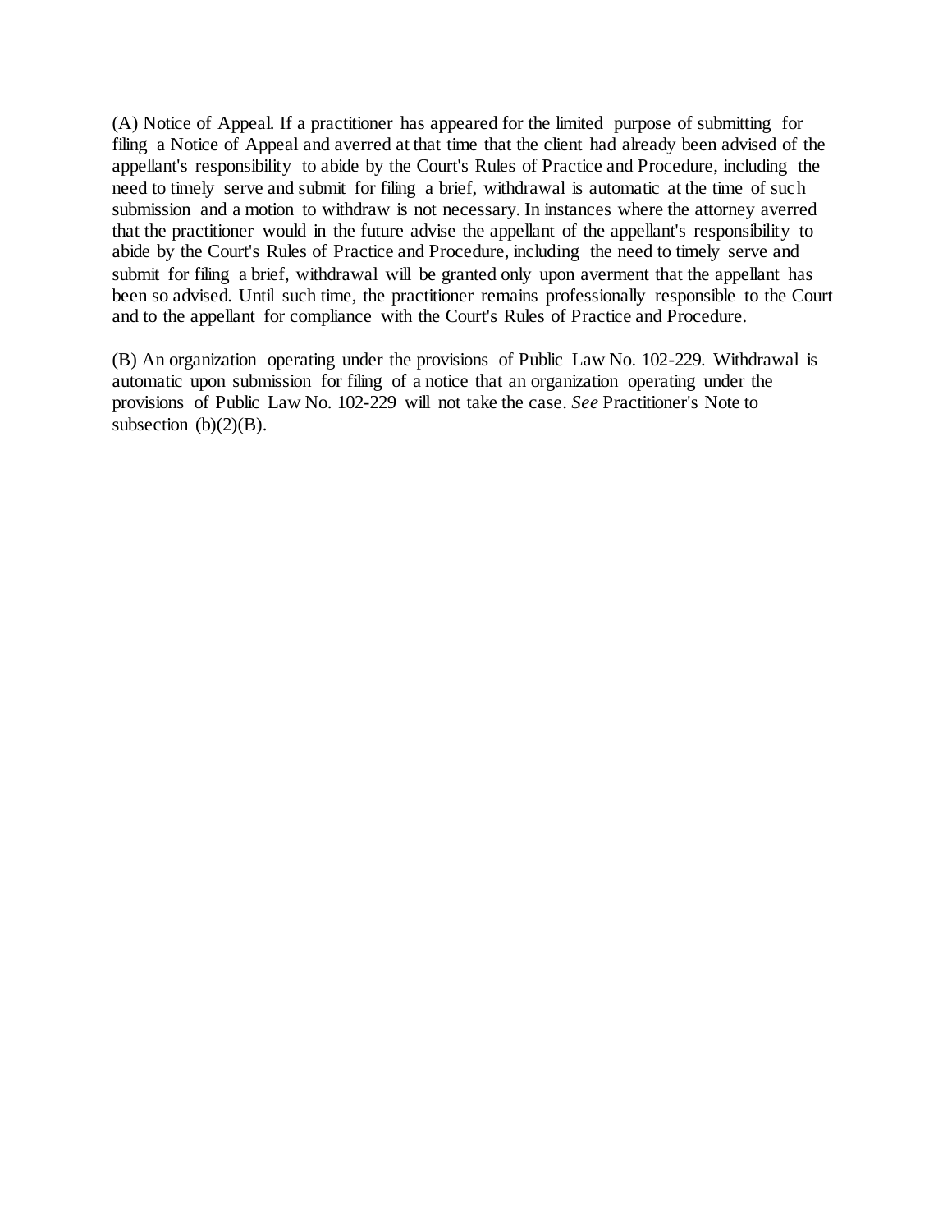(A) Notice of Appeal. If a practitioner has appeared for the limited purpose of submitting for filing a Notice of Appeal and averred at that time that the client had already been advised of the appellant's responsibility to abide by the Court's Rules of Practice and Procedure, including the need to timely serve and submit for filing a brief, withdrawal is automatic at the time of such submission and a motion to withdraw is not necessary. In instances where the attorney averred that the practitioner would in the future advise the appellant of the appellant's responsibility to abide by the Court's Rules of Practice and Procedure, including the need to timely serve and submit for filing a brief, withdrawal will be granted only upon averment that the appellant has been so advised. Until such time, the practitioner remains professionally responsible to the Court and to the appellant for compliance with the Court's Rules of Practice and Procedure.

(B) An organization operating under the provisions of Public Law No. 102-229. Withdrawal is automatic upon submission for filing of a notice that an organization operating under the provisions of Public Law No. 102-229 will not take the case. *See* Practitioner's Note to subsection (b)(2)(B).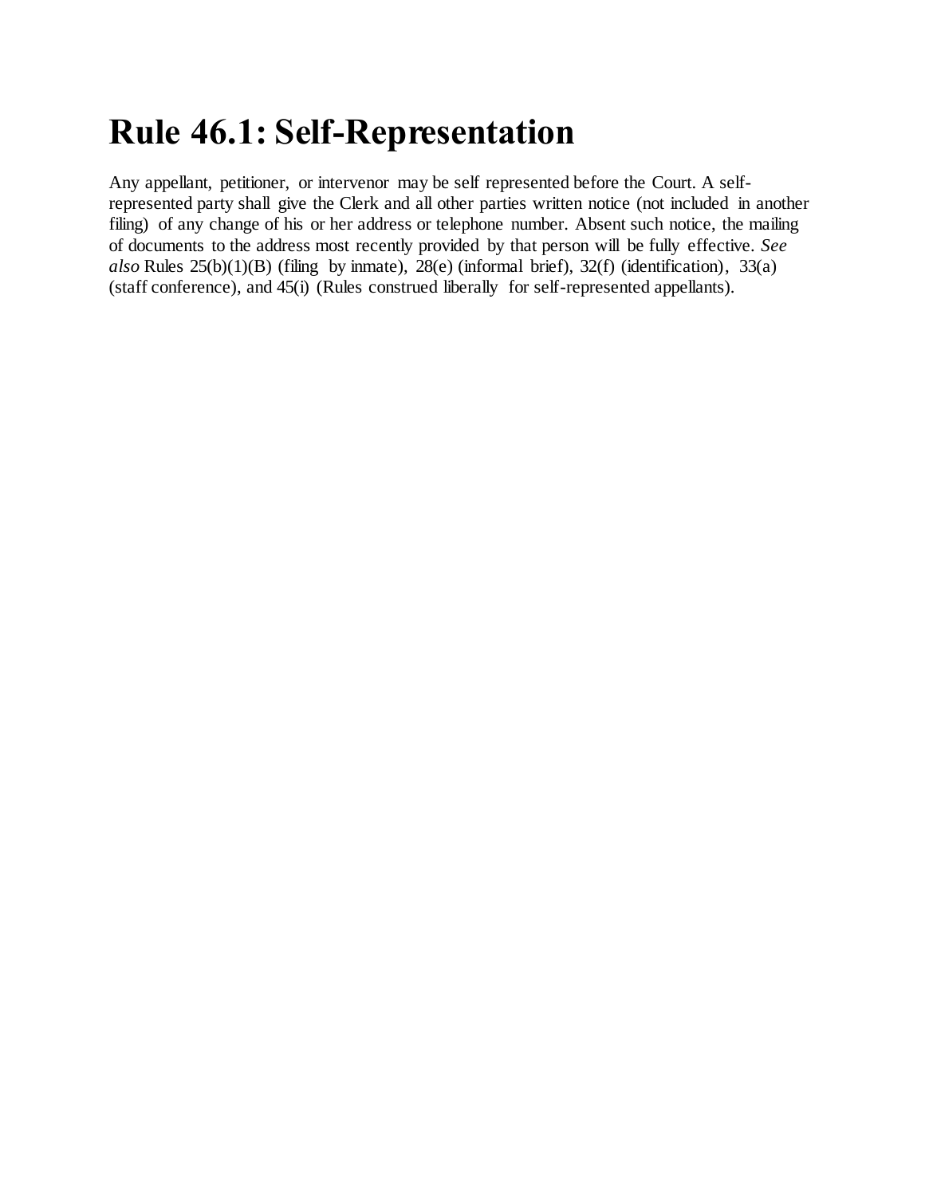# Rule 46.1: Self-Representation

Any appellant, petitioner, or intervenor may be self represented before the Court. A self-represented party shall give the Clerk and all other parties written notice (not included in another filing) of any change of his or her address or telephone number. Absent such notice, the mailing of documents to the address most recently provided by that person will be fully effective. *See also* Rules 25(b)(1)(B) (filing by inmate), 28(e) (informal brief), 32(f) (identification), 33(a) (staff conference), and 45(i) (Rules construed liberally for self-represented appellants).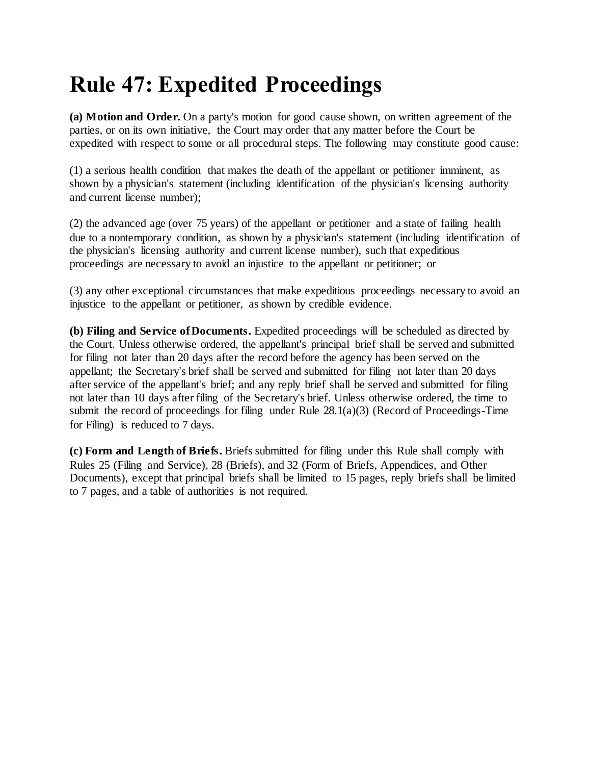# Rule 47: Expedited Proceedings

**(a) Motion and Order.** On a party's motion for good cause shown, on written agreement of the parties, or on its own initiative, the Court may order that any matter before the Court be expedited with respect to some or all procedural steps. The following may constitute good cause:

(1) a serious health condition that makes the death of the appellant or petitioner imminent, as shown by a physician's statement (including identification of the physician's licensing authority and current license number);

(2) the advanced age (over 75 years) of the appellant or petitioner and a state of failing health due to a nontemporary condition, as shown by a physician's statement (including identification of the physician's licensing authority and current license number), such that expeditious proceedings are necessary to avoid an injustice to the appellant or petitioner; or

(3) any other exceptional circumstances that make expeditious proceedings necessary to avoid an injustice to the appellant or petitioner, as shown by credible evidence.

**(b) Filing and Service of Documents.** Expedited proceedings will be scheduled as directed by the Court. Unless otherwise ordered, the appellant's principal brief shall be served and submitted for filing not later than 20 days after the record before the agency has been served on the appellant; the Secretary's brief shall be served and submitted for filing not later than 20 days after service of the appellant's brief; and any reply brief shall be served and submitted for filing not later than 10 days after filing of the Secretary's brief. Unless otherwise ordered, the time to submit the record of proceedings for filing under Rule 28.1(a)(3) (Record of Proceedings-Time for Filing) is reduced to 7 days.

**(c) Form and Length of Briefs.** Briefs submitted for filing under this Rule shall comply with Rules 25 (Filing and Service), 28 (Briefs), and 32 (Form of Briefs, Appendices, and Other Documents), except that principal briefs shall be limited to 15 pages, reply briefs shall be limited to 7 pages, and a table of authorities is not required.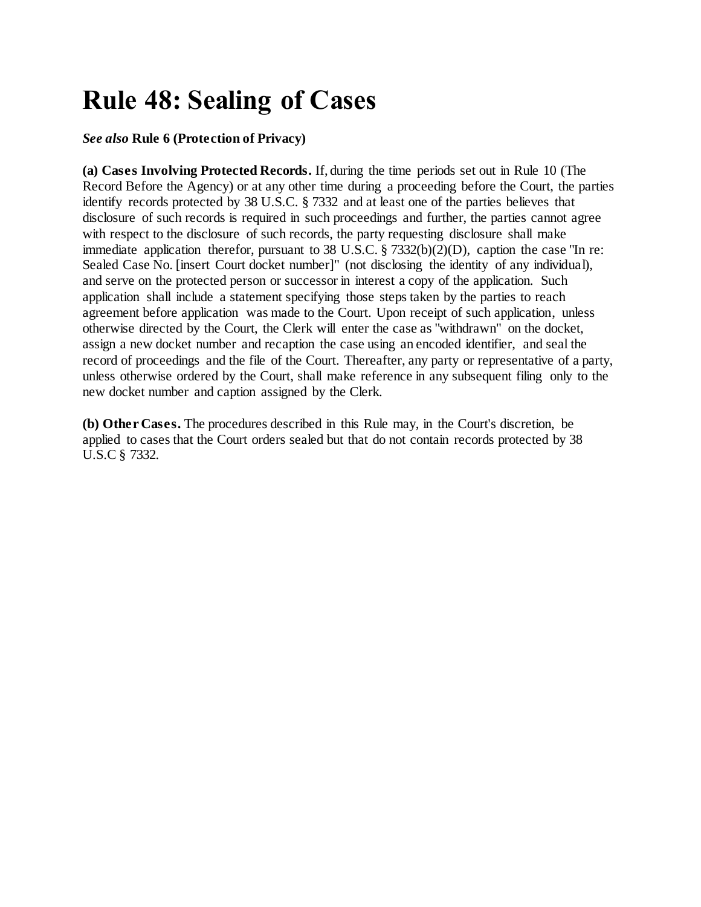# Rule 48: Sealing of Cases

***See also*** **Rule 6 (Protection of Privacy)**

**(a) Cases Involving Protected Records.** If, during the time periods set out in Rule 10 (The Record Before the Agency) or at any other time during a proceeding before the Court, the parties identify records protected by 38 U.S.C. § 7332 and at least one of the parties believes that disclosure of such records is required in such proceedings and further, the parties cannot agree with respect to the disclosure of such records, the party requesting disclosure shall make immediate application therefor, pursuant to 38 U.S.C. § 7332(b)(2)(D), caption the case "In re: Sealed Case No. [insert Court docket number]" (not disclosing the identity of any individual), and serve on the protected person or successor in interest a copy of the application. Such application shall include a statement specifying those steps taken by the parties to reach agreement before application was made to the Court. Upon receipt of such application, unless otherwise directed by the Court, the Clerk will enter the case as "withdrawn" on the docket, assign a new docket number and recaption the case using an encoded identifier, and seal the record of proceedings and the file of the Court. Thereafter, any party or representative of a party, unless otherwise ordered by the Court, shall make reference in any subsequent filing only to the new docket number and caption assigned by the Clerk.

**(b) Other Cases.** The procedures described in this Rule may, in the Court's discretion, be applied to cases that the Court orders sealed but that do not contain records protected by 38 U.S.C § 7332.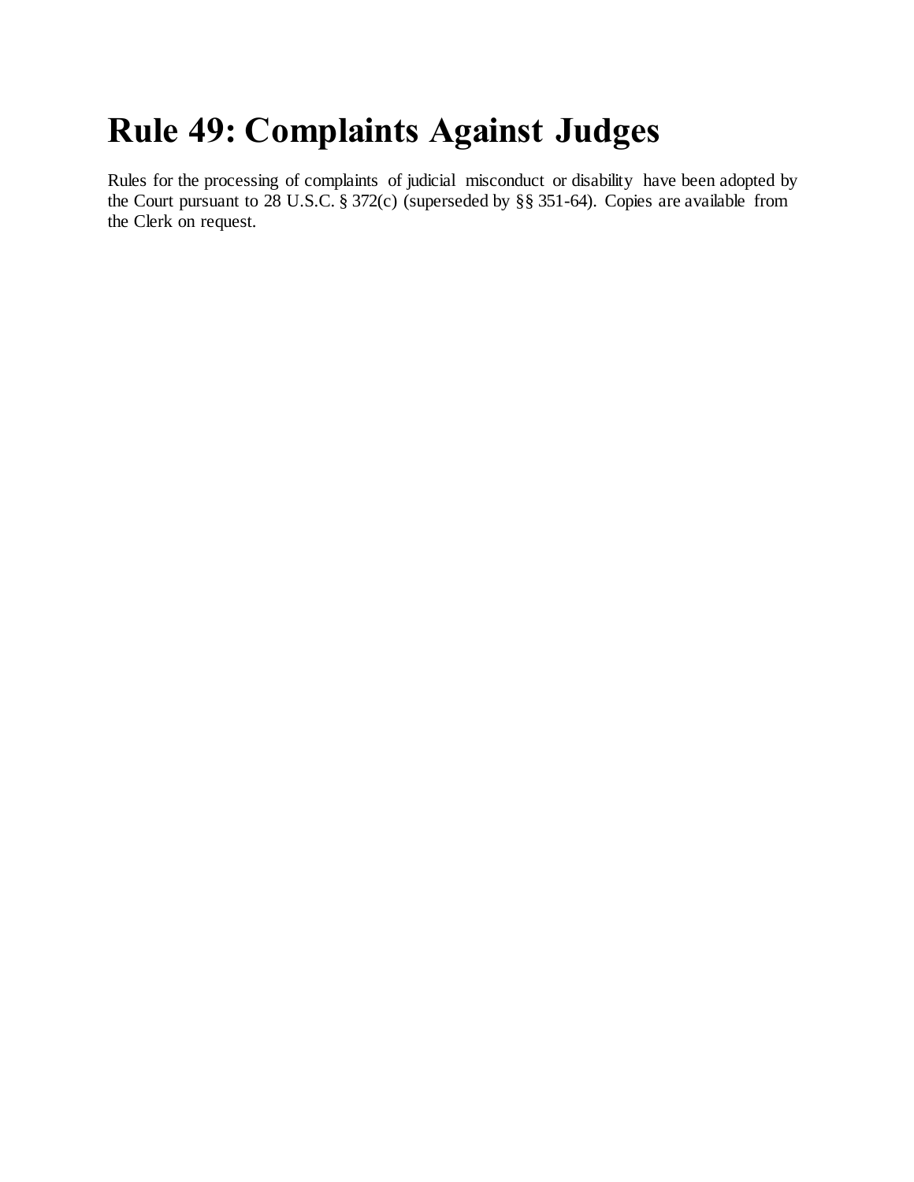# Rule 49: Complaints Against Judges

Rules for the processing of complaints of judicial misconduct or disability have been adopted by the Court pursuant to 28 U.S.C. § 372(c) (superseded by §§ 351-64). Copies are available from the Clerk on request.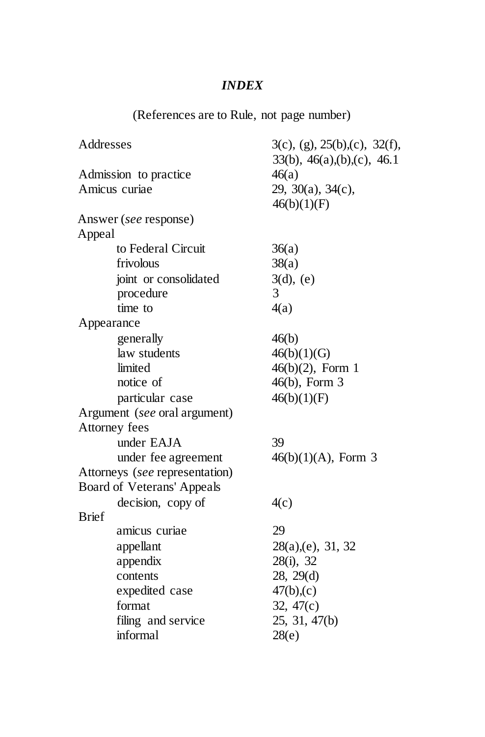# *INDEX*

(References are to Rule, not page number)

| | |
|---|---|
| Addresses | 3(c), (g), 25(b),(c), 32(f), 33(b), 46(a),(b),(c), 46.1 |
| Admission to practice | 46(a) |
| Amicus curiae | 29, 30(a), 34(c), 46(b)(1)(F) |
| Answer (*see* response) | |
| Appeal | |
| to Federal Circuit | 36(a) |
| frivolous | 38(a) |
| joint or consolidated | 3(d), (e) |
| procedure | 3 |
| time to | 4(a) |
| Appearance | |
| generally | 46(b) |
| law students | 46(b)(1)(G) |
| limited | 46(b)(2), Form 1 |
| notice of | 46(b), Form 3 |
| particular case | 46(b)(1)(F) |
| Argument (*see* oral argument) | |
| Attorney fees | |
| under EAJA | 39 |
| under fee agreement | 46(b)(1)(A), Form 3 |
| Attorneys (*see* representation) | |
| Board of Veterans' Appeals | |
| decision, copy of | 4(c) |
| Brief | |
| amicus curiae | 29 |
| appellant | 28(a),(e), 31, 32 |
| appendix | 28(i), 32 |
| contents | 28, 29(d) |
| expedited case | 47(b),(c) |
| format | 32, 47(c) |
| filing and service | 25, 31, 47(b) |
| informal | 28(e) |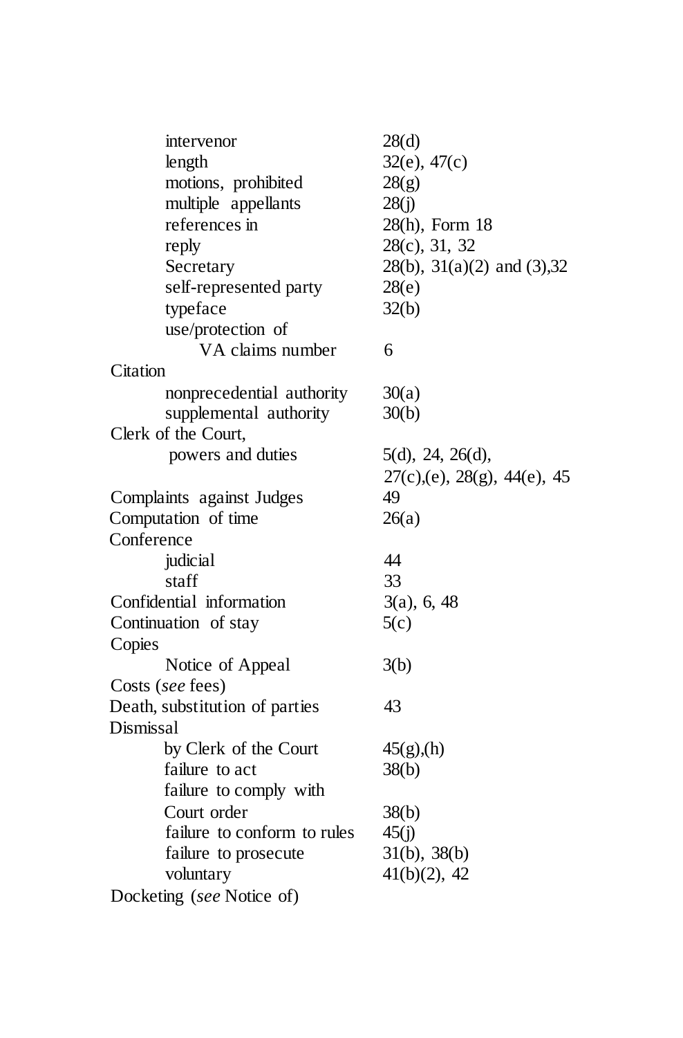| | |
|---|---|
| intervenor | 28(d) |
| length | 32(e), 47(c) |
| motions, prohibited | 28(g) |
| multiple appellants | 28(j) |
| references in | 28(h), Form 18 |
| reply | 28(c), 31, 32 |
| Secretary | 28(b), 31(a)(2) and (3),32 |
| self-represented party | 28(e) |
| typeface | 32(b) |
| use/protection of VA claims number | 6 |
| **Citation** | |
| nonprecedential authority | 30(a) |
| supplemental authority | 30(b) |
| **Clerk of the Court,** | |
| powers and duties | 5(d), 24, 26(d), 27(c),(e), 28(g), 44(e), 45 |
| **Complaints against Judges** | 49 |
| **Computation of time** | 26(a) |
| **Conference** | |
| judicial | 44 |
| staff | 33 |
| **Confidential information** | 3(a), 6, 48 |
| **Continuation of stay** | 5(c) |
| **Copies** | |
| Notice of Appeal | 3(b) |
| **Costs** (*see* fees) | |
| **Death, substitution of parties** | 43 |
| **Dismissal** | |
| by Clerk of the Court | 45(g),(h) |
| failure to act | 38(b) |
| failure to comply with Court order | 38(b) |
| failure to conform to rules | 45(j) |
| failure to prosecute | 31(b), 38(b) |
| voluntary | 41(b)(2), 42 |
| **Docketing** (*see* Notice of) | |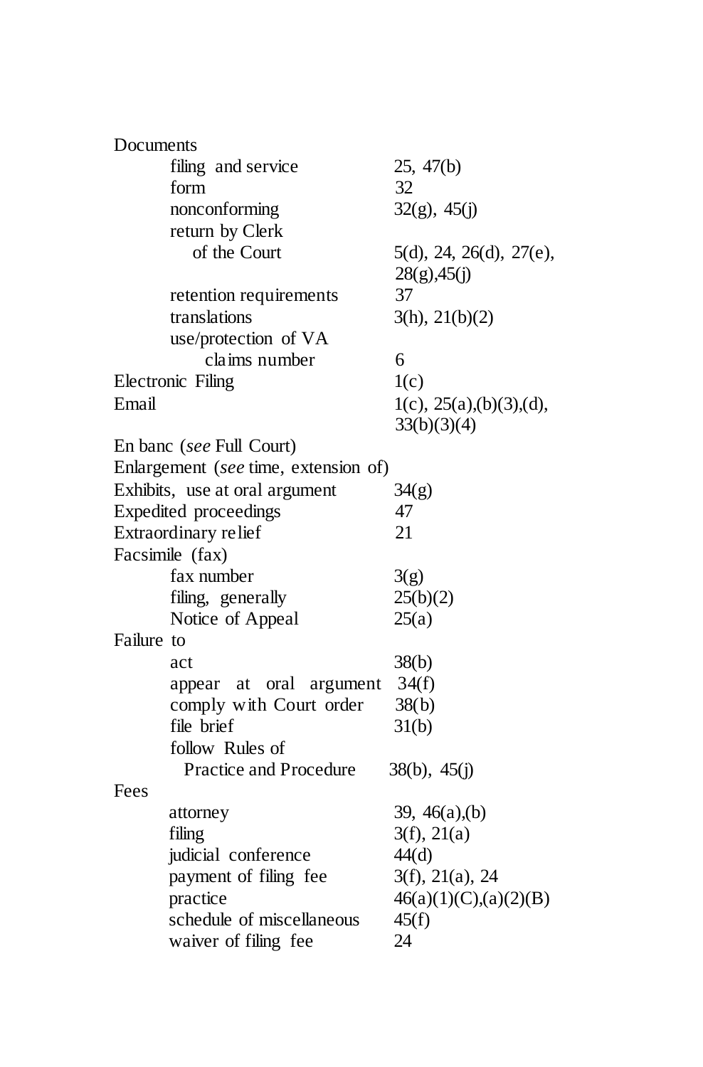Documents

- filing and service — 25, 47(b)
- form — 32
- nonconforming — 32(g), 45(j)
- return by Clerk of the Court — 5(d), 24, 26(d), 27(e), 28(g),45(j)
- retention requirements — 37
- translations — 3(h), 21(b)(2)
- use/protection of VA claims number — 6

Electronic Filing — 1(c)

Email — 1(c), 25(a),(b)(3),(d), 33(b)(3)(4)

En banc (*see* Full Court)

Enlargement (*see* time, extension of)

Exhibits, use at oral argument — 34(g)

Expedited proceedings — 47

Extraordinary relief — 21

Facsimile (fax)

- fax number — 3(g)
- filing, generally — 25(b)(2)
- Notice of Appeal — 25(a)

Failure to

- act — 38(b)
- appear at oral argument — 34(f)
- comply with Court order — 38(b)
- file brief — 31(b)
- follow Rules of Practice and Procedure — 38(b), 45(j)

Fees

- attorney — 39, 46(a),(b)
- filing — 3(f), 21(a)
- judicial conference — 44(d)
- payment of filing fee — 3(f), 21(a), 24
- practice — 46(a)(1)(C),(a)(2)(B)
- schedule of miscellaneous — 45(f)
- waiver of filing fee — 24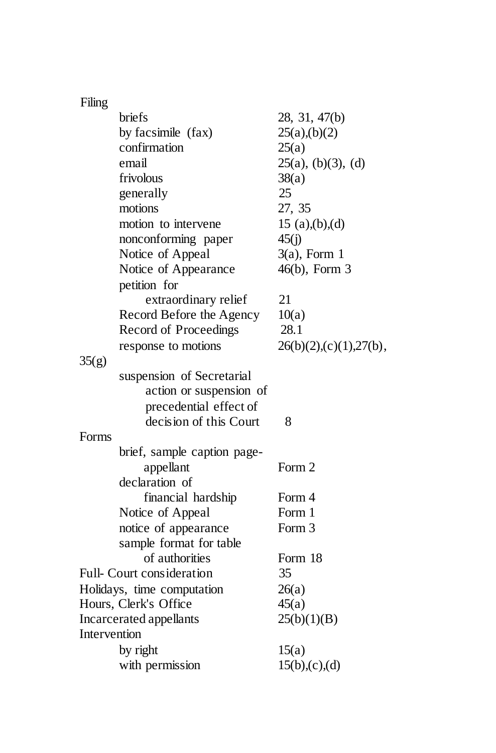Filing

| | |
|---|---|
| briefs | 28, 31, 47(b) |
| by facsimile (fax) | 25(a),(b)(2) |
| confirmation | 25(a) |
| email | 25(a), (b)(3), (d) |
| frivolous | 38(a) |
| generally | 25 |
| motions | 27, 35 |
| motion to intervene | 15 (a),(b),(d) |
| nonconforming paper | 45(j) |
| Notice of Appeal | 3(a), Form 1 |
| Notice of Appearance | 46(b), Form 3 |
| petition for extraordinary relief | 21 |
| Record Before the Agency | 10(a) |
| Record of Proceedings | 28.1 |
| response to motions | 26(b)(2),(c)(1),27(b), 35(g) |
| suspension of Secretarial action or suspension of precedential effect of decision of this Court | 8 |

Forms

| | |
|---|---|
| brief, sample caption page-appellant | Form 2 |
| declaration of financial hardship | Form 4 |
| Notice of Appeal | Form 1 |
| notice of appearance | Form 3 |
| sample format for table of authorities | Form 18 |

| | |
|---|---|
| Full- Court consideration | 35 |
| Holidays, time computation | 26(a) |
| Hours, Clerk's Office | 45(a) |
| Incarcerated appellants | 25(b)(1)(B) |

Intervention

| | |
|---|---|
| by right | 15(a) |
| with permission | 15(b),(c),(d) |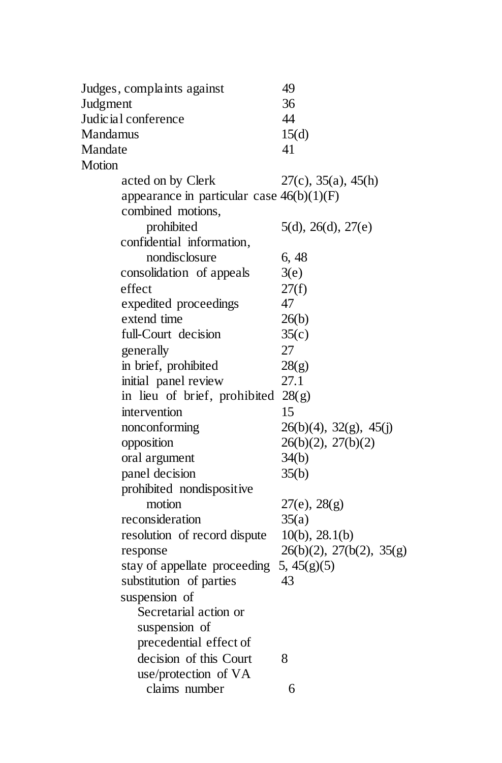| | |
|---|---|
| Judges, complaints against | 49 |
| Judgment | 36 |
| Judicial conference | 44 |
| Mandamus | 15(d) |
| Mandate | 41 |
| Motion | |
| acted on by Clerk | 27(c), 35(a), 45(h) |
| appearance in particular case | 46(b)(1)(F) |
| combined motions, prohibited | 5(d), 26(d), 27(e) |
| confidential information, nondisclosure | 6, 48 |
| consolidation of appeals | 3(e) |
| effect | 27(f) |
| expedited proceedings | 47 |
| extend time | 26(b) |
| full-Court decision | 35(c) |
| generally | 27 |
| in brief, prohibited | 28(g) |
| initial panel review | 27.1 |
| in lieu of brief, prohibited | 28(g) |
| intervention | 15 |
| nonconforming | 26(b)(4), 32(g), 45(j) |
| opposition | 26(b)(2), 27(b)(2) |
| oral argument | 34(b) |
| panel decision | 35(b) |
| prohibited nondispositive motion | 27(e), 28(g) |
| reconsideration | 35(a) |
| resolution of record dispute | 10(b), 28.1(b) |
| response | 26(b)(2), 27(b(2), 35(g) |
| stay of appellate proceeding | 5, 45(g)(5) |
| substitution of parties | 43 |
| suspension of | |
| Secretarial action or suspension of precedential effect of decision of this Court | 8 |
| use/protection of VA claims number | 6 |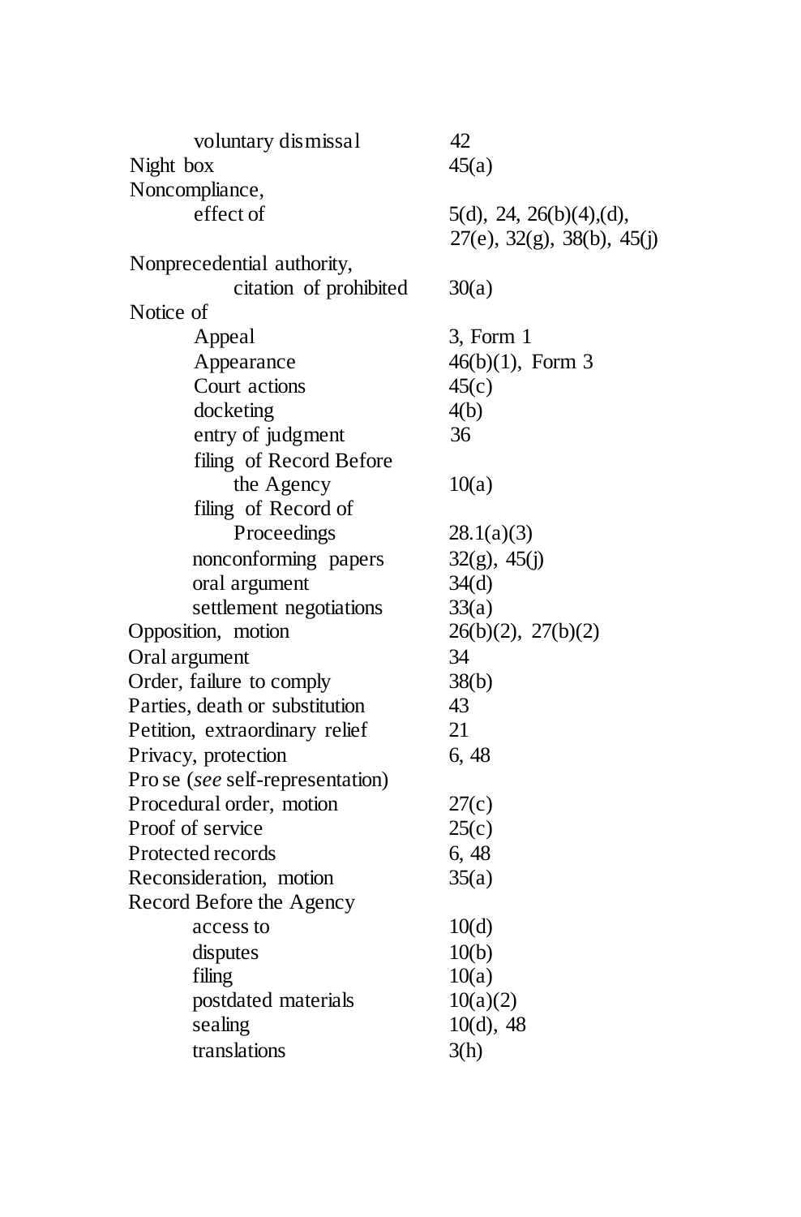| | |
|---|---|
| voluntary dismissal | 42 |
| Night box | 45(a) |
| Noncompliance, | |
| effect of | 5(d), 24, 26(b)(4),(d), 27(e), 32(g), 38(b), 45(j) |
| Nonprecedential authority, | |
| citation of prohibited | 30(a) |
| Notice of | |
| Appeal | 3, Form 1 |
| Appearance | 46(b)(1), Form 3 |
| Court actions | 45(c) |
| docketing | 4(b) |
| entry of judgment | 36 |
| filing of Record Before the Agency | 10(a) |
| filing of Record of Proceedings | 28.1(a)(3) |
| nonconforming papers | 32(g), 45(j) |
| oral argument | 34(d) |
| settlement negotiations | 33(a) |
| Opposition, motion | 26(b)(2), 27(b)(2) |
| Oral argument | 34 |
| Order, failure to comply | 38(b) |
| Parties, death or substitution | 43 |
| Petition, extraordinary relief | 21 |
| Privacy, protection | 6, 48 |
| Pro se (*see* self-representation) | |
| Procedural order, motion | 27(c) |
| Proof of service | 25(c) |
| Protected records | 6, 48 |
| Reconsideration, motion | 35(a) |
| Record Before the Agency | |
| access to | 10(d) |
| disputes | 10(b) |
| filing | 10(a) |
| postdated materials | 10(a)(2) |
| sealing | 10(d), 48 |
| translations | 3(h) |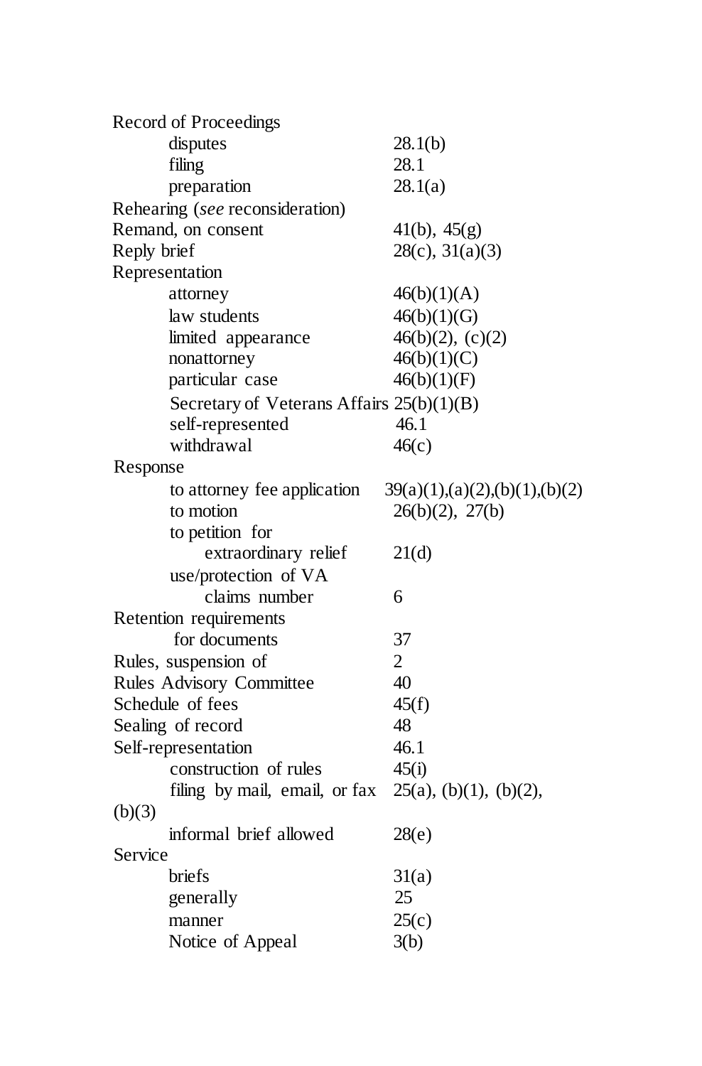Record of Proceedings
- disputes 28.1(b)
- filing 28.1
- preparation 28.1(a)

Rehearing (*see* reconsideration)

Remand, on consent 41(b), 45(g)

Reply brief 28(c), 31(a)(3)

Representation
- attorney 46(b)(1)(A)
- law students 46(b)(1)(G)
- limited appearance 46(b)(2), (c)(2)
- nonattorney 46(b)(1)(C)
- particular case 46(b)(1)(F)
- Secretary of Veterans Affairs 25(b)(1)(B)
- self-represented 46.1
- withdrawal 46(c)

Response
- to attorney fee application 39(a)(1),(a)(2),(b)(1),(b)(2)
- to motion 26(b)(2), 27(b)
- to petition for extraordinary relief 21(d)
- use/protection of VA claims number 6

Retention requirements for documents 37

Rules, suspension of 2

Rules Advisory Committee 40

Schedule of fees 45(f)

Sealing of record 48

Self-representation 46.1
- construction of rules 45(i)
- filing by mail, email, or fax 25(a), (b)(1), (b)(2), (b)(3)
- informal brief allowed 28(e)

Service
- briefs 31(a)
- generally 25
- manner 25(c)
- Notice of Appeal 3(b)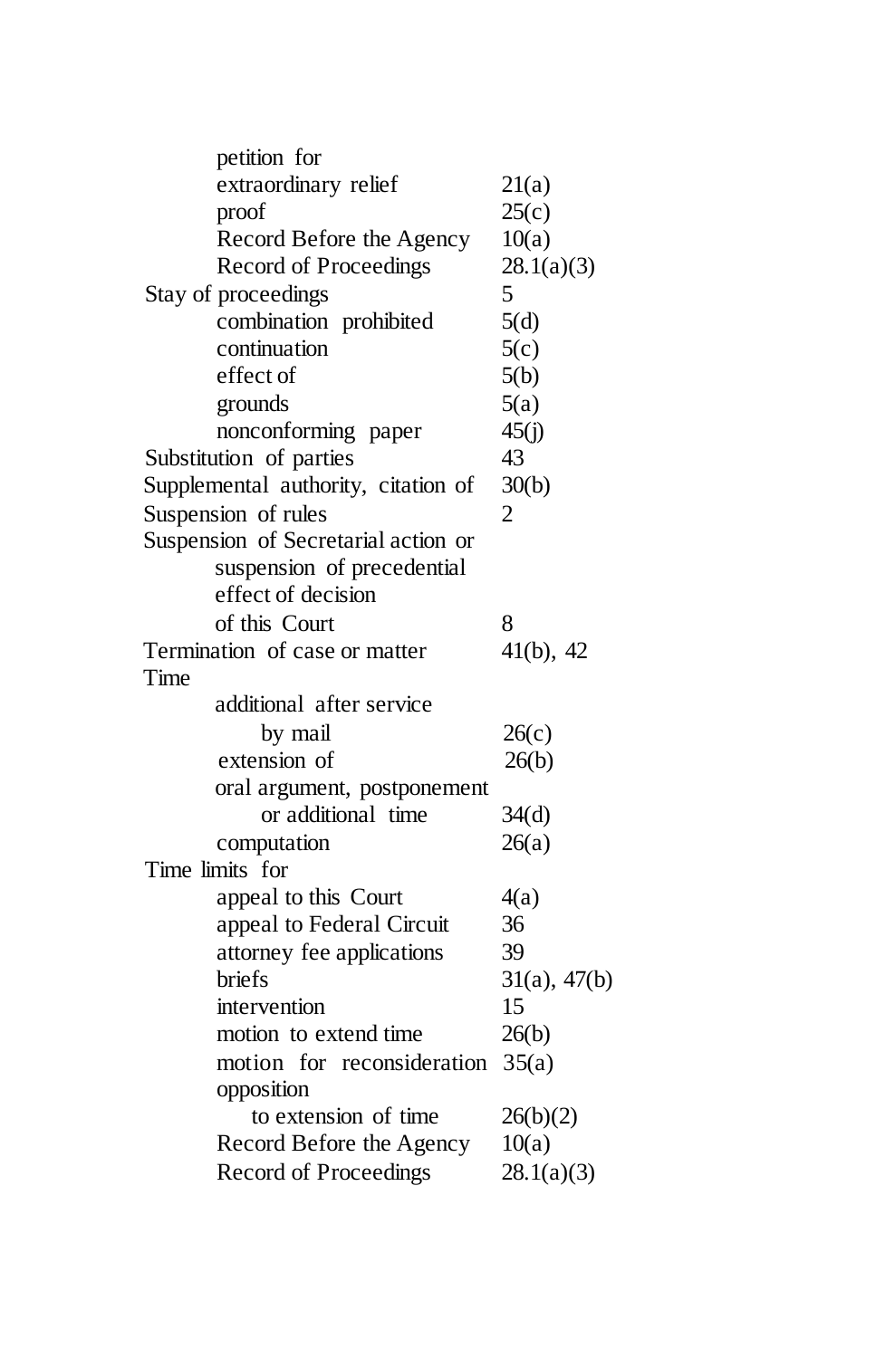| | |
|---|---|
| petition for | |
| extraordinary relief | 21(a) |
| proof | 25(c) |
| Record Before the Agency | 10(a) |
| Record of Proceedings | 28.1(a)(3) |
| Stay of proceedings | 5 |
| combination prohibited | 5(d) |
| continuation | 5(c) |
| effect of | 5(b) |
| grounds | 5(a) |
| nonconforming paper | 45(j) |
| Substitution of parties | 43 |
| Supplemental authority, citation of | 30(b) |
| Suspension of rules | 2 |
| Suspension of Secretarial action or suspension of precedential effect of decision of this Court | 8 |
| Termination of case or matter | 41(b), 42 |
| Time | |
| additional after service by mail | 26(c) |
| extension of | 26(b) |
| oral argument, postponement or additional time | 34(d) |
| computation | 26(a) |
| Time limits for | |
| appeal to this Court | 4(a) |
| appeal to Federal Circuit | 36 |
| attorney fee applications | 39 |
| briefs | 31(a), 47(b) |
| intervention | 15 |
| motion to extend time | 26(b) |
| motion for reconsideration | 35(a) |
| opposition to extension of time | 26(b)(2) |
| Record Before the Agency | 10(a) |
| Record of Proceedings | 28.1(a)(3) |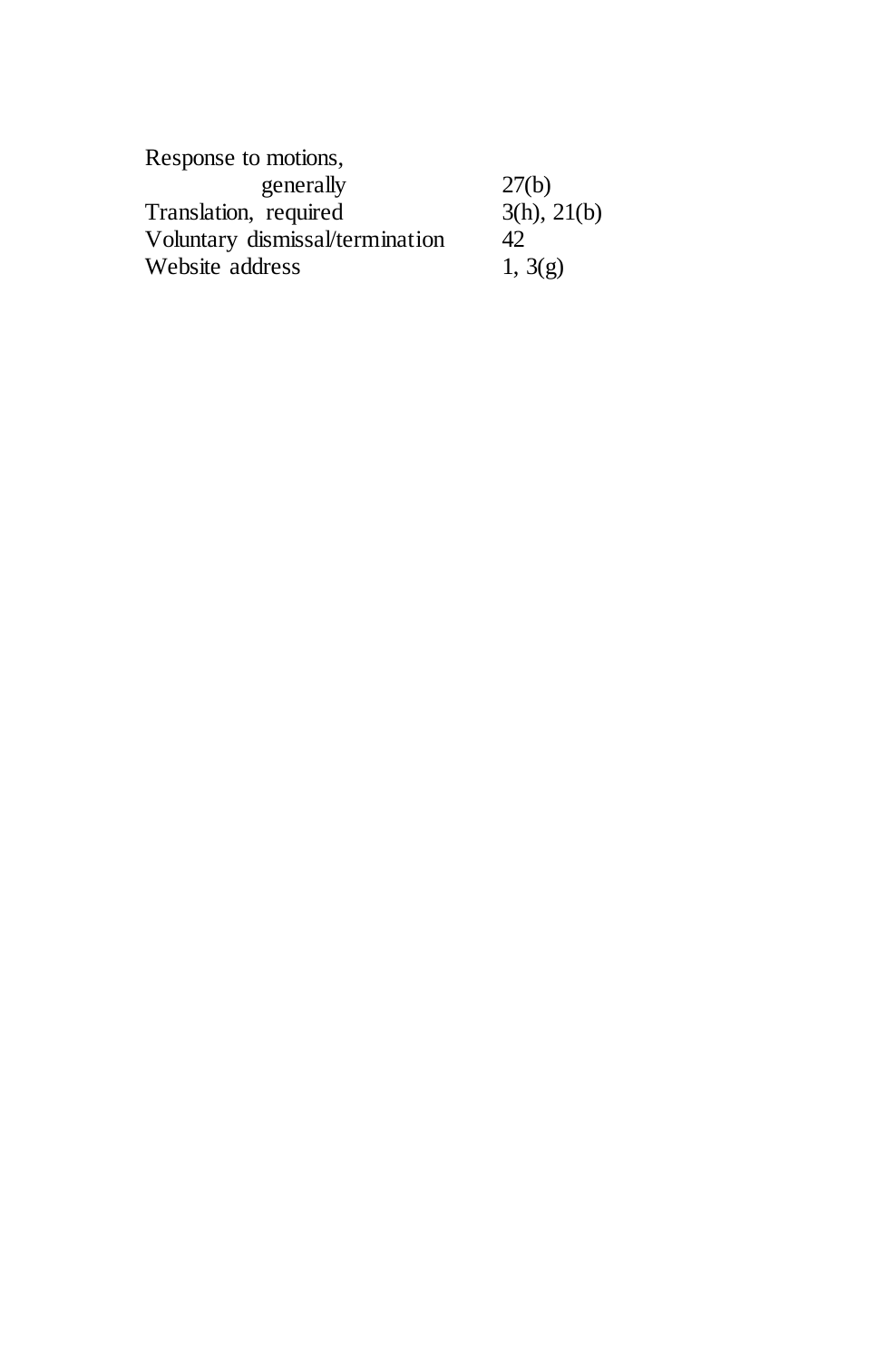| | |
|---|---|
| Response to motions, generally | 27(b) |
| Translation, required | 3(h), 21(b) |
| Voluntary dismissal/termination | 42 |
| Website address | 1, 3(g) |